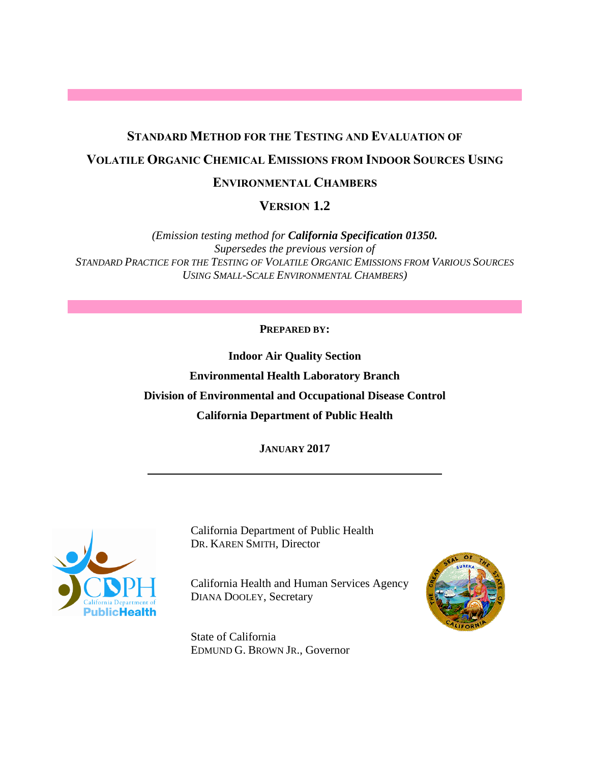# STANDARD METHOD FOR THE TESTING AND EVALUATION OF VOLATILE ORGANIC CHEMICAL EMISSIONS FROM INDOOR SOURCES USING ENVIRONMENTAL CHAMBERS

## VERSION 1.2

*(Emission testing method for **California Specification 01350.** Supersedes the previous version of STANDARD PRACTICE FOR THE TESTING OF VOLATILE ORGANIC EMISSIONS FROM VARIOUS SOURCES USING SMALL-SCALE ENVIRONMENTAL CHAMBERS)*

**PREPARED BY:**

**Indoor Air Quality Section**

**Environmental Health Laboratory Branch**

**Division of Environmental and Occupational Disease Control**

**California Department of Public Health**

**JANUARY 2017**

---

California Department of Public Health
DR. KAREN SMITH, Director

California Health and Human Services Agency
DIANA DOOLEY, Secretary

State of California
EDMUND G. BROWN JR., Governor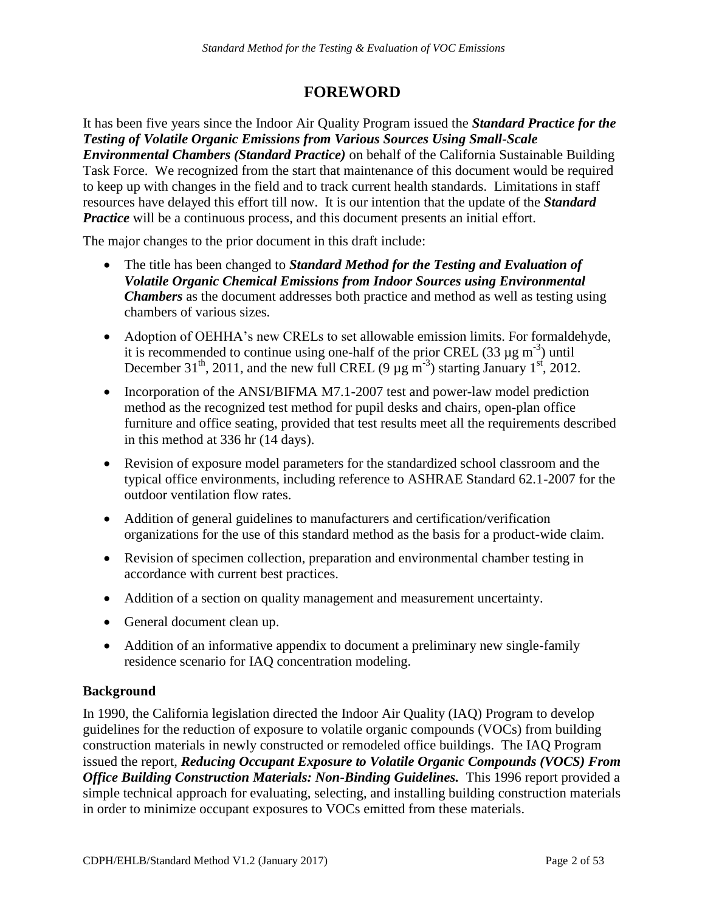# FOREWORD

It has been five years since the Indoor Air Quality Program issued the ***Standard Practice for the Testing of Volatile Organic Emissions from Various Sources Using Small-Scale Environmental Chambers (Standard Practice)*** on behalf of the California Sustainable Building Task Force. We recognized from the start that maintenance of this document would be required to keep up with changes in the field and to track current health standards. Limitations in staff resources have delayed this effort till now. It is our intention that the update of the ***Standard Practice*** will be a continuous process, and this document presents an initial effort.

The major changes to the prior document in this draft include:

- The title has been changed to ***Standard Method for the Testing and Evaluation of Volatile Organic Chemical Emissions from Indoor Sources using Environmental Chambers*** as the document addresses both practice and method as well as testing using chambers of various sizes.
- Adoption of OEHHA's new CRELs to set allowable emission limits. For formaldehyde, it is recommended to continue using one-half of the prior CREL (33 µg $m^{-3}$) until December 31[th], 2011, and the new full CREL (9 µg $m^{-3}$) starting January 1[st], 2012.
- Incorporation of the ANSI/BIFMA M7.1-2007 test and power-law model prediction method as the recognized test method for pupil desks and chairs, open-plan office furniture and office seating, provided that test results meet all the requirements described in this method at 336 hr (14 days).
- Revision of exposure model parameters for the standardized school classroom and the typical office environments, including reference to ASHRAE Standard 62.1-2007 for the outdoor ventilation flow rates.
- Addition of general guidelines to manufacturers and certification/verification organizations for the use of this standard method as the basis for a product-wide claim.
- Revision of specimen collection, preparation and environmental chamber testing in accordance with current best practices.
- Addition of a section on quality management and measurement uncertainty.
- General document clean up.
- Addition of an informative appendix to document a preliminary new single-family residence scenario for IAQ concentration modeling.

### Background

In 1990, the California legislation directed the Indoor Air Quality (IAQ) Program to develop guidelines for the reduction of exposure to volatile organic compounds (VOCs) from building construction materials in newly constructed or remodeled office buildings. The IAQ Program issued the report, ***Reducing Occupant Exposure to Volatile Organic Compounds (VOCS) From Office Building Construction Materials: Non-Binding Guidelines.*** This 1996 report provided a simple technical approach for evaluating, selecting, and installing building construction materials in order to minimize occupant exposures to VOCs emitted from these materials.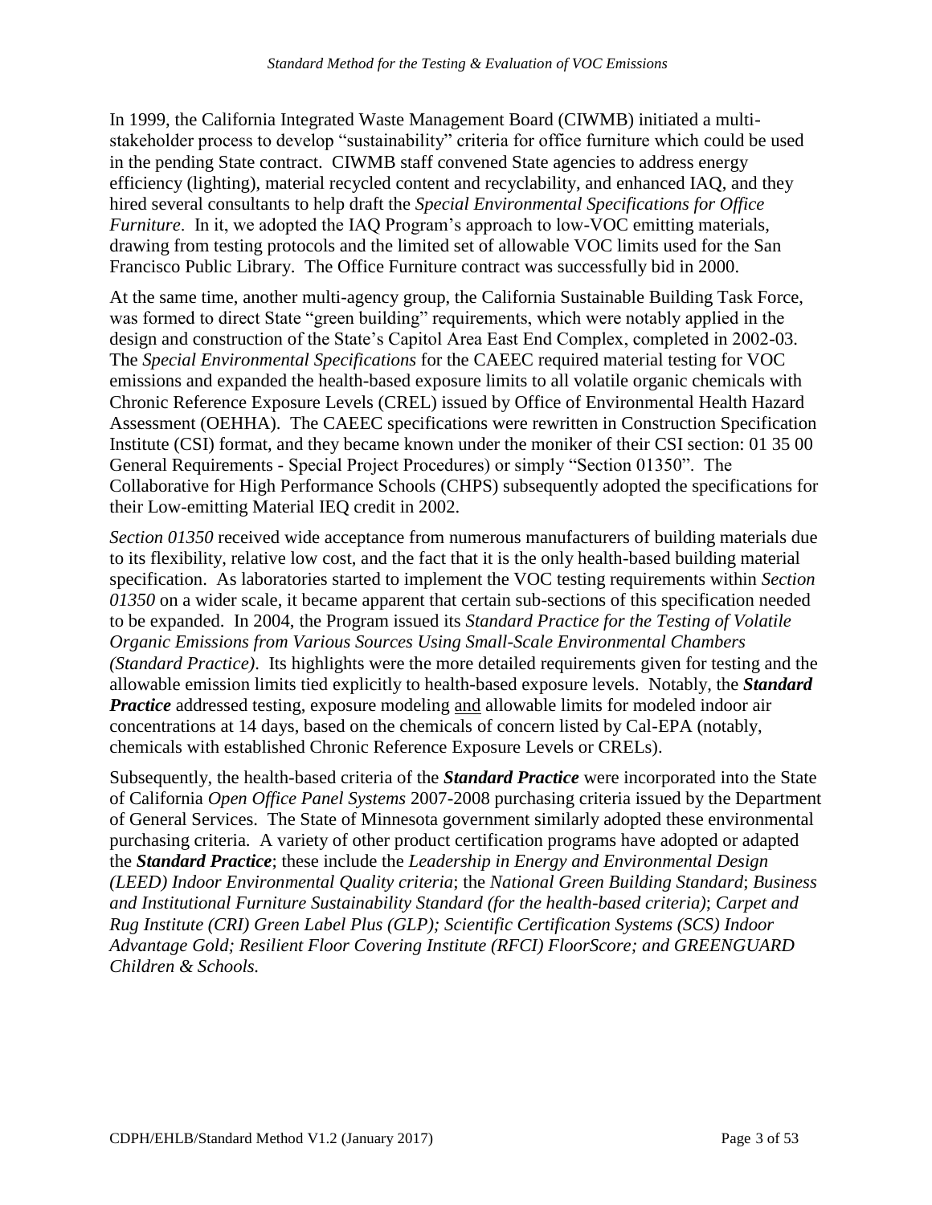In 1999, the California Integrated Waste Management Board (CIWMB) initiated a multi-stakeholder process to develop "sustainability" criteria for office furniture which could be used in the pending State contract. CIWMB staff convened State agencies to address energy efficiency (lighting), material recycled content and recyclability, and enhanced IAQ, and they hired several consultants to help draft the *Special Environmental Specifications for Office Furniture*. In it, we adopted the IAQ Program's approach to low-VOC emitting materials, drawing from testing protocols and the limited set of allowable VOC limits used for the San Francisco Public Library. The Office Furniture contract was successfully bid in 2000.

At the same time, another multi-agency group, the California Sustainable Building Task Force, was formed to direct State "green building" requirements, which were notably applied in the design and construction of the State's Capitol Area East End Complex, completed in 2002-03. The *Special Environmental Specifications* for the CAEEC required material testing for VOC emissions and expanded the health-based exposure limits to all volatile organic chemicals with Chronic Reference Exposure Levels (CREL) issued by Office of Environmental Health Hazard Assessment (OEHHA). The CAEEC specifications were rewritten in Construction Specification Institute (CSI) format, and they became known under the moniker of their CSI section: 01 35 00 General Requirements - Special Project Procedures) or simply "Section 01350". The Collaborative for High Performance Schools (CHPS) subsequently adopted the specifications for their Low-emitting Material IEQ credit in 2002.

*Section 01350* received wide acceptance from numerous manufacturers of building materials due to its flexibility, relative low cost, and the fact that it is the only health-based building material specification. As laboratories started to implement the VOC testing requirements within *Section 01350* on a wider scale, it became apparent that certain sub-sections of this specification needed to be expanded. In 2004, the Program issued its *Standard Practice for the Testing of Volatile Organic Emissions from Various Sources Using Small-Scale Environmental Chambers (Standard Practice)*. Its highlights were the more detailed requirements given for testing and the allowable emission limits tied explicitly to health-based exposure levels. Notably, the ***Standard Practice*** addressed testing, exposure modeling and allowable limits for modeled indoor air concentrations at 14 days, based on the chemicals of concern listed by Cal-EPA (notably, chemicals with established Chronic Reference Exposure Levels or CRELs).

Subsequently, the health-based criteria of the ***Standard Practice*** were incorporated into the State of California *Open Office Panel Systems* 2007-2008 purchasing criteria issued by the Department of General Services. The State of Minnesota government similarly adopted these environmental purchasing criteria. A variety of other product certification programs have adopted or adapted the ***Standard Practice***; these include the *Leadership in Energy and Environmental Design (LEED) Indoor Environmental Quality criteria*; the *National Green Building Standard*; *Business and Institutional Furniture Sustainability Standard (for the health-based criteria)*; *Carpet and Rug Institute (CRI) Green Label Plus (GLP); Scientific Certification Systems (SCS) Indoor Advantage Gold; Resilient Floor Covering Institute (RFCI) FloorScore; and GREENGUARD Children & Schools.*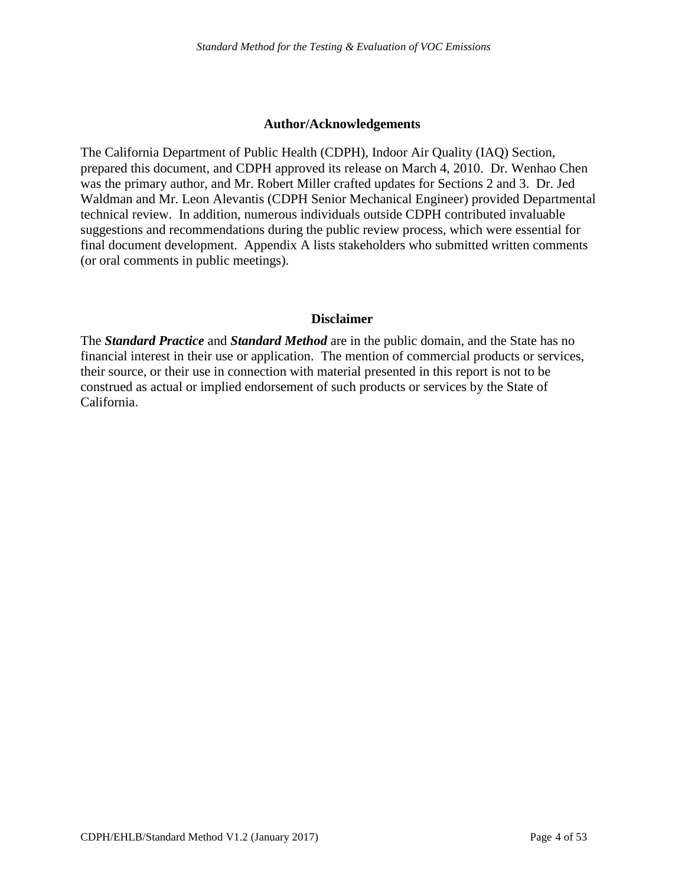## Author/Acknowledgements

The California Department of Public Health (CDPH), Indoor Air Quality (IAQ) Section, prepared this document, and CDPH approved its release on March 4, 2010. Dr. Wenhao Chen was the primary author, and Mr. Robert Miller crafted updates for Sections 2 and 3. Dr. Jed Waldman and Mr. Leon Alevantis (CDPH Senior Mechanical Engineer) provided Departmental technical review. In addition, numerous individuals outside CDPH contributed invaluable suggestions and recommendations during the public review process, which were essential for final document development. Appendix A lists stakeholders who submitted written comments (or oral comments in public meetings).

## Disclaimer

The ***Standard Practice*** and ***Standard Method*** are in the public domain, and the State has no financial interest in their use or application. The mention of commercial products or services, their source, or their use in connection with material presented in this report is not to be construed as actual or implied endorsement of such products or services by the State of California.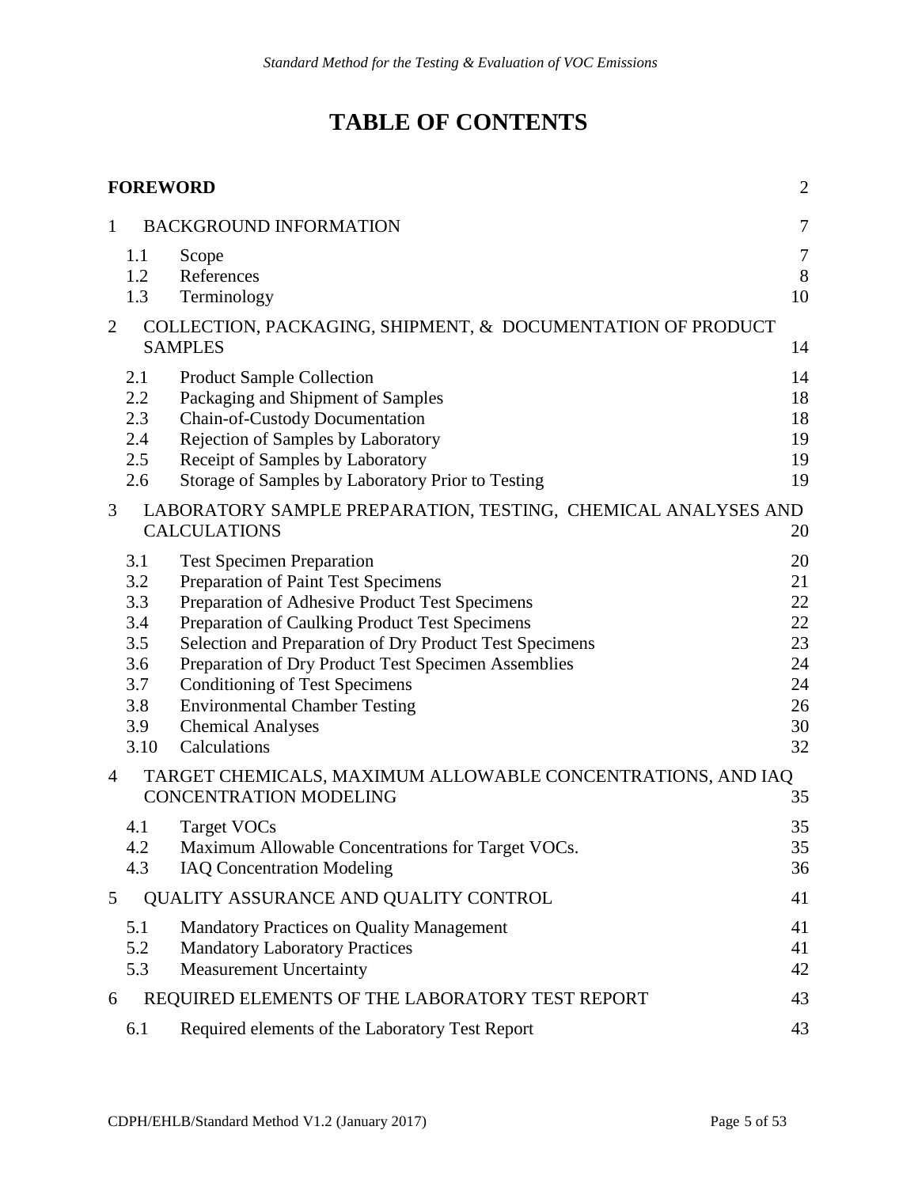# TABLE OF CONTENTS

| | | |
|---|---|---|
| **FOREWORD** | | 2 |
| 1 | BACKGROUND INFORMATION | 7 |
| 1.1 | Scope | 7 |
| 1.2 | References | 8 |
| 1.3 | Terminology | 10 |
| 2 | COLLECTION, PACKAGING, SHIPMENT, & DOCUMENTATION OF PRODUCT SAMPLES | 14 |
| 2.1 | Product Sample Collection | 14 |
| 2.2 | Packaging and Shipment of Samples | 18 |
| 2.3 | Chain-of-Custody Documentation | 18 |
| 2.4 | Rejection of Samples by Laboratory | 19 |
| 2.5 | Receipt of Samples by Laboratory | 19 |
| 2.6 | Storage of Samples by Laboratory Prior to Testing | 19 |
| 3 | LABORATORY SAMPLE PREPARATION, TESTING, CHEMICAL ANALYSES AND CALCULATIONS | 20 |
| 3.1 | Test Specimen Preparation | 20 |
| 3.2 | Preparation of Paint Test Specimens | 21 |
| 3.3 | Preparation of Adhesive Product Test Specimens | 22 |
| 3.4 | Preparation of Caulking Product Test Specimens | 22 |
| 3.5 | Selection and Preparation of Dry Product Test Specimens | 23 |
| 3.6 | Preparation of Dry Product Test Specimen Assemblies | 24 |
| 3.7 | Conditioning of Test Specimens | 24 |
| 3.8 | Environmental Chamber Testing | 26 |
| 3.9 | Chemical Analyses | 30 |
| 3.10 | Calculations | 32 |
| 4 | TARGET CHEMICALS, MAXIMUM ALLOWABLE CONCENTRATIONS, AND IAQ CONCENTRATION MODELING | 35 |
| 4.1 | Target VOCs | 35 |
| 4.2 | Maximum Allowable Concentrations for Target VOCs. | 35 |
| 4.3 | IAQ Concentration Modeling | 36 |
| 5 | QUALITY ASSURANCE AND QUALITY CONTROL | 41 |
| 5.1 | Mandatory Practices on Quality Management | 41 |
| 5.2 | Mandatory Laboratory Practices | 41 |
| 5.3 | Measurement Uncertainty | 42 |
| 6 | REQUIRED ELEMENTS OF THE LABORATORY TEST REPORT | 43 |
| 6.1 | Required elements of the Laboratory Test Report | 43 |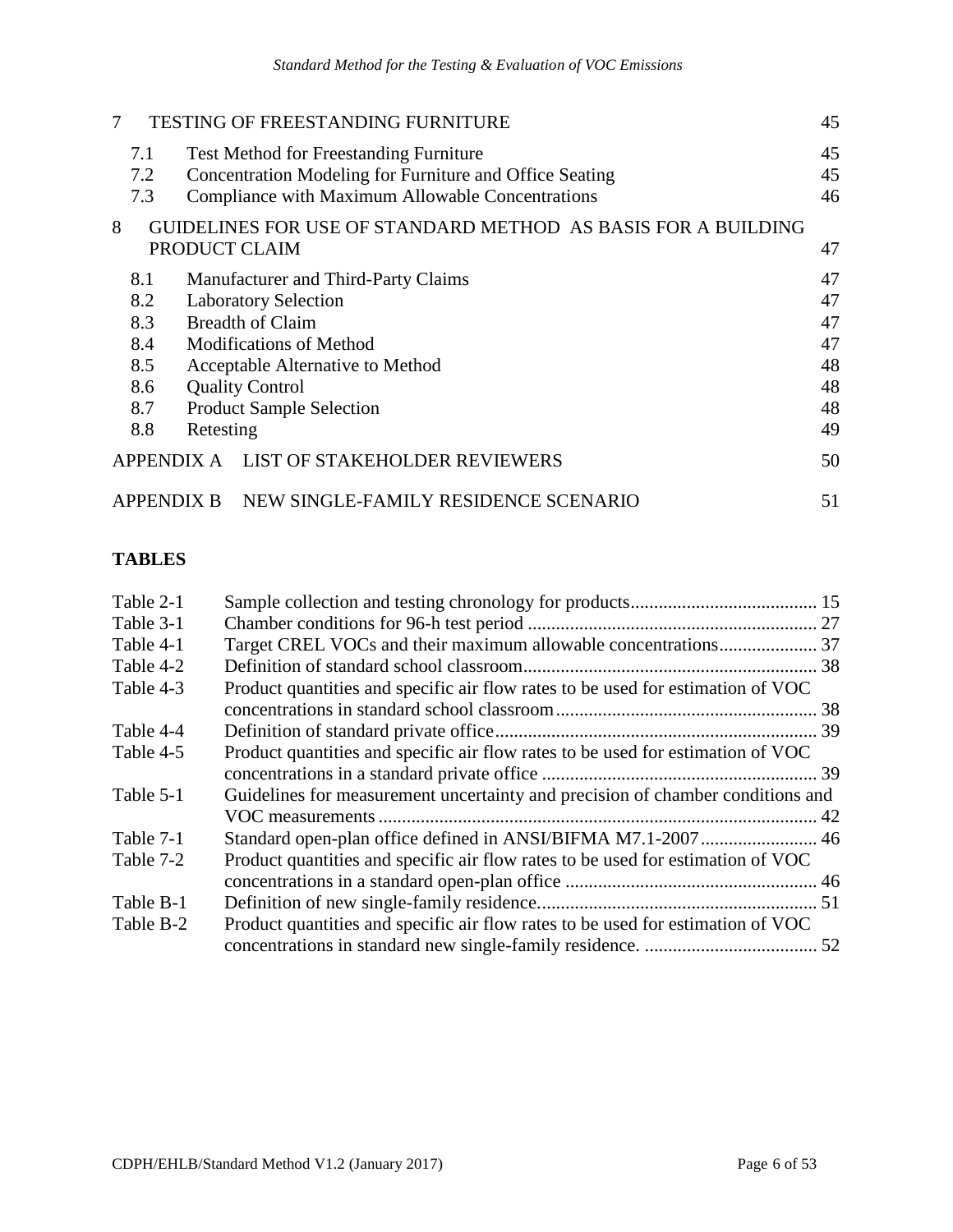| | | |
|---|---|---|
| 7 | TESTING OF FREESTANDING FURNITURE | 45 |
| 7.1 | Test Method for Freestanding Furniture | 45 |
| 7.2 | Concentration Modeling for Furniture and Office Seating | 45 |
| 7.3 | Compliance with Maximum Allowable Concentrations | 46 |
| 8 | GUIDELINES FOR USE OF STANDARD METHOD AS BASIS FOR A BUILDING PRODUCT CLAIM | 47 |
| 8.1 | Manufacturer and Third-Party Claims | 47 |
| 8.2 | Laboratory Selection | 47 |
| 8.3 | Breadth of Claim | 47 |
| 8.4 | Modifications of Method | 47 |
| 8.5 | Acceptable Alternative to Method | 48 |
| 8.6 | Quality Control | 48 |
| 8.7 | Product Sample Selection | 48 |
| 8.8 | Retesting | 49 |
| APPENDIX A | LIST OF STAKEHOLDER REVIEWERS | 50 |
| APPENDIX B | NEW SINGLE-FAMILY RESIDENCE SCENARIO | 51 |

**TABLES**

| | | |
|---|---|---|
| Table 2-1 | Sample collection and testing chronology for products | 15 |
| Table 3-1 | Chamber conditions for 96-h test period | 27 |
| Table 4-1 | Target CREL VOCs and their maximum allowable concentrations | 37 |
| Table 4-2 | Definition of standard school classroom | 38 |
| Table 4-3 | Product quantities and specific air flow rates to be used for estimation of VOC concentrations in standard school classroom | 38 |
| Table 4-4 | Definition of standard private office | 39 |
| Table 4-5 | Product quantities and specific air flow rates to be used for estimation of VOC concentrations in a standard private office | 39 |
| Table 5-1 | Guidelines for measurement uncertainty and precision of chamber conditions and VOC measurements | 42 |
| Table 7-1 | Standard open-plan office defined in ANSI/BIFMA M7.1-2007 | 46 |
| Table 7-2 | Product quantities and specific air flow rates to be used for estimation of VOC concentrations in a standard open-plan office | 46 |
| Table B-1 | Definition of new single-family residence | 51 |
| Table B-2 | Product quantities and specific air flow rates to be used for estimation of VOC concentrations in standard new single-family residence. | 52 |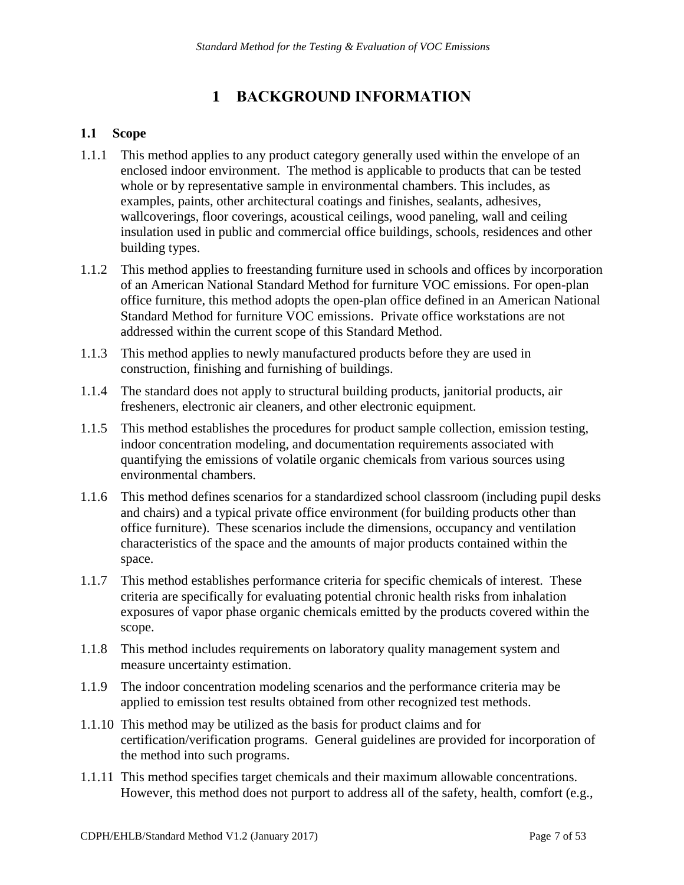# 1 BACKGROUND INFORMATION

## 1.1 Scope

1.1.1 This method applies to any product category generally used within the envelope of an enclosed indoor environment. The method is applicable to products that can be tested whole or by representative sample in environmental chambers. This includes, as examples, paints, other architectural coatings and finishes, sealants, adhesives, wallcoverings, floor coverings, acoustical ceilings, wood paneling, wall and ceiling insulation used in public and commercial office buildings, schools, residences and other building types.

1.1.2 This method applies to freestanding furniture used in schools and offices by incorporation of an American National Standard Method for furniture VOC emissions. For open-plan office furniture, this method adopts the open-plan office defined in an American National Standard Method for furniture VOC emissions. Private office workstations are not addressed within the current scope of this Standard Method.

1.1.3 This method applies to newly manufactured products before they are used in construction, finishing and furnishing of buildings.

1.1.4 The standard does not apply to structural building products, janitorial products, air fresheners, electronic air cleaners, and other electronic equipment.

1.1.5 This method establishes the procedures for product sample collection, emission testing, indoor concentration modeling, and documentation requirements associated with quantifying the emissions of volatile organic chemicals from various sources using environmental chambers.

1.1.6 This method defines scenarios for a standardized school classroom (including pupil desks and chairs) and a typical private office environment (for building products other than office furniture). These scenarios include the dimensions, occupancy and ventilation characteristics of the space and the amounts of major products contained within the space.

1.1.7 This method establishes performance criteria for specific chemicals of interest. These criteria are specifically for evaluating potential chronic health risks from inhalation exposures of vapor phase organic chemicals emitted by the products covered within the scope.

1.1.8 This method includes requirements on laboratory quality management system and measure uncertainty estimation.

1.1.9 The indoor concentration modeling scenarios and the performance criteria may be applied to emission test results obtained from other recognized test methods.

1.1.10 This method may be utilized as the basis for product claims and for certification/verification programs. General guidelines are provided for incorporation of the method into such programs.

1.1.11 This method specifies target chemicals and their maximum allowable concentrations. However, this method does not purport to address all of the safety, health, comfort (e.g.,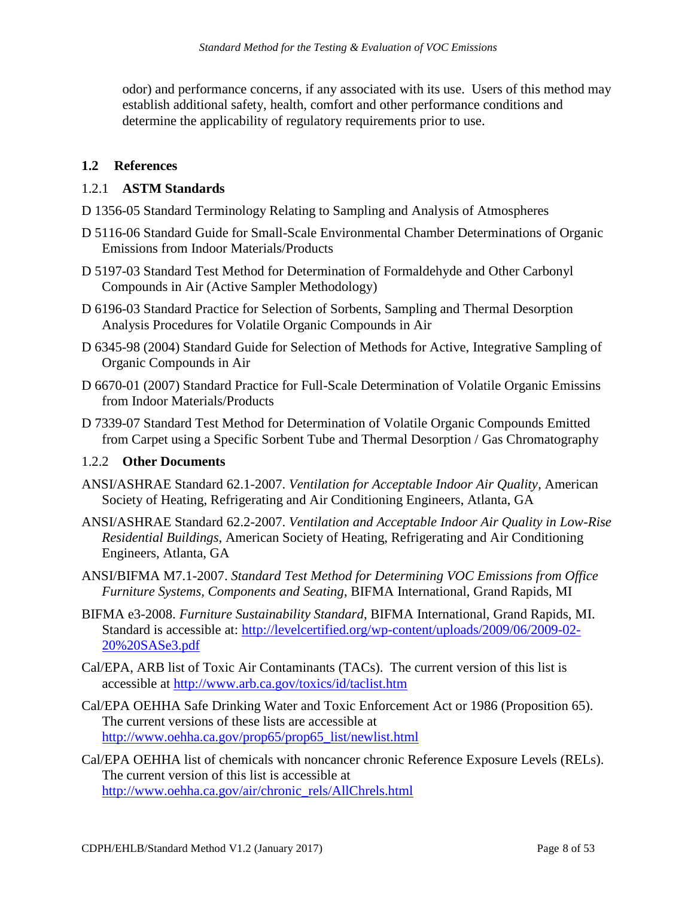odor) and performance concerns, if any associated with its use. Users of this method may establish additional safety, health, comfort and other performance conditions and determine the applicability of regulatory requirements prior to use.

## 1.2 References

### 1.2.1 ASTM Standards

D 1356-05 Standard Terminology Relating to Sampling and Analysis of Atmospheres

D 5116-06 Standard Guide for Small-Scale Environmental Chamber Determinations of Organic Emissions from Indoor Materials/Products

D 5197-03 Standard Test Method for Determination of Formaldehyde and Other Carbonyl Compounds in Air (Active Sampler Methodology)

D 6196-03 Standard Practice for Selection of Sorbents, Sampling and Thermal Desorption Analysis Procedures for Volatile Organic Compounds in Air

D 6345-98 (2004) Standard Guide for Selection of Methods for Active, Integrative Sampling of Organic Compounds in Air

D 6670-01 (2007) Standard Practice for Full-Scale Determination of Volatile Organic Emissins from Indoor Materials/Products

D 7339-07 Standard Test Method for Determination of Volatile Organic Compounds Emitted from Carpet using a Specific Sorbent Tube and Thermal Desorption / Gas Chromatography

### 1.2.2 Other Documents

ANSI/ASHRAE Standard 62.1-2007. *Ventilation for Acceptable Indoor Air Quality*, American Society of Heating, Refrigerating and Air Conditioning Engineers, Atlanta, GA

ANSI/ASHRAE Standard 62.2-2007. *Ventilation and Acceptable Indoor Air Quality in Low-Rise Residential Buildings*, American Society of Heating, Refrigerating and Air Conditioning Engineers, Atlanta, GA

ANSI/BIFMA M7.1-2007. *Standard Test Method for Determining VOC Emissions from Office Furniture Systems, Components and Seating*, BIFMA International, Grand Rapids, MI

BIFMA e3-2008. *Furniture Sustainability Standard*, BIFMA International, Grand Rapids, MI. Standard is accessible at: http://levelcertified.org/wp-content/uploads/2009/06/2009-02-20%20SASe3.pdf

Cal/EPA, ARB list of Toxic Air Contaminants (TACs). The current version of this list is accessible at http://www.arb.ca.gov/toxics/id/taclist.htm

Cal/EPA OEHHA Safe Drinking Water and Toxic Enforcement Act or 1986 (Proposition 65). The current versions of these lists are accessible at http://www.oehha.ca.gov/prop65/prop65_list/newlist.html

Cal/EPA OEHHA list of chemicals with noncancer chronic Reference Exposure Levels (RELs). The current version of this list is accessible at http://www.oehha.ca.gov/air/chronic_rels/AllChrels.html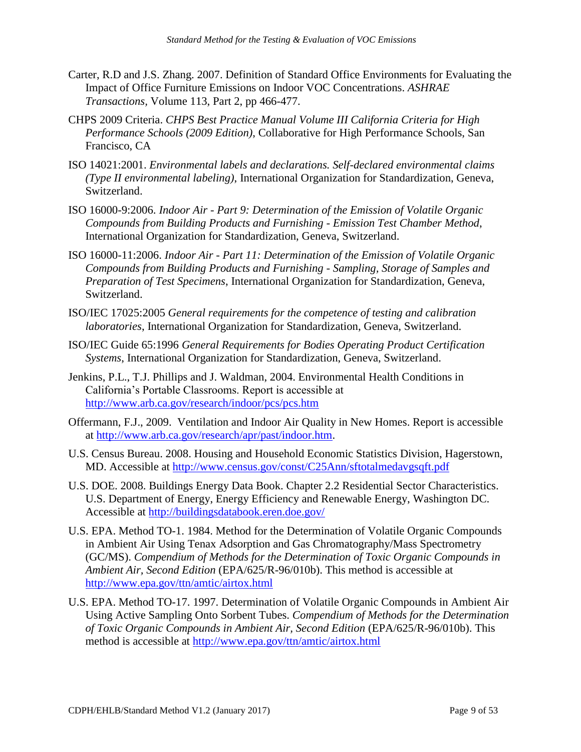Carter, R.D and J.S. Zhang. 2007. Definition of Standard Office Environments for Evaluating the Impact of Office Furniture Emissions on Indoor VOC Concentrations. *ASHRAE Transactions*, Volume 113, Part 2, pp 466-477.

CHPS 2009 Criteria. *CHPS Best Practice Manual Volume III California Criteria for High Performance Schools (2009 Edition)*, Collaborative for High Performance Schools, San Francisco, CA

ISO 14021:2001. *Environmental labels and declarations. Self-declared environmental claims (Type II environmental labeling)*, International Organization for Standardization, Geneva, Switzerland.

ISO 16000-9:2006. *Indoor Air - Part 9: Determination of the Emission of Volatile Organic Compounds from Building Products and Furnishing - Emission Test Chamber Method*, International Organization for Standardization, Geneva, Switzerland.

ISO 16000-11:2006. *Indoor Air - Part 11: Determination of the Emission of Volatile Organic Compounds from Building Products and Furnishing - Sampling, Storage of Samples and Preparation of Test Specimens*, International Organization for Standardization, Geneva, Switzerland.

ISO/IEC 17025:2005 *General requirements for the competence of testing and calibration laboratories*, International Organization for Standardization, Geneva, Switzerland.

ISO/IEC Guide 65:1996 *General Requirements for Bodies Operating Product Certification Systems*, International Organization for Standardization, Geneva, Switzerland.

Jenkins, P.L., T.J. Phillips and J. Waldman, 2004. Environmental Health Conditions in California's Portable Classrooms. Report is accessible at http://www.arb.ca.gov/research/indoor/pcs/pcs.htm

Offermann, F.J., 2009. Ventilation and Indoor Air Quality in New Homes. Report is accessible at http://www.arb.ca.gov/research/apr/past/indoor.htm.

U.S. Census Bureau. 2008. Housing and Household Economic Statistics Division, Hagerstown, MD. Accessible at http://www.census.gov/const/C25Ann/sftotalmedavgsqft.pdf

U.S. DOE. 2008. Buildings Energy Data Book. Chapter 2.2 Residential Sector Characteristics. U.S. Department of Energy, Energy Efficiency and Renewable Energy, Washington DC. Accessible at http://buildingsdatabook.eren.doe.gov/

U.S. EPA. Method TO-1. 1984. Method for the Determination of Volatile Organic Compounds in Ambient Air Using Tenax Adsorption and Gas Chromatography/Mass Spectrometry (GC/MS). *Compendium of Methods for the Determination of Toxic Organic Compounds in Ambient Air, Second Edition* (EPA/625/R-96/010b). This method is accessible at http://www.epa.gov/ttn/amtic/airtox.html

U.S. EPA. Method TO-17. 1997. Determination of Volatile Organic Compounds in Ambient Air Using Active Sampling Onto Sorbent Tubes. *Compendium of Methods for the Determination of Toxic Organic Compounds in Ambient Air, Second Edition* (EPA/625/R-96/010b). This method is accessible at http://www.epa.gov/ttn/amtic/airtox.html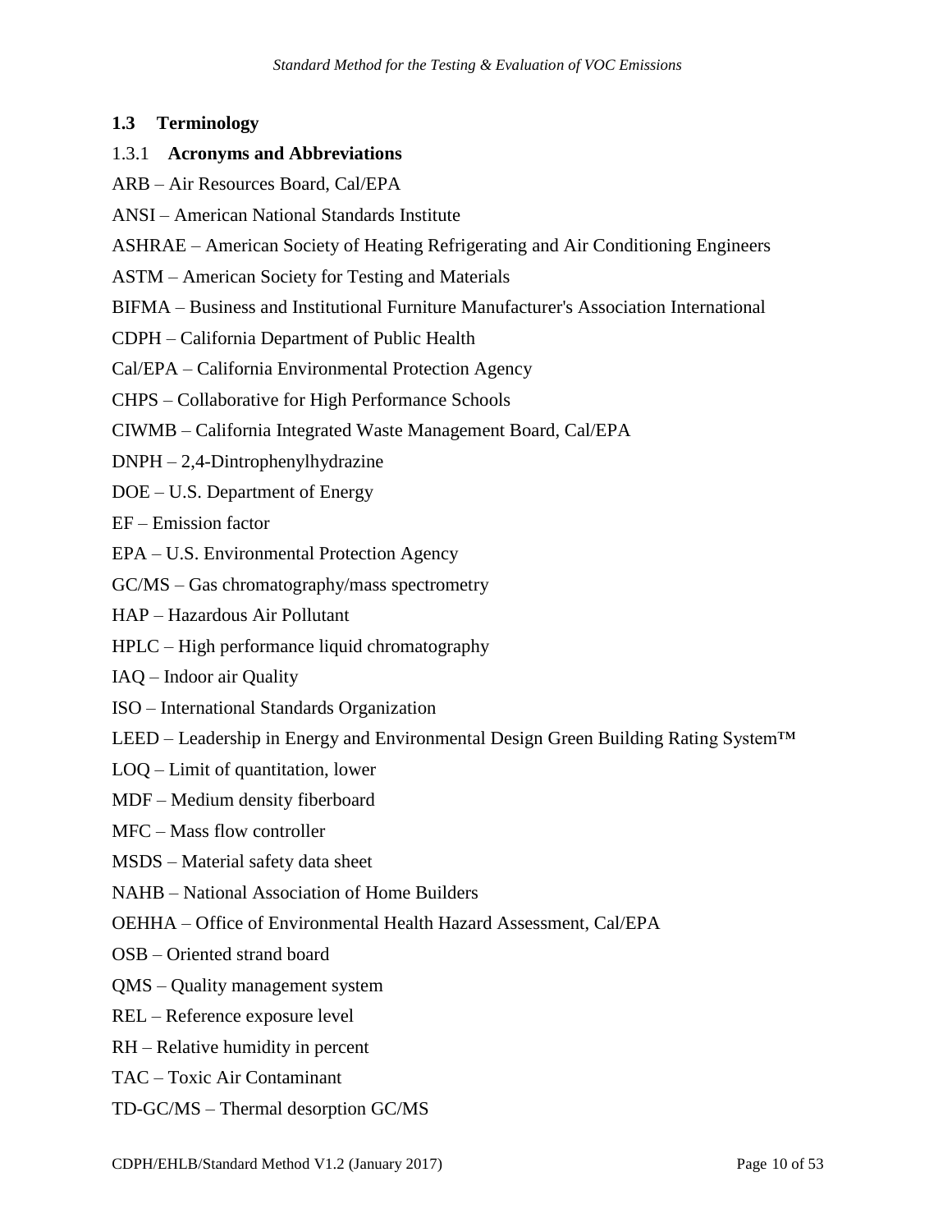## 1.3 Terminology

### 1.3.1 Acronyms and Abbreviations

ARB – Air Resources Board, Cal/EPA

ANSI – American National Standards Institute

ASHRAE – American Society of Heating Refrigerating and Air Conditioning Engineers

ASTM – American Society for Testing and Materials

BIFMA – Business and Institutional Furniture Manufacturer's Association International

CDPH – California Department of Public Health

Cal/EPA – California Environmental Protection Agency

CHPS – Collaborative for High Performance Schools

CIWMB – California Integrated Waste Management Board, Cal/EPA

DNPH – 2,4-Dintrophenylhydrazine

DOE – U.S. Department of Energy

EF – Emission factor

EPA – U.S. Environmental Protection Agency

GC/MS – Gas chromatography/mass spectrometry

HAP – Hazardous Air Pollutant

HPLC – High performance liquid chromatography

IAQ – Indoor air Quality

ISO – International Standards Organization

LEED – Leadership in Energy and Environmental Design Green Building Rating System™

LOQ – Limit of quantitation, lower

MDF – Medium density fiberboard

MFC – Mass flow controller

MSDS – Material safety data sheet

NAHB – National Association of Home Builders

OEHHA – Office of Environmental Health Hazard Assessment, Cal/EPA

OSB – Oriented strand board

QMS – Quality management system

REL – Reference exposure level

RH – Relative humidity in percent

TAC – Toxic Air Contaminant

TD-GC/MS – Thermal desorption GC/MS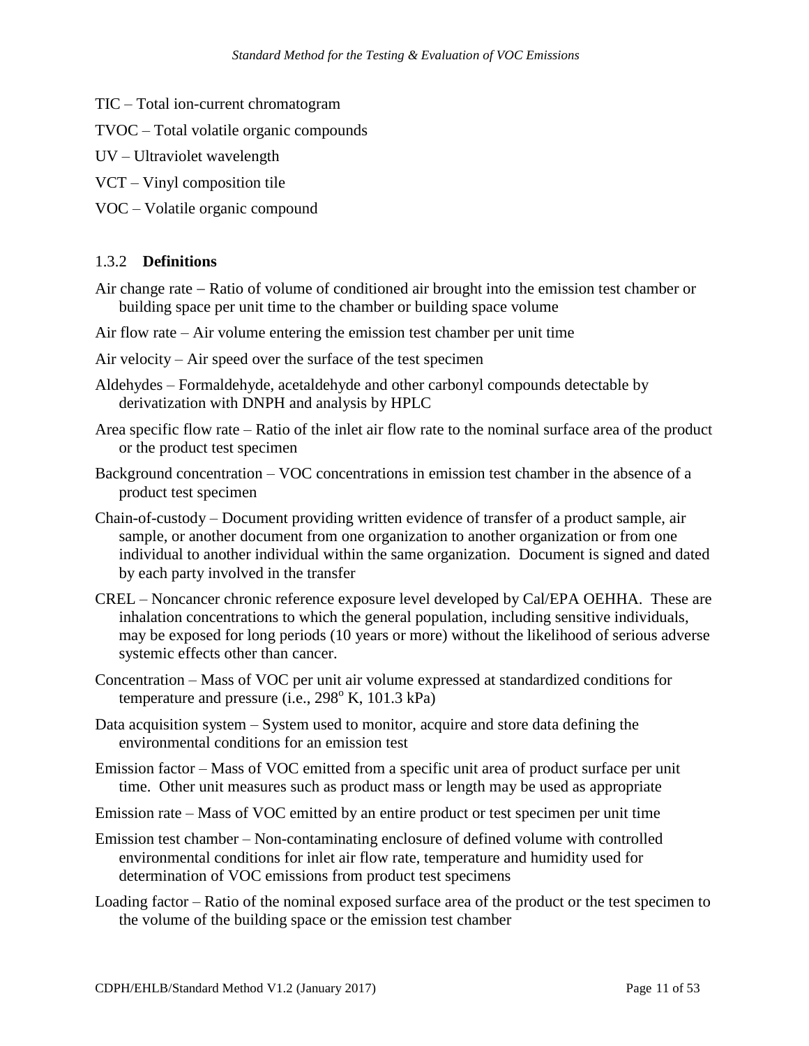TIC – Total ion-current chromatogram

TVOC – Total volatile organic compounds

UV – Ultraviolet wavelength

VCT – Vinyl composition tile

VOC – Volatile organic compound

### 1.3.2 Definitions

Air change rate – Ratio of volume of conditioned air brought into the emission test chamber or building space per unit time to the chamber or building space volume

Air flow rate – Air volume entering the emission test chamber per unit time

Air velocity – Air speed over the surface of the test specimen

Aldehydes – Formaldehyde, acetaldehyde and other carbonyl compounds detectable by derivatization with DNPH and analysis by HPLC

Area specific flow rate – Ratio of the inlet air flow rate to the nominal surface area of the product or the product test specimen

Background concentration – VOC concentrations in emission test chamber in the absence of a product test specimen

Chain-of-custody – Document providing written evidence of transfer of a product sample, air sample, or another document from one organization to another organization or from one individual to another individual within the same organization. Document is signed and dated by each party involved in the transfer

CREL – Noncancer chronic reference exposure level developed by Cal/EPA OEHHA. These are inhalation concentrations to which the general population, including sensitive individuals, may be exposed for long periods (10 years or more) without the likelihood of serious adverse systemic effects other than cancer.

Concentration – Mass of VOC per unit air volume expressed at standardized conditions for temperature and pressure (i.e., $298^{o}$ K, 101.3 kPa)

Data acquisition system – System used to monitor, acquire and store data defining the environmental conditions for an emission test

Emission factor – Mass of VOC emitted from a specific unit area of product surface per unit time. Other unit measures such as product mass or length may be used as appropriate

Emission rate – Mass of VOC emitted by an entire product or test specimen per unit time

Emission test chamber – Non-contaminating enclosure of defined volume with controlled environmental conditions for inlet air flow rate, temperature and humidity used for determination of VOC emissions from product test specimens

Loading factor – Ratio of the nominal exposed surface area of the product or the test specimen to the volume of the building space or the emission test chamber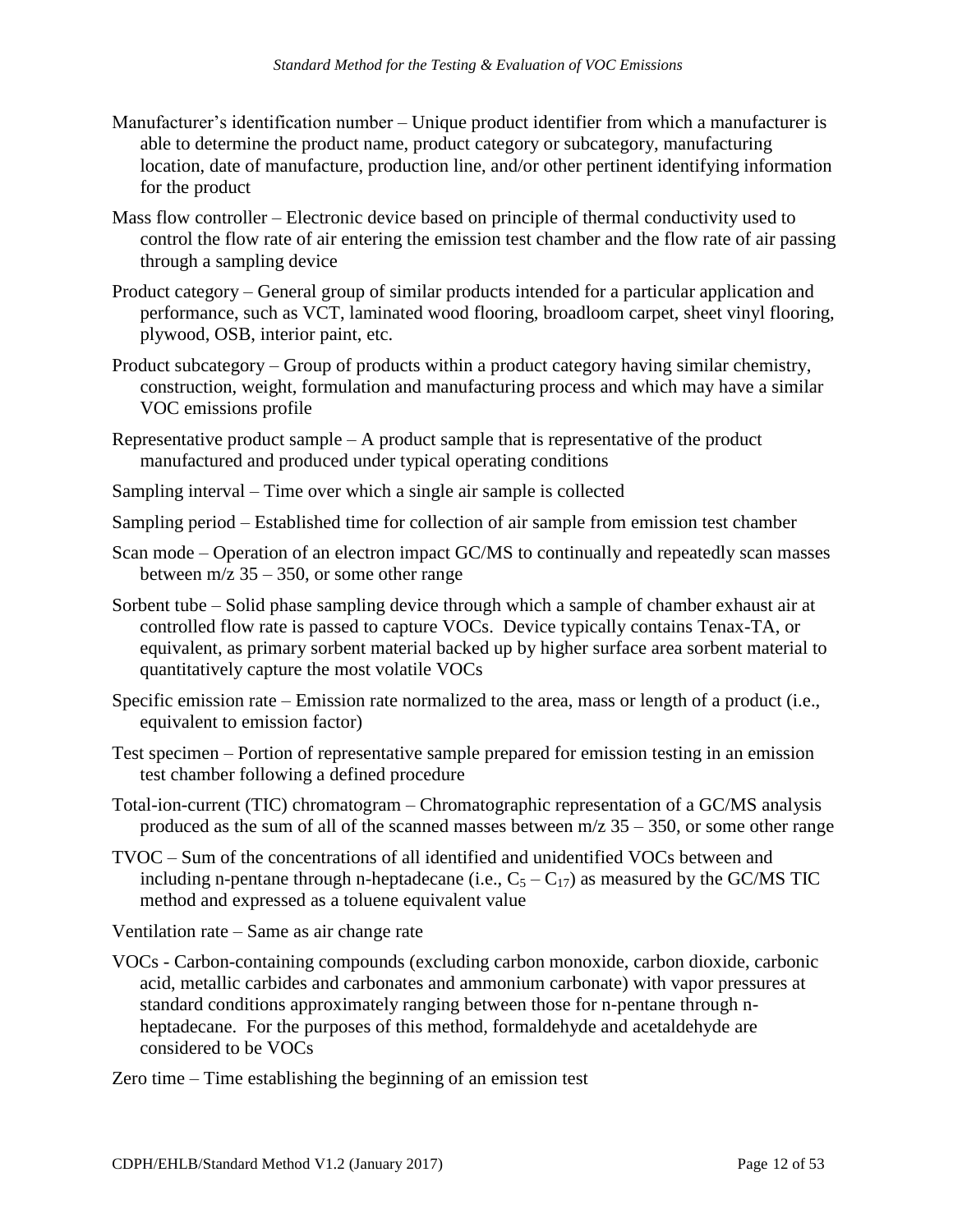Manufacturer's identification number – Unique product identifier from which a manufacturer is able to determine the product name, product category or subcategory, manufacturing location, date of manufacture, production line, and/or other pertinent identifying information for the product

Mass flow controller – Electronic device based on principle of thermal conductivity used to control the flow rate of air entering the emission test chamber and the flow rate of air passing through a sampling device

Product category – General group of similar products intended for a particular application and performance, such as VCT, laminated wood flooring, broadloom carpet, sheet vinyl flooring, plywood, OSB, interior paint, etc.

Product subcategory – Group of products within a product category having similar chemistry, construction, weight, formulation and manufacturing process and which may have a similar VOC emissions profile

Representative product sample – A product sample that is representative of the product manufactured and produced under typical operating conditions

Sampling interval – Time over which a single air sample is collected

Sampling period – Established time for collection of air sample from emission test chamber

Scan mode – Operation of an electron impact GC/MS to continually and repeatedly scan masses between m/z 35 – 350, or some other range

Sorbent tube – Solid phase sampling device through which a sample of chamber exhaust air at controlled flow rate is passed to capture VOCs. Device typically contains Tenax-TA, or equivalent, as primary sorbent material backed up by higher surface area sorbent material to quantitatively capture the most volatile VOCs

Specific emission rate – Emission rate normalized to the area, mass or length of a product (i.e., equivalent to emission factor)

Test specimen – Portion of representative sample prepared for emission testing in an emission test chamber following a defined procedure

Total-ion-current (TIC) chromatogram – Chromatographic representation of a GC/MS analysis produced as the sum of all of the scanned masses between m/z 35 – 350, or some other range

TVOC – Sum of the concentrations of all identified and unidentified VOCs between and including n-pentane through n-heptadecane (i.e., $C_5 – C_{17}$) as measured by the GC/MS TIC method and expressed as a toluene equivalent value

Ventilation rate – Same as air change rate

VOCs - Carbon-containing compounds (excluding carbon monoxide, carbon dioxide, carbonic acid, metallic carbides and carbonates and ammonium carbonate) with vapor pressures at standard conditions approximately ranging between those for n-pentane through n-heptadecane. For the purposes of this method, formaldehyde and acetaldehyde are considered to be VOCs

Zero time – Time establishing the beginning of an emission test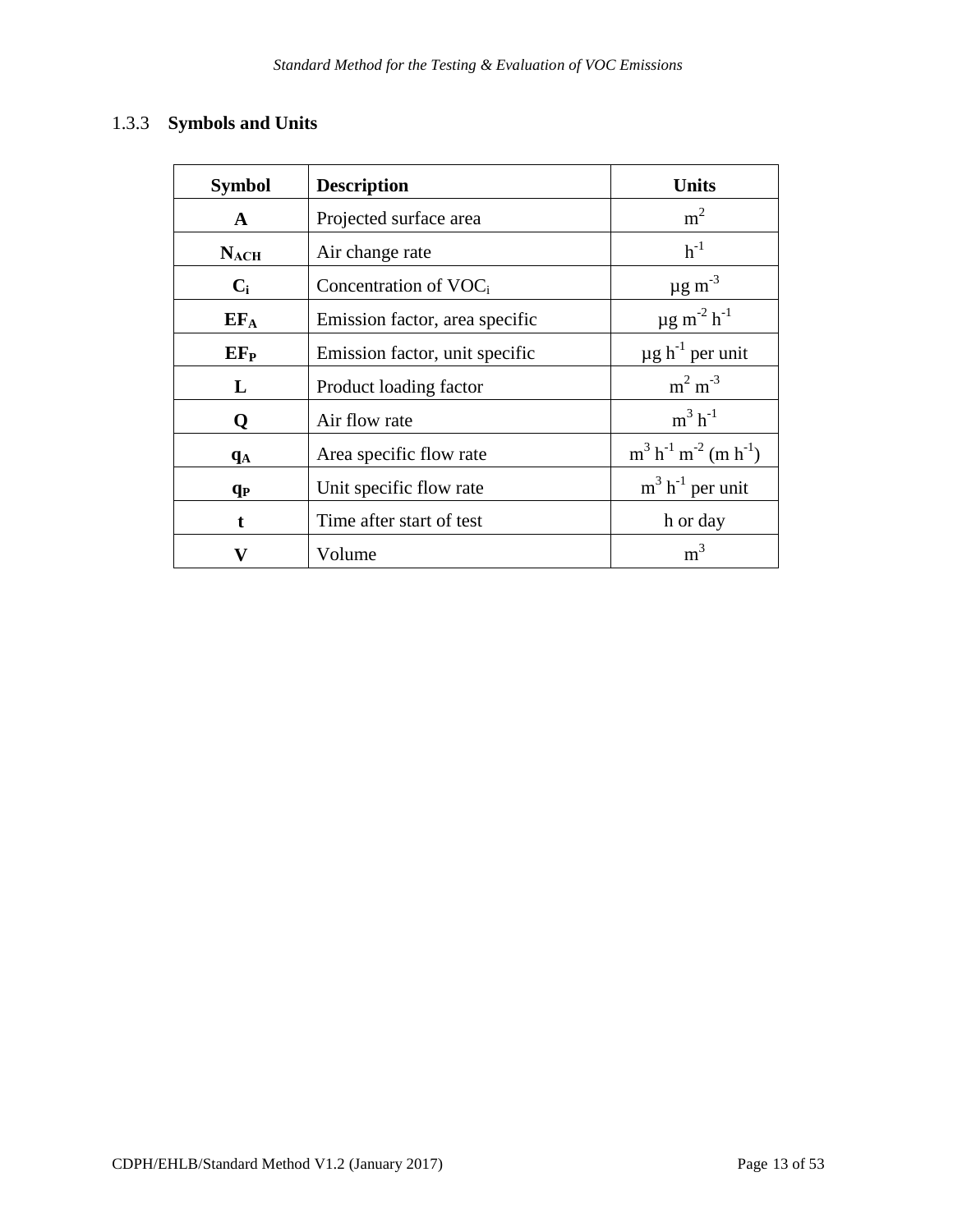### 1.3.3 Symbols and Units

| Symbol | Description | Units |
|---|---|---|
| **A** | Projected surface area | $m^2$ |
| $\mathbf{N_{ACH}}$ | Air change rate | $h^{-1}$ |
| $\mathbf{C_i}$ | Concentration of $VOC_i$ | $\mu g\ m^{-3}$ |
| $\mathbf{EF_A}$ | Emission factor, area specific | $\mu g\ m^{-2}\ h^{-1}$ |
| $\mathbf{EF_P}$ | Emission factor, unit specific | $\mu g\ h^{-1}$ per unit |
| **L** | Product loading factor | $m^2\ m^{-3}$ |
| **Q** | Air flow rate | $m^3\ h^{-1}$ |
| $\mathbf{q_A}$ | Area specific flow rate | $m^3\ h^{-1}\ m^{-2}$ ($m\ h^{-1}$) |
| $\mathbf{q_P}$ | Unit specific flow rate | $m^3\ h^{-1}$ per unit |
| **t** | Time after start of test | h or day |
| **V** | Volume | $m^3$ |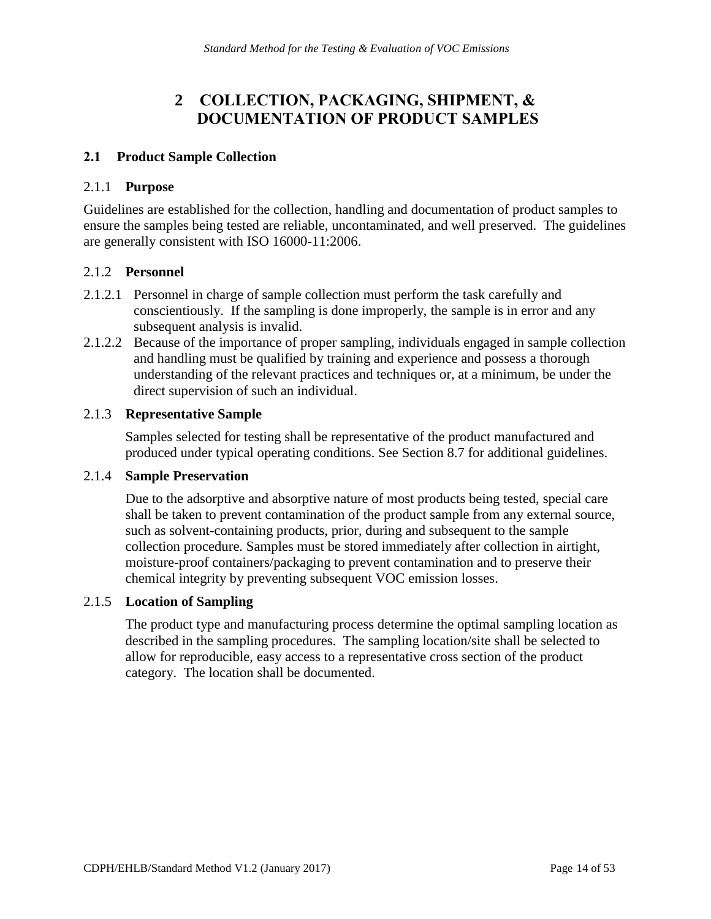# 2 COLLECTION, PACKAGING, SHIPMENT, & DOCUMENTATION OF PRODUCT SAMPLES

## 2.1 Product Sample Collection

### 2.1.1 Purpose

Guidelines are established for the collection, handling and documentation of product samples to ensure the samples being tested are reliable, uncontaminated, and well preserved. The guidelines are generally consistent with ISO 16000-11:2006.

### 2.1.2 Personnel

2.1.2.1 Personnel in charge of sample collection must perform the task carefully and conscientiously. If the sampling is done improperly, the sample is in error and any subsequent analysis is invalid.

2.1.2.2 Because of the importance of proper sampling, individuals engaged in sample collection and handling must be qualified by training and experience and possess a thorough understanding of the relevant practices and techniques or, at a minimum, be under the direct supervision of such an individual.

### 2.1.3 Representative Sample

Samples selected for testing shall be representative of the product manufactured and produced under typical operating conditions. See Section 8.7 for additional guidelines.

### 2.1.4 Sample Preservation

Due to the adsorptive and absorptive nature of most products being tested, special care shall be taken to prevent contamination of the product sample from any external source, such as solvent-containing products, prior, during and subsequent to the sample collection procedure. Samples must be stored immediately after collection in airtight, moisture-proof containers/packaging to prevent contamination and to preserve their chemical integrity by preventing subsequent VOC emission losses.

### 2.1.5 Location of Sampling

The product type and manufacturing process determine the optimal sampling location as described in the sampling procedures. The sampling location/site shall be selected to allow for reproducible, easy access to a representative cross section of the product category. The location shall be documented.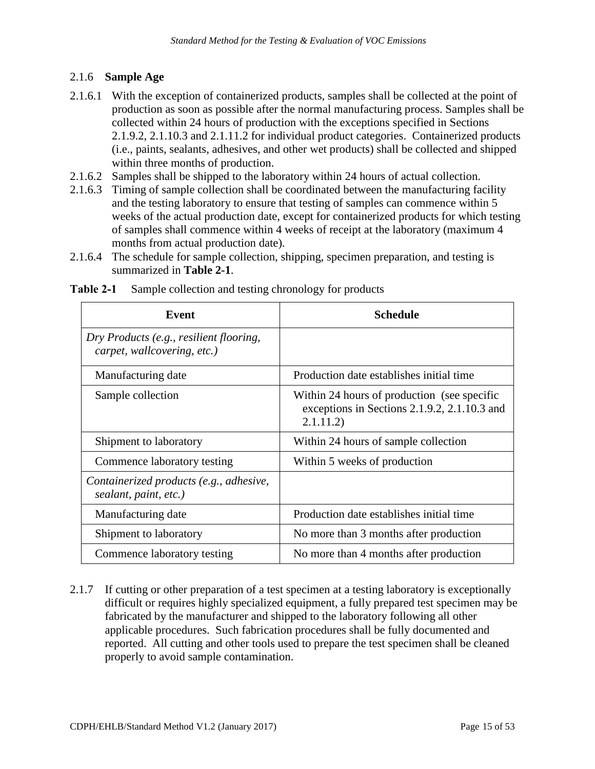### 2.1.6 **Sample Age**

2.1.6.1 With the exception of containerized products, samples shall be collected at the point of production as soon as possible after the normal manufacturing process. Samples shall be collected within 24 hours of production with the exceptions specified in Sections 2.1.9.2, 2.1.10.3 and 2.1.11.2 for individual product categories. Containerized products (i.e., paints, sealants, adhesives, and other wet products) shall be collected and shipped within three months of production.

2.1.6.2 Samples shall be shipped to the laboratory within 24 hours of actual collection.

2.1.6.3 Timing of sample collection shall be coordinated between the manufacturing facility and the testing laboratory to ensure that testing of samples can commence within 5 weeks of the actual production date, except for containerized products for which testing of samples shall commence within 4 weeks of receipt at the laboratory (maximum 4 months from actual production date).

2.1.6.4 The schedule for sample collection, shipping, specimen preparation, and testing is summarized in **Table 2-1**.

**Table 2-1** Sample collection and testing chronology for products

| Event | Schedule |
| --- | --- |
| *Dry Products (e.g., resilient flooring, carpet, wallcovering, etc.)* | |
| Manufacturing date | Production date establishes initial time |
| Sample collection | Within 24 hours of production (see specific exceptions in Sections 2.1.9.2, 2.1.10.3 and 2.1.11.2) |
| Shipment to laboratory | Within 24 hours of sample collection |
| Commence laboratory testing | Within 5 weeks of production |
| *Containerized products (e.g., adhesive, sealant, paint, etc.)* | |
| Manufacturing date | Production date establishes initial time |
| Shipment to laboratory | No more than 3 months after production |
| Commence laboratory testing | No more than 4 months after production |

2.1.7 If cutting or other preparation of a test specimen at a testing laboratory is exceptionally difficult or requires highly specialized equipment, a fully prepared test specimen may be fabricated by the manufacturer and shipped to the laboratory following all other applicable procedures. Such fabrication procedures shall be fully documented and reported. All cutting and other tools used to prepare the test specimen shall be cleaned properly to avoid sample contamination.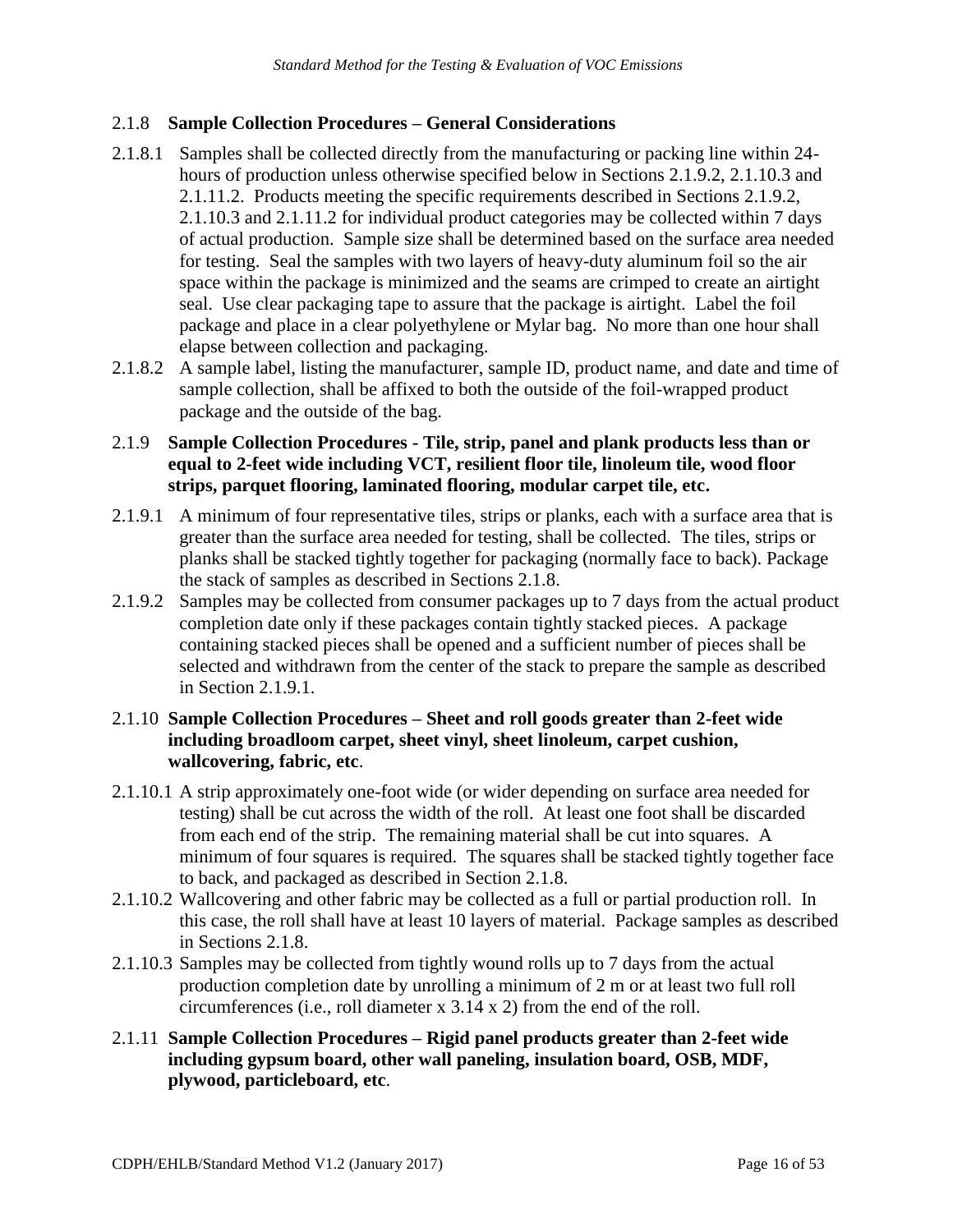### 2.1.8 Sample Collection Procedures – General Considerations

2.1.8.1 Samples shall be collected directly from the manufacturing or packing line within 24-hours of production unless otherwise specified below in Sections 2.1.9.2, 2.1.10.3 and 2.1.11.2. Products meeting the specific requirements described in Sections 2.1.9.2, 2.1.10.3 and 2.1.11.2 for individual product categories may be collected within 7 days of actual production. Sample size shall be determined based on the surface area needed for testing. Seal the samples with two layers of heavy-duty aluminum foil so the air space within the package is minimized and the seams are crimped to create an airtight seal. Use clear packaging tape to assure that the package is airtight. Label the foil package and place in a clear polyethylene or Mylar bag. No more than one hour shall elapse between collection and packaging.

2.1.8.2 A sample label, listing the manufacturer, sample ID, product name, and date and time of sample collection, shall be affixed to both the outside of the foil-wrapped product package and the outside of the bag.

### 2.1.9 Sample Collection Procedures - Tile, strip, panel and plank products less than or equal to 2-feet wide including VCT, resilient floor tile, linoleum tile, wood floor strips, parquet flooring, laminated flooring, modular carpet tile, etc.

2.1.9.1 A minimum of four representative tiles, strips or planks, each with a surface area that is greater than the surface area needed for testing, shall be collected. The tiles, strips or planks shall be stacked tightly together for packaging (normally face to back). Package the stack of samples as described in Sections 2.1.8.

2.1.9.2 Samples may be collected from consumer packages up to 7 days from the actual product completion date only if these packages contain tightly stacked pieces. A package containing stacked pieces shall be opened and a sufficient number of pieces shall be selected and withdrawn from the center of the stack to prepare the sample as described in Section 2.1.9.1.

### 2.1.10 Sample Collection Procedures – Sheet and roll goods greater than 2-feet wide including broadloom carpet, sheet vinyl, sheet linoleum, carpet cushion, wallcovering, fabric, etc.

2.1.10.1 A strip approximately one-foot wide (or wider depending on surface area needed for testing) shall be cut across the width of the roll. At least one foot shall be discarded from each end of the strip. The remaining material shall be cut into squares. A minimum of four squares is required. The squares shall be stacked tightly together face to back, and packaged as described in Section 2.1.8.

2.1.10.2 Wallcovering and other fabric may be collected as a full or partial production roll. In this case, the roll shall have at least 10 layers of material. Package samples as described in Sections 2.1.8.

2.1.10.3 Samples may be collected from tightly wound rolls up to 7 days from the actual production completion date by unrolling a minimum of 2 m or at least two full roll circumferences (i.e., roll diameter x 3.14 x 2) from the end of the roll.

### 2.1.11 Sample Collection Procedures – Rigid panel products greater than 2-feet wide including gypsum board, other wall paneling, insulation board, OSB, MDF, plywood, particleboard, etc.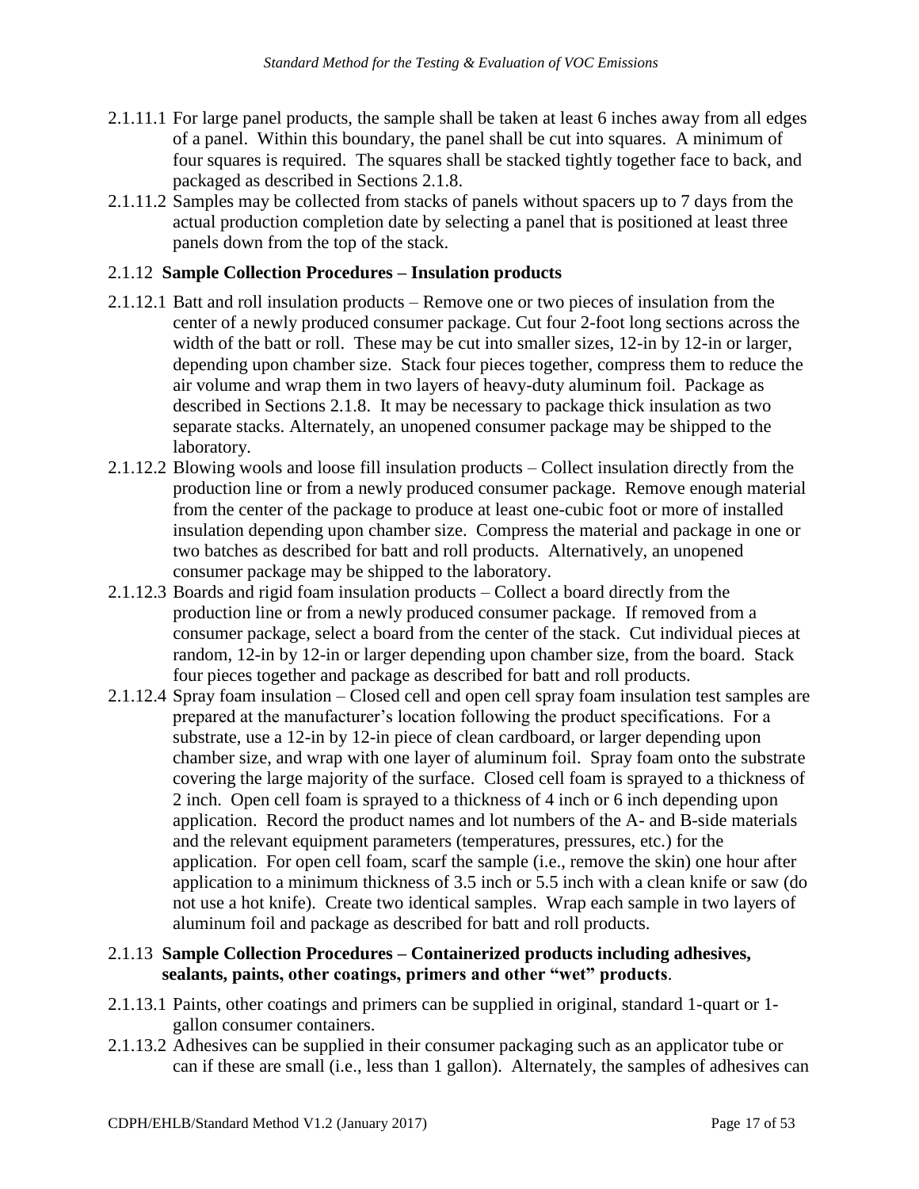2.1.11.1 For large panel products, the sample shall be taken at least 6 inches away from all edges of a panel. Within this boundary, the panel shall be cut into squares. A minimum of four squares is required. The squares shall be stacked tightly together face to back, and packaged as described in Sections 2.1.8.

2.1.11.2 Samples may be collected from stacks of panels without spacers up to 7 days from the actual production completion date by selecting a panel that is positioned at least three panels down from the top of the stack.

### 2.1.12 **Sample Collection Procedures – Insulation products**

2.1.12.1 Batt and roll insulation products – Remove one or two pieces of insulation from the center of a newly produced consumer package. Cut four 2-foot long sections across the width of the batt or roll. These may be cut into smaller sizes, 12-in by 12-in or larger, depending upon chamber size. Stack four pieces together, compress them to reduce the air volume and wrap them in two layers of heavy-duty aluminum foil. Package as described in Sections 2.1.8. It may be necessary to package thick insulation as two separate stacks. Alternately, an unopened consumer package may be shipped to the laboratory.

2.1.12.2 Blowing wools and loose fill insulation products – Collect insulation directly from the production line or from a newly produced consumer package. Remove enough material from the center of the package to produce at least one-cubic foot or more of installed insulation depending upon chamber size. Compress the material and package in one or two batches as described for batt and roll products. Alternatively, an unopened consumer package may be shipped to the laboratory.

2.1.12.3 Boards and rigid foam insulation products – Collect a board directly from the production line or from a newly produced consumer package. If removed from a consumer package, select a board from the center of the stack. Cut individual pieces at random, 12-in by 12-in or larger depending upon chamber size, from the board. Stack four pieces together and package as described for batt and roll products.

2.1.12.4 Spray foam insulation – Closed cell and open cell spray foam insulation test samples are prepared at the manufacturer's location following the product specifications. For a substrate, use a 12-in by 12-in piece of clean cardboard, or larger depending upon chamber size, and wrap with one layer of aluminum foil. Spray foam onto the substrate covering the large majority of the surface. Closed cell foam is sprayed to a thickness of 2 inch. Open cell foam is sprayed to a thickness of 4 inch or 6 inch depending upon application. Record the product names and lot numbers of the A- and B-side materials and the relevant equipment parameters (temperatures, pressures, etc.) for the application. For open cell foam, scarf the sample (i.e., remove the skin) one hour after application to a minimum thickness of 3.5 inch or 5.5 inch with a clean knife or saw (do not use a hot knife). Create two identical samples. Wrap each sample in two layers of aluminum foil and package as described for batt and roll products.

### 2.1.13 **Sample Collection Procedures – Containerized products including adhesives, sealants, paints, other coatings, primers and other "wet" products**.

2.1.13.1 Paints, other coatings and primers can be supplied in original, standard 1-quart or 1-gallon consumer containers.

2.1.13.2 Adhesives can be supplied in their consumer packaging such as an applicator tube or can if these are small (i.e., less than 1 gallon). Alternately, the samples of adhesives can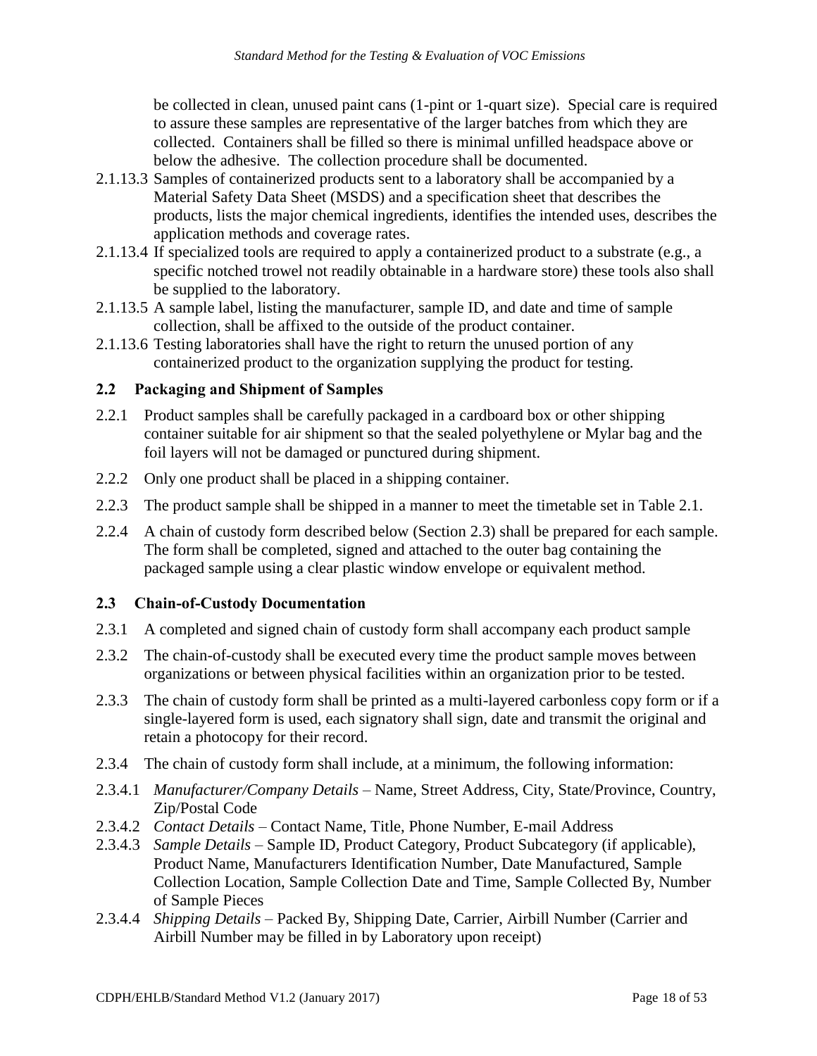be collected in clean, unused paint cans (1-pint or 1-quart size). Special care is required to assure these samples are representative of the larger batches from which they are collected. Containers shall be filled so there is minimal unfilled headspace above or below the adhesive. The collection procedure shall be documented.

2.1.13.3 Samples of containerized products sent to a laboratory shall be accompanied by a Material Safety Data Sheet (MSDS) and a specification sheet that describes the products, lists the major chemical ingredients, identifies the intended uses, describes the application methods and coverage rates.

2.1.13.4 If specialized tools are required to apply a containerized product to a substrate (e.g., a specific notched trowel not readily obtainable in a hardware store) these tools also shall be supplied to the laboratory.

2.1.13.5 A sample label, listing the manufacturer, sample ID, and date and time of sample collection, shall be affixed to the outside of the product container.

2.1.13.6 Testing laboratories shall have the right to return the unused portion of any containerized product to the organization supplying the product for testing.

## 2.2 Packaging and Shipment of Samples

2.2.1 Product samples shall be carefully packaged in a cardboard box or other shipping container suitable for air shipment so that the sealed polyethylene or Mylar bag and the foil layers will not be damaged or punctured during shipment.

2.2.2 Only one product shall be placed in a shipping container.

2.2.3 The product sample shall be shipped in a manner to meet the timetable set in Table 2.1.

2.2.4 A chain of custody form described below (Section 2.3) shall be prepared for each sample. The form shall be completed, signed and attached to the outer bag containing the packaged sample using a clear plastic window envelope or equivalent method.

## 2.3 Chain-of-Custody Documentation

2.3.1 A completed and signed chain of custody form shall accompany each product sample

2.3.2 The chain-of-custody shall be executed every time the product sample moves between organizations or between physical facilities within an organization prior to be tested.

2.3.3 The chain of custody form shall be printed as a multi-layered carbonless copy form or if a single-layered form is used, each signatory shall sign, date and transmit the original and retain a photocopy for their record.

2.3.4 The chain of custody form shall include, at a minimum, the following information:

2.3.4.1 *Manufacturer/Company Details* – Name, Street Address, City, State/Province, Country, Zip/Postal Code

2.3.4.2 *Contact Details* – Contact Name, Title, Phone Number, E-mail Address

2.3.4.3 *Sample Details* – Sample ID, Product Category, Product Subcategory (if applicable), Product Name, Manufacturers Identification Number, Date Manufactured, Sample Collection Location, Sample Collection Date and Time, Sample Collected By, Number of Sample Pieces

2.3.4.4 *Shipping Details* – Packed By, Shipping Date, Carrier, Airbill Number (Carrier and Airbill Number may be filled in by Laboratory upon receipt)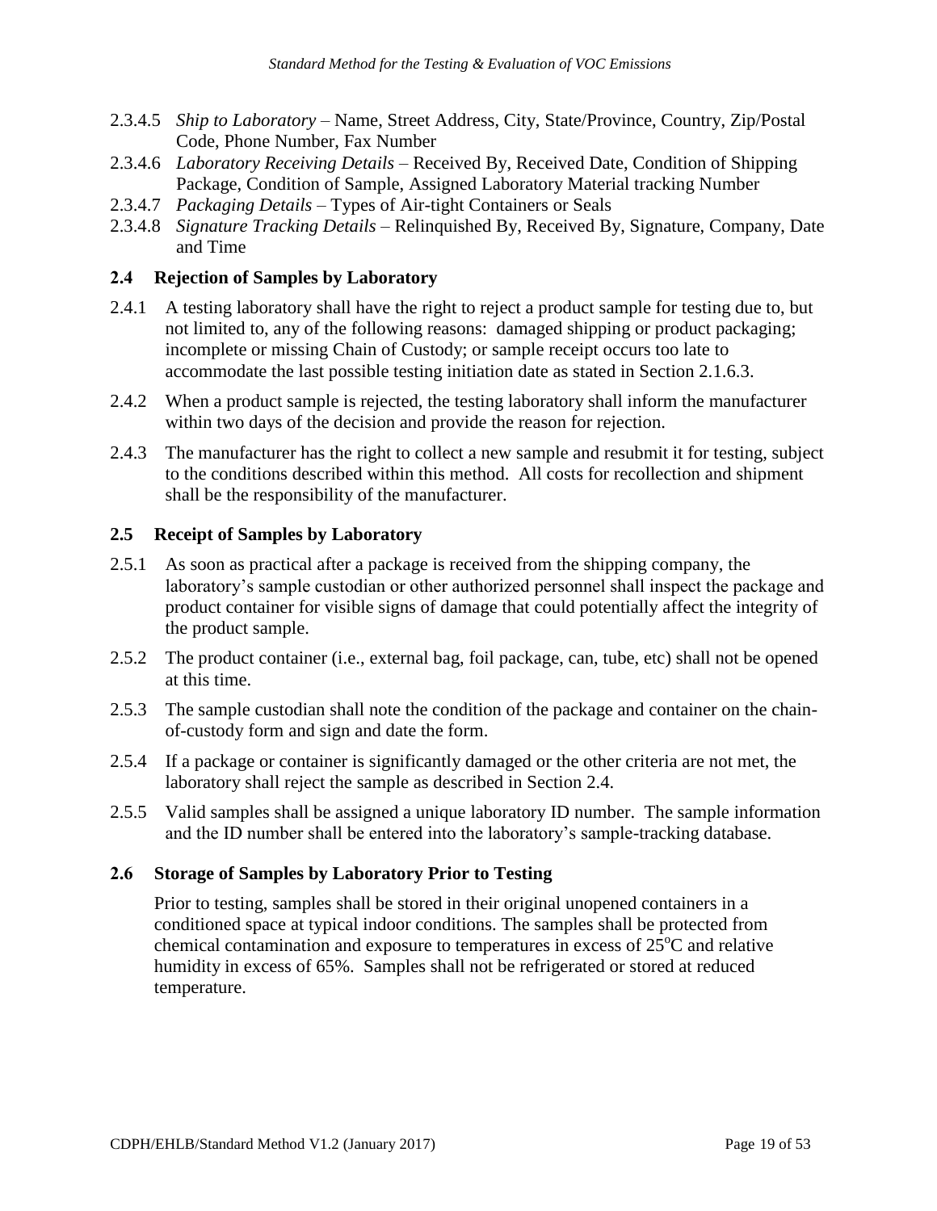2.3.4.5 *Ship to Laboratory* – Name, Street Address, City, State/Province, Country, Zip/Postal Code, Phone Number, Fax Number

2.3.4.6 *Laboratory Receiving Details* – Received By, Received Date, Condition of Shipping Package, Condition of Sample, Assigned Laboratory Material tracking Number

2.3.4.7 *Packaging Details* – Types of Air-tight Containers or Seals

2.3.4.8 *Signature Tracking Details* – Relinquished By, Received By, Signature, Company, Date and Time

### 2.4 Rejection of Samples by Laboratory

2.4.1 A testing laboratory shall have the right to reject a product sample for testing due to, but not limited to, any of the following reasons: damaged shipping or product packaging; incomplete or missing Chain of Custody; or sample receipt occurs too late to accommodate the last possible testing initiation date as stated in Section 2.1.6.3.

2.4.2 When a product sample is rejected, the testing laboratory shall inform the manufacturer within two days of the decision and provide the reason for rejection.

2.4.3 The manufacturer has the right to collect a new sample and resubmit it for testing, subject to the conditions described within this method. All costs for recollection and shipment shall be the responsibility of the manufacturer.

### 2.5 Receipt of Samples by Laboratory

2.5.1 As soon as practical after a package is received from the shipping company, the laboratory's sample custodian or other authorized personnel shall inspect the package and product container for visible signs of damage that could potentially affect the integrity of the product sample.

2.5.2 The product container (i.e., external bag, foil package, can, tube, etc) shall not be opened at this time.

2.5.3 The sample custodian shall note the condition of the package and container on the chain-of-custody form and sign and date the form.

2.5.4 If a package or container is significantly damaged or the other criteria are not met, the laboratory shall reject the sample as described in Section 2.4.

2.5.5 Valid samples shall be assigned a unique laboratory ID number. The sample information and the ID number shall be entered into the laboratory's sample-tracking database.

### 2.6 Storage of Samples by Laboratory Prior to Testing

Prior to testing, samples shall be stored in their original unopened containers in a conditioned space at typical indoor conditions. The samples shall be protected from chemical contamination and exposure to temperatures in excess of $25^{o}C$ and relative humidity in excess of 65%. Samples shall not be refrigerated or stored at reduced temperature.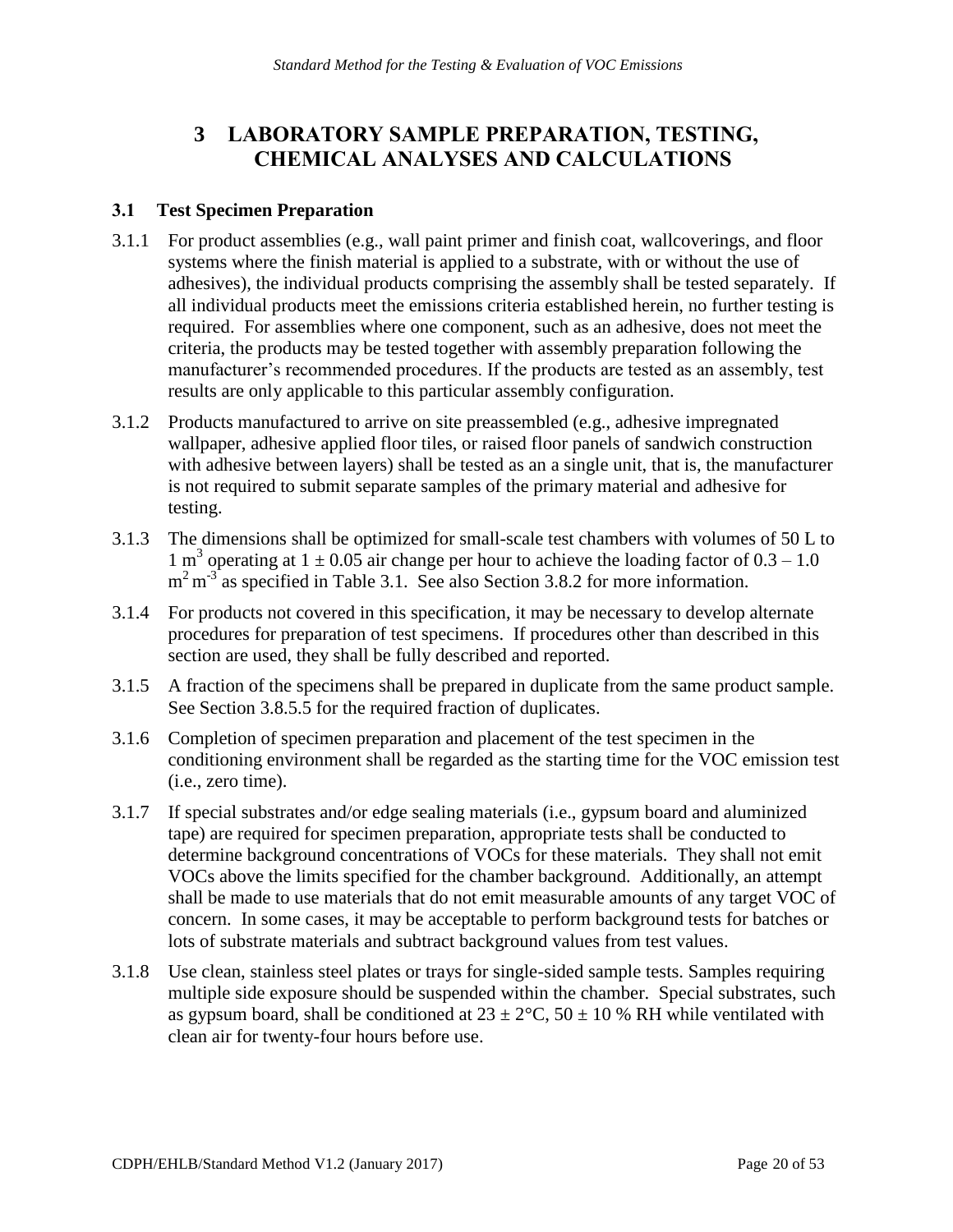# 3 LABORATORY SAMPLE PREPARATION, TESTING, CHEMICAL ANALYSES AND CALCULATIONS

## 3.1 Test Specimen Preparation

3.1.1 For product assemblies (e.g., wall paint primer and finish coat, wallcoverings, and floor systems where the finish material is applied to a substrate, with or without the use of adhesives), the individual products comprising the assembly shall be tested separately. If all individual products meet the emissions criteria established herein, no further testing is required. For assemblies where one component, such as an adhesive, does not meet the criteria, the products may be tested together with assembly preparation following the manufacturer's recommended procedures. If the products are tested as an assembly, test results are only applicable to this particular assembly configuration.

3.1.2 Products manufactured to arrive on site preassembled (e.g., adhesive impregnated wallpaper, adhesive applied floor tiles, or raised floor panels of sandwich construction with adhesive between layers) shall be tested as a single unit, that is, the manufacturer is not required to submit separate samples of the primary material and adhesive for testing.

3.1.3 The dimensions shall be optimized for small-scale test chambers with volumes of 50 L to 1 $m^3$ operating at $1 \pm 0.05$ air change per hour to achieve the loading factor of 0.3 – 1.0 $m^2\,m^{-3}$ as specified in Table 3.1. See also Section 3.8.2 for more information.

3.1.4 For products not covered in this specification, it may be necessary to develop alternate procedures for preparation of test specimens. If procedures other than described in this section are used, they shall be fully described and reported.

3.1.5 A fraction of the specimens shall be prepared in duplicate from the same product sample. See Section 3.8.5.5 for the required fraction of duplicates.

3.1.6 Completion of specimen preparation and placement of the test specimen in the conditioning environment shall be regarded as the starting time for the VOC emission test (i.e., zero time).

3.1.7 If special substrates and/or edge sealing materials (i.e., gypsum board and aluminized tape) are required for specimen preparation, appropriate tests shall be conducted to determine background concentrations of VOCs for these materials. They shall not emit VOCs above the limits specified for the chamber background. Additionally, an attempt shall be made to use materials that do not emit measurable amounts of any target VOC of concern. In some cases, it may be acceptable to perform background tests for batches or lots of substrate materials and subtract background values from test values.

3.1.8 Use clean, stainless steel plates or trays for single-sided sample tests. Samples requiring multiple side exposure should be suspended within the chamber. Special substrates, such as gypsum board, shall be conditioned at $23 \pm 2$°C, $50 \pm 10$ % RH while ventilated with clean air for twenty-four hours before use.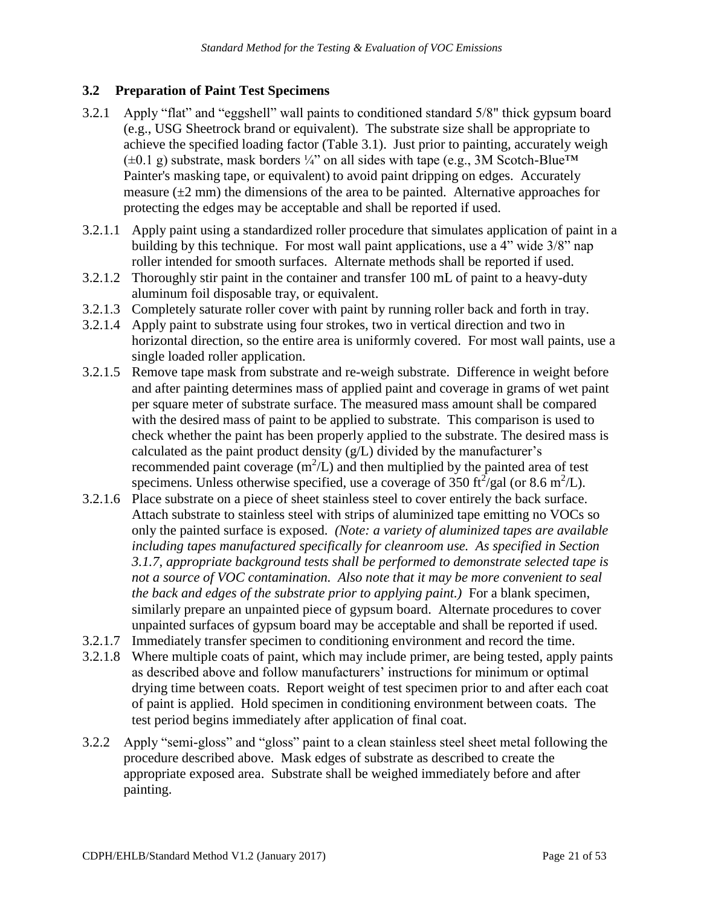## 3.2 Preparation of Paint Test Specimens

3.2.1 Apply "flat" and "eggshell" wall paints to conditioned standard 5/8" thick gypsum board (e.g., USG Sheetrock brand or equivalent). The substrate size shall be appropriate to achieve the specified loading factor (Table 3.1). Just prior to painting, accurately weigh (±0.1 g) substrate, mask borders ¼" on all sides with tape (e.g., 3M Scotch-Blue™ Painter's masking tape, or equivalent) to avoid paint dripping on edges. Accurately measure (±2 mm) the dimensions of the area to be painted. Alternative approaches for protecting the edges may be acceptable and shall be reported if used.

3.2.1.1 Apply paint using a standardized roller procedure that simulates application of paint in a building by this technique. For most wall paint applications, use a 4" wide 3/8" nap roller intended for smooth surfaces. Alternate methods shall be reported if used.

3.2.1.2 Thoroughly stir paint in the container and transfer 100 mL of paint to a heavy-duty aluminum foil disposable tray, or equivalent.

3.2.1.3 Completely saturate roller cover with paint by running roller back and forth in tray.

3.2.1.4 Apply paint to substrate using four strokes, two in vertical direction and two in horizontal direction, so the entire area is uniformly covered. For most wall paints, use a single loaded roller application.

3.2.1.5 Remove tape mask from substrate and re-weigh substrate. Difference in weight before and after painting determines mass of applied paint and coverage in grams of wet paint per square meter of substrate surface. The measured mass amount shall be compared with the desired mass of paint to be applied to substrate. This comparison is used to check whether the paint has been properly applied to the substrate. The desired mass is calculated as the paint product density (g/L) divided by the manufacturer's recommended paint coverage ($m^2$/L) and then multiplied by the painted area of test specimens. Unless otherwise specified, use a coverage of 350 $ft^2$/gal (or 8.6 $m^2$/L).

3.2.1.6 Place substrate on a piece of sheet stainless steel to cover entirely the back surface. Attach substrate to stainless steel with strips of aluminized tape emitting no VOCs so only the painted surface is exposed. *(Note: a variety of aluminized tapes are available including tapes manufactured specifically for cleanroom use. As specified in Section 3.1.7, appropriate background tests shall be performed to demonstrate selected tape is not a source of VOC contamination. Also note that it may be more convenient to seal the back and edges of the substrate prior to applying paint.)* For a blank specimen, similarly prepare an unpainted piece of gypsum board. Alternate procedures to cover unpainted surfaces of gypsum board may be acceptable and shall be reported if used.

3.2.1.7 Immediately transfer specimen to conditioning environment and record the time.

3.2.1.8 Where multiple coats of paint, which may include primer, are being tested, apply paints as described above and follow manufacturers' instructions for minimum or optimal drying time between coats. Report weight of test specimen prior to and after each coat of paint is applied. Hold specimen in conditioning environment between coats. The test period begins immediately after application of final coat.

3.2.2 Apply "semi-gloss" and "gloss" paint to a clean stainless steel sheet metal following the procedure described above. Mask edges of substrate as described to create the appropriate exposed area. Substrate shall be weighed immediately before and after painting.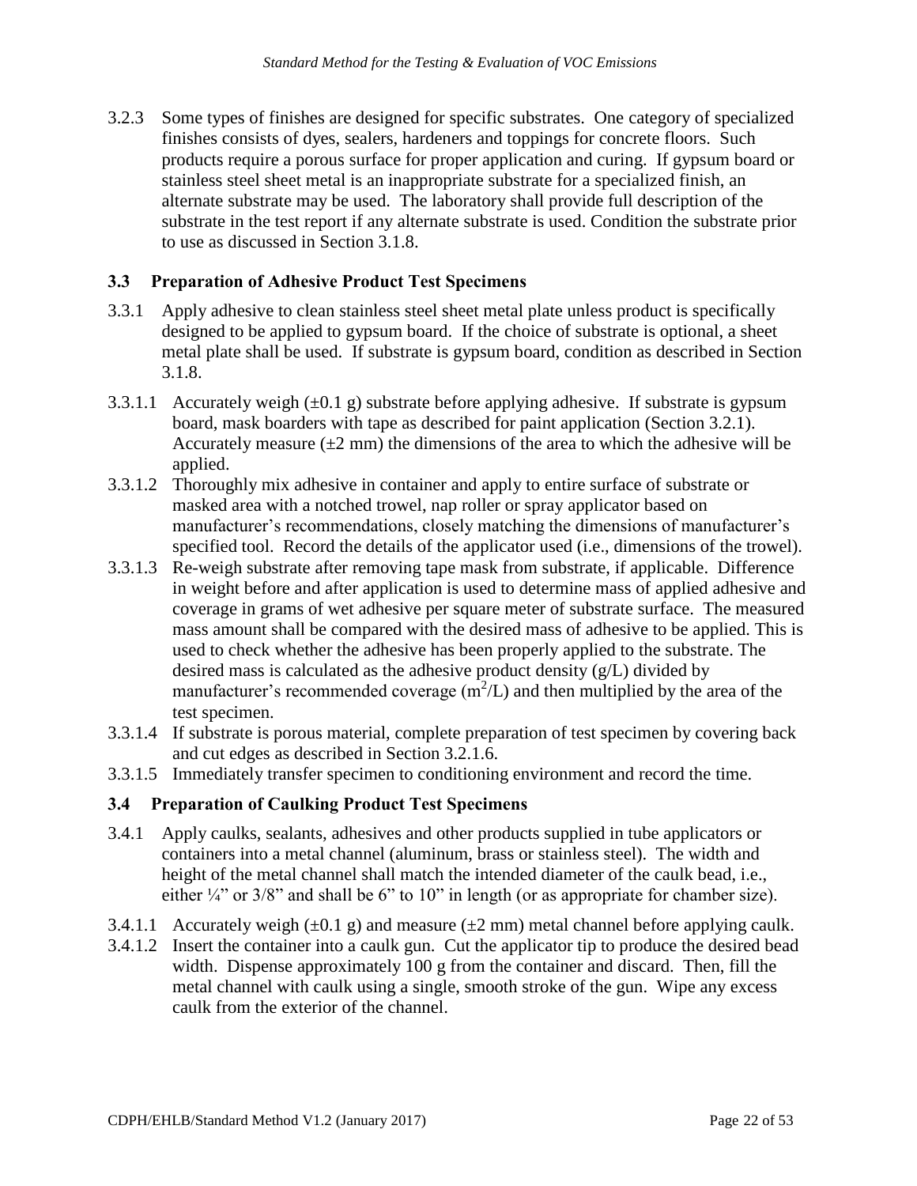3.2.3 Some types of finishes are designed for specific substrates. One category of specialized finishes consists of dyes, sealers, hardeners and toppings for concrete floors. Such products require a porous surface for proper application and curing. If gypsum board or stainless steel sheet metal is an inappropriate substrate for a specialized finish, an alternate substrate may be used. The laboratory shall provide full description of the substrate in the test report if any alternate substrate is used. Condition the substrate prior to use as discussed in Section 3.1.8.

### 3.3 Preparation of Adhesive Product Test Specimens

3.3.1 Apply adhesive to clean stainless steel sheet metal plate unless product is specifically designed to be applied to gypsum board. If the choice of substrate is optional, a sheet metal plate shall be used. If substrate is gypsum board, condition as described in Section 3.1.8.

3.3.1.1 Accurately weigh (±0.1 g) substrate before applying adhesive. If substrate is gypsum board, mask boarders with tape as described for paint application (Section 3.2.1). Accurately measure (±2 mm) the dimensions of the area to which the adhesive will be applied.

3.3.1.2 Thoroughly mix adhesive in container and apply to entire surface of substrate or masked area with a notched trowel, nap roller or spray applicator based on manufacturer's recommendations, closely matching the dimensions of manufacturer's specified tool. Record the details of the applicator used (i.e., dimensions of the trowel).

3.3.1.3 Re-weigh substrate after removing tape mask from substrate, if applicable. Difference in weight before and after application is used to determine mass of applied adhesive and coverage in grams of wet adhesive per square meter of substrate surface. The measured mass amount shall be compared with the desired mass of adhesive to be applied. This is used to check whether the adhesive has been properly applied to the substrate. The desired mass is calculated as the adhesive product density (g/L) divided by manufacturer's recommended coverage ($m^2$/L) and then multiplied by the area of the test specimen.

3.3.1.4 If substrate is porous material, complete preparation of test specimen by covering back and cut edges as described in Section 3.2.1.6.

3.3.1.5 Immediately transfer specimen to conditioning environment and record the time.

### 3.4 Preparation of Caulking Product Test Specimens

3.4.1 Apply caulks, sealants, adhesives and other products supplied in tube applicators or containers into a metal channel (aluminum, brass or stainless steel). The width and height of the metal channel shall match the intended diameter of the caulk bead, i.e., either ¼" or 3/8" and shall be 6" to 10" in length (or as appropriate for chamber size).

3.4.1.1 Accurately weigh (±0.1 g) and measure (±2 mm) metal channel before applying caulk.

3.4.1.2 Insert the container into a caulk gun. Cut the applicator tip to produce the desired bead width. Dispense approximately 100 g from the container and discard. Then, fill the metal channel with caulk using a single, smooth stroke of the gun. Wipe any excess caulk from the exterior of the channel.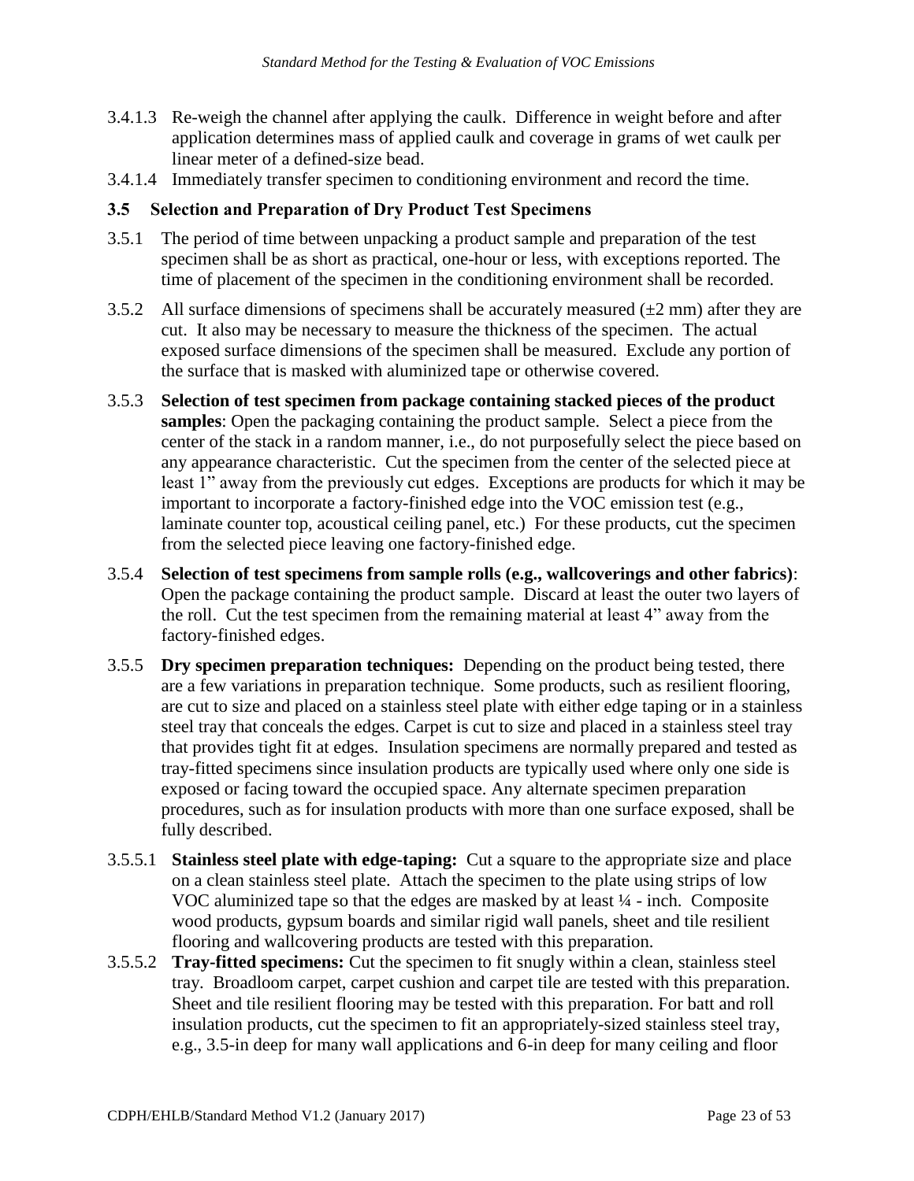3.4.1.3 Re-weigh the channel after applying the caulk. Difference in weight before and after application determines mass of applied caulk and coverage in grams of wet caulk per linear meter of a defined-size bead.

3.4.1.4 Immediately transfer specimen to conditioning environment and record the time.

### 3.5 Selection and Preparation of Dry Product Test Specimens

3.5.1 The period of time between unpacking a product sample and preparation of the test specimen shall be as short as practical, one-hour or less, with exceptions reported. The time of placement of the specimen in the conditioning environment shall be recorded.

3.5.2 All surface dimensions of specimens shall be accurately measured (±2 mm) after they are cut. It also may be necessary to measure the thickness of the specimen. The actual exposed surface dimensions of the specimen shall be measured. Exclude any portion of the surface that is masked with aluminized tape or otherwise covered.

3.5.3 **Selection of test specimen from package containing stacked pieces of the product samples**: Open the packaging containing the product sample. Select a piece from the center of the stack in a random manner, i.e., do not purposefully select the piece based on any appearance characteristic. Cut the specimen from the center of the selected piece at least 1" away from the previously cut edges. Exceptions are products for which it may be important to incorporate a factory-finished edge into the VOC emission test (e.g., laminate counter top, acoustical ceiling panel, etc.) For these products, cut the specimen from the selected piece leaving one factory-finished edge.

3.5.4 **Selection of test specimens from sample rolls (e.g., wallcoverings and other fabrics)**: Open the package containing the product sample. Discard at least the outer two layers of the roll. Cut the test specimen from the remaining material at least 4" away from the factory-finished edges.

3.5.5 **Dry specimen preparation techniques:** Depending on the product being tested, there are a few variations in preparation technique. Some products, such as resilient flooring, are cut to size and placed on a stainless steel plate with either edge taping or in a stainless steel tray that conceals the edges. Carpet is cut to size and placed in a stainless steel tray that provides tight fit at edges. Insulation specimens are normally prepared and tested as tray-fitted specimens since insulation products are typically used where only one side is exposed or facing toward the occupied space. Any alternate specimen preparation procedures, such as for insulation products with more than one surface exposed, shall be fully described.

3.5.5.1 **Stainless steel plate with edge-taping:** Cut a square to the appropriate size and place on a clean stainless steel plate. Attach the specimen to the plate using strips of low VOC aluminized tape so that the edges are masked by at least ¼ - inch. Composite wood products, gypsum boards and similar rigid wall panels, sheet and tile resilient flooring and wallcovering products are tested with this preparation.

3.5.5.2 **Tray-fitted specimens:** Cut the specimen to fit snugly within a clean, stainless steel tray. Broadloom carpet, carpet cushion and carpet tile are tested with this preparation. Sheet and tile resilient flooring may be tested with this preparation. For batt and roll insulation products, cut the specimen to fit an appropriately-sized stainless steel tray, e.g., 3.5-in deep for many wall applications and 6-in deep for many ceiling and floor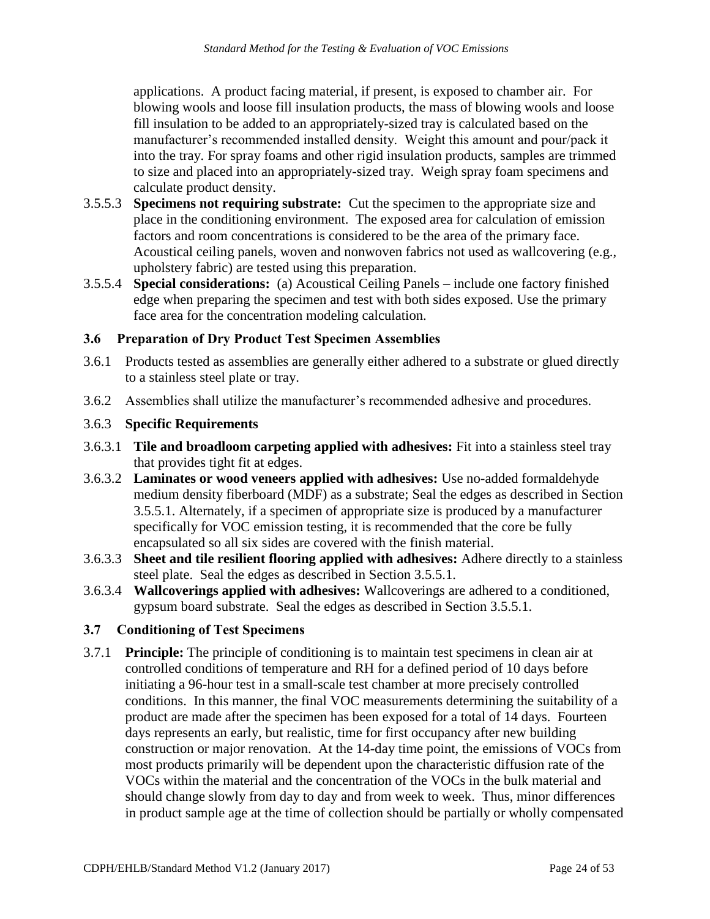applications. A product facing material, if present, is exposed to chamber air. For blowing wools and loose fill insulation products, the mass of blowing wools and loose fill insulation to be added to an appropriately-sized tray is calculated based on the manufacturer's recommended installed density. Weight this amount and pour/pack it into the tray. For spray foams and other rigid insulation products, samples are trimmed to size and placed into an appropriately-sized tray. Weigh spray foam specimens and calculate product density.

3.5.5.3 **Specimens not requiring substrate:** Cut the specimen to the appropriate size and place in the conditioning environment. The exposed area for calculation of emission factors and room concentrations is considered to be the area of the primary face. Acoustical ceiling panels, woven and nonwoven fabrics not used as wallcovering (e.g., upholstery fabric) are tested using this preparation.

3.5.5.4 **Special considerations:** (a) Acoustical Ceiling Panels – include one factory finished edge when preparing the specimen and test with both sides exposed. Use the primary face area for the concentration modeling calculation.

### 3.6 Preparation of Dry Product Test Specimen Assemblies

3.6.1 Products tested as assemblies are generally either adhered to a substrate or glued directly to a stainless steel plate or tray.

3.6.2 Assemblies shall utilize the manufacturer's recommended adhesive and procedures.

3.6.3 **Specific Requirements**

3.6.3.1 **Tile and broadloom carpeting applied with adhesives:** Fit into a stainless steel tray that provides tight fit at edges.

3.6.3.2 **Laminates or wood veneers applied with adhesives:** Use no-added formaldehyde medium density fiberboard (MDF) as a substrate; Seal the edges as described in Section 3.5.5.1. Alternately, if a specimen of appropriate size is produced by a manufacturer specifically for VOC emission testing, it is recommended that the core be fully encapsulated so all six sides are covered with the finish material.

3.6.3.3 **Sheet and tile resilient flooring applied with adhesives:** Adhere directly to a stainless steel plate. Seal the edges as described in Section 3.5.5.1.

3.6.3.4 **Wallcoverings applied with adhesives:** Wallcoverings are adhered to a conditioned, gypsum board substrate. Seal the edges as described in Section 3.5.5.1.

### 3.7 Conditioning of Test Specimens

3.7.1 **Principle:** The principle of conditioning is to maintain test specimens in clean air at controlled conditions of temperature and RH for a defined period of 10 days before initiating a 96-hour test in a small-scale test chamber at more precisely controlled conditions. In this manner, the final VOC measurements determining the suitability of a product are made after the specimen has been exposed for a total of 14 days. Fourteen days represents an early, but realistic, time for first occupancy after new building construction or major renovation. At the 14-day time point, the emissions of VOCs from most products primarily will be dependent upon the characteristic diffusion rate of the VOCs within the material and the concentration of the VOCs in the bulk material and should change slowly from day to day and from week to week. Thus, minor differences in product sample age at the time of collection should be partially or wholly compensated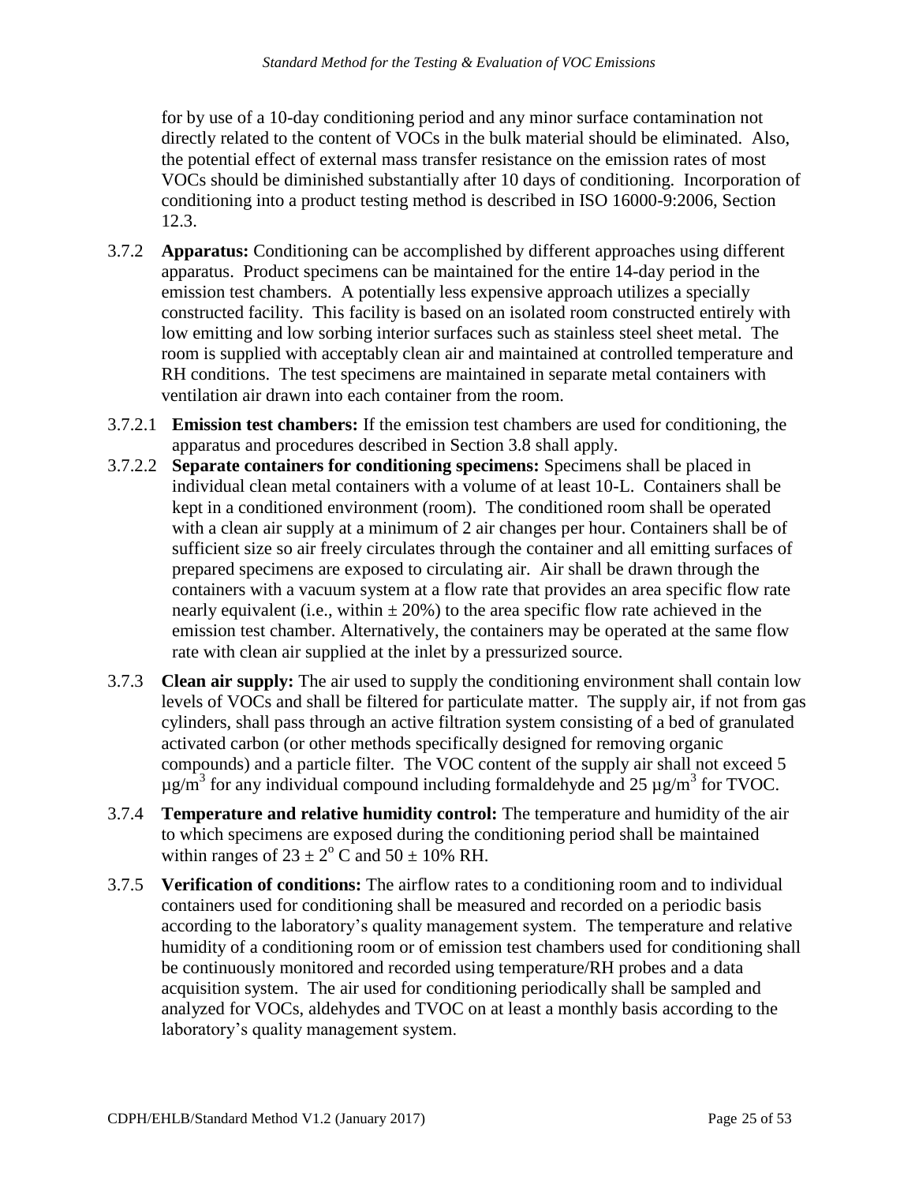for by use of a 10-day conditioning period and any minor surface contamination not directly related to the content of VOCs in the bulk material should be eliminated. Also, the potential effect of external mass transfer resistance on the emission rates of most VOCs should be diminished substantially after 10 days of conditioning. Incorporation of conditioning into a product testing method is described in ISO 16000-9:2006, Section 12.3.

3.7.2 **Apparatus:** Conditioning can be accomplished by different approaches using different apparatus. Product specimens can be maintained for the entire 14-day period in the emission test chambers. A potentially less expensive approach utilizes a specially constructed facility. This facility is based on an isolated room constructed entirely with low emitting and low sorbing interior surfaces such as stainless steel sheet metal. The room is supplied with acceptably clean air and maintained at controlled temperature and RH conditions. The test specimens are maintained in separate metal containers with ventilation air drawn into each container from the room.

3.7.2.1 **Emission test chambers:** If the emission test chambers are used for conditioning, the apparatus and procedures described in Section 3.8 shall apply.

3.7.2.2 **Separate containers for conditioning specimens:** Specimens shall be placed in individual clean metal containers with a volume of at least 10-L. Containers shall be kept in a conditioned environment (room). The conditioned room shall be operated with a clean air supply at a minimum of 2 air changes per hour. Containers shall be of sufficient size so air freely circulates through the container and all emitting surfaces of prepared specimens are exposed to circulating air. Air shall be drawn through the containers with a vacuum system at a flow rate that provides an area specific flow rate nearly equivalent (i.e., within $\pm$ 20%) to the area specific flow rate achieved in the emission test chamber. Alternatively, the containers may be operated at the same flow rate with clean air supplied at the inlet by a pressurized source.

3.7.3 **Clean air supply:** The air used to supply the conditioning environment shall contain low levels of VOCs and shall be filtered for particulate matter. The supply air, if not from gas cylinders, shall pass through an active filtration system consisting of a bed of granulated activated carbon (or other methods specifically designed for removing organic compounds) and a particle filter. The VOC content of the supply air shall not exceed 5 $\mu g/m^3$ for any individual compound including formaldehyde and 25 $\mu g/m^3$ for TVOC.

3.7.4 **Temperature and relative humidity control:** The temperature and humidity of the air to which specimens are exposed during the conditioning period shall be maintained within ranges of $23 \pm 2^{o}$ C and $50 \pm 10\%$ RH.

3.7.5 **Verification of conditions:** The airflow rates to a conditioning room and to individual containers used for conditioning shall be measured and recorded on a periodic basis according to the laboratory's quality management system. The temperature and relative humidity of a conditioning room or of emission test chambers used for conditioning shall be continuously monitored and recorded using temperature/RH probes and a data acquisition system. The air used for conditioning periodically shall be sampled and analyzed for VOCs, aldehydes and TVOC on at least a monthly basis according to the laboratory's quality management system.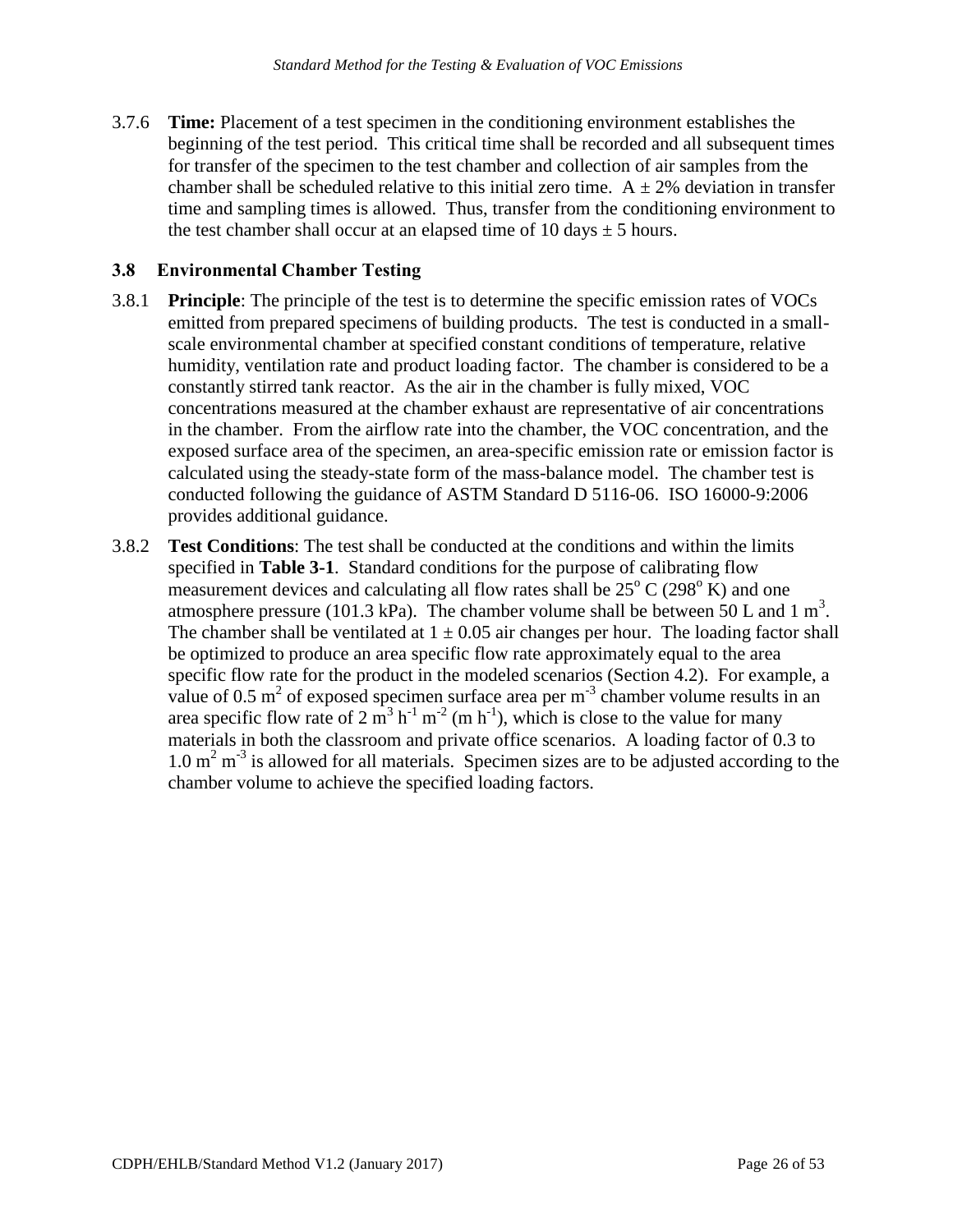3.7.6 **Time:** Placement of a test specimen in the conditioning environment establishes the beginning of the test period. This critical time shall be recorded and all subsequent times for transfer of the specimen to the test chamber and collection of air samples from the chamber shall be scheduled relative to this initial zero time. A ± 2% deviation in transfer time and sampling times is allowed. Thus, transfer from the conditioning environment to the test chamber shall occur at an elapsed time of 10 days ± 5 hours.

### 3.8 Environmental Chamber Testing

3.8.1 **Principle**: The principle of the test is to determine the specific emission rates of VOCs emitted from prepared specimens of building products. The test is conducted in a small-scale environmental chamber at specified constant conditions of temperature, relative humidity, ventilation rate and product loading factor. The chamber is considered to be a constantly stirred tank reactor. As the air in the chamber is fully mixed, VOC concentrations measured at the chamber exhaust are representative of air concentrations in the chamber. From the airflow rate into the chamber, the VOC concentration, and the exposed surface area of the specimen, an area-specific emission rate or emission factor is calculated using the steady-state form of the mass-balance model. The chamber test is conducted following the guidance of ASTM Standard D 5116-06. ISO 16000-9:2006 provides additional guidance.

3.8.2 **Test Conditions**: The test shall be conducted at the conditions and within the limits specified in **Table 3-1**. Standard conditions for the purpose of calibrating flow measurement devices and calculating all flow rates shall be $25^o$ C ($298^o$ K) and one atmosphere pressure (101.3 kPa). The chamber volume shall be between 50 L and 1 $m^3$. The chamber shall be ventilated at 1 ± 0.05 air changes per hour. The loading factor shall be optimized to produce an area specific flow rate approximately equal to the area specific flow rate for the product in the modeled scenarios (Section 4.2). For example, a value of 0.5 $m^2$ of exposed specimen surface area per $m^{-3}$ chamber volume results in an area specific flow rate of 2 $m^3$ $h^{-1}$ $m^{-2}$ (m $h^{-1}$), which is close to the value for many materials in both the classroom and private office scenarios. A loading factor of 0.3 to 1.0 $m^2$ $m^{-3}$ is allowed for all materials. Specimen sizes are to be adjusted according to the chamber volume to achieve the specified loading factors.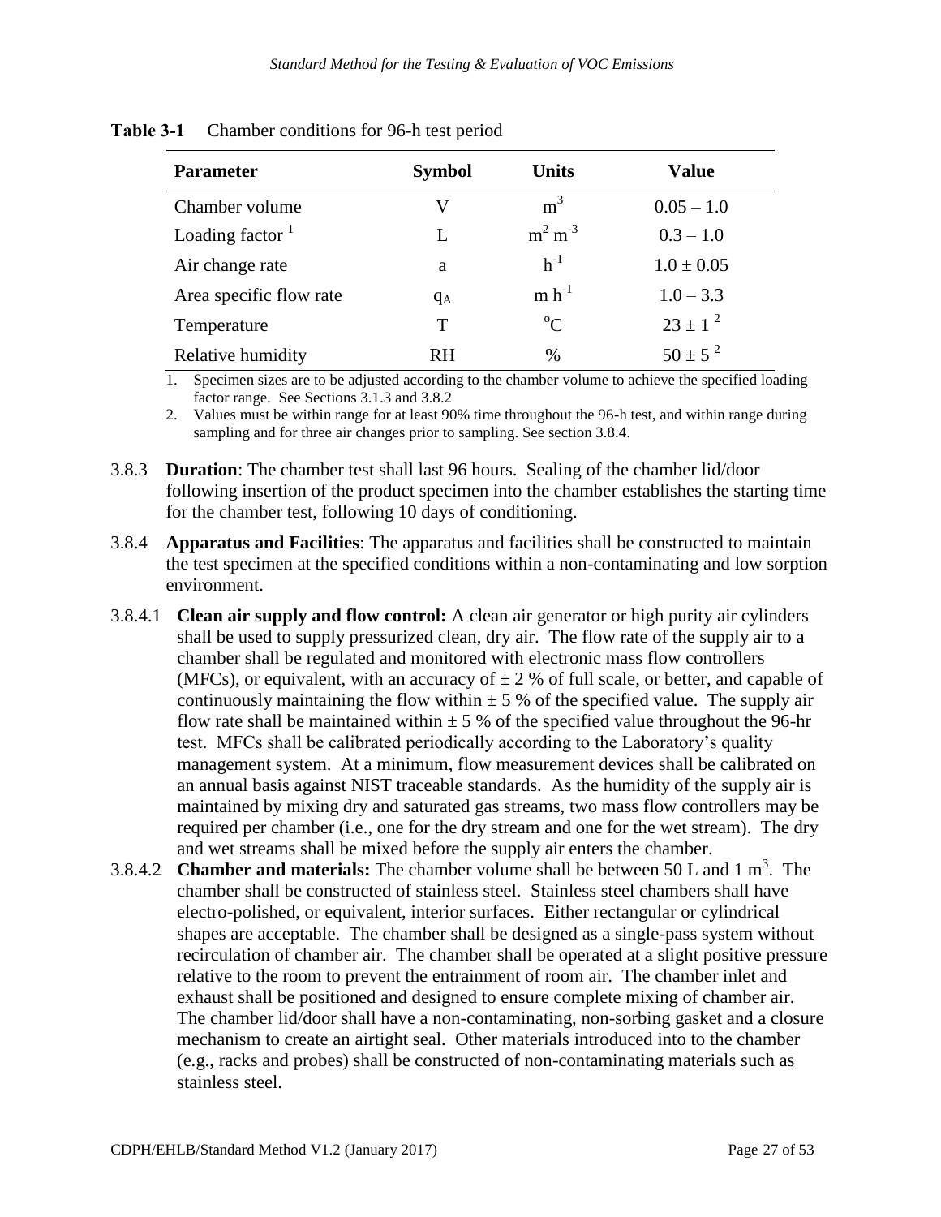**Table 3-1** Chamber conditions for 96-h test period

| Parameter | Symbol | Units | Value |
|---|---|---|---|
| Chamber volume | V | $m^3$ | 0.05 – 1.0 |
| Loading factor [1] | L | $m^2\ m^{-3}$ | 0.3 – 1.0 |
| Air change rate | a | $h^{-1}$ | 1.0 ± 0.05 |
| Area specific flow rate | $q_A$ | $m\ h^{-1}$ | 1.0 – 3.3 |
| Temperature | T | °C | 23 ± 1 [2] |
| Relative humidity | RH | % | 50 ± 5 [2] |

1. Specimen sizes are to be adjusted according to the chamber volume to achieve the specified loading factor range. See Sections 3.1.3 and 3.8.2
2. Values must be within range for at least 90% time throughout the 96-h test, and within range during sampling and for three air changes prior to sampling. See section 3.8.4.

3.8.3 **Duration**: The chamber test shall last 96 hours. Sealing of the chamber lid/door following insertion of the product specimen into the chamber establishes the starting time for the chamber test, following 10 days of conditioning.

3.8.4 **Apparatus and Facilities**: The apparatus and facilities shall be constructed to maintain the test specimen at the specified conditions within a non-contaminating and low sorption environment.

3.8.4.1 **Clean air supply and flow control:** A clean air generator or high purity air cylinders shall be used to supply pressurized clean, dry air. The flow rate of the supply air to a chamber shall be regulated and monitored with electronic mass flow controllers (MFCs), or equivalent, with an accuracy of ± 2 % of full scale, or better, and capable of continuously maintaining the flow within ± 5 % of the specified value. The supply air flow rate shall be maintained within ± 5 % of the specified value throughout the 96-hr test. MFCs shall be calibrated periodically according to the Laboratory's quality management system. At a minimum, flow measurement devices shall be calibrated on an annual basis against NIST traceable standards. As the humidity of the supply air is maintained by mixing dry and saturated gas streams, two mass flow controllers may be required per chamber (i.e., one for the dry stream and one for the wet stream). The dry and wet streams shall be mixed before the supply air enters the chamber.

3.8.4.2 **Chamber and materials:** The chamber volume shall be between 50 L and 1 $m^3$. The chamber shall be constructed of stainless steel. Stainless steel chambers shall have electro-polished, or equivalent, interior surfaces. Either rectangular or cylindrical shapes are acceptable. The chamber shall be designed as a single-pass system without recirculation of chamber air. The chamber shall be operated at a slight positive pressure relative to the room to prevent the entrainment of room air. The chamber inlet and exhaust shall be positioned and designed to ensure complete mixing of chamber air. The chamber lid/door shall have a non-contaminating, non-sorbing gasket and a closure mechanism to create an airtight seal. Other materials introduced into to the chamber (e.g., racks and probes) shall be constructed of non-contaminating materials such as stainless steel.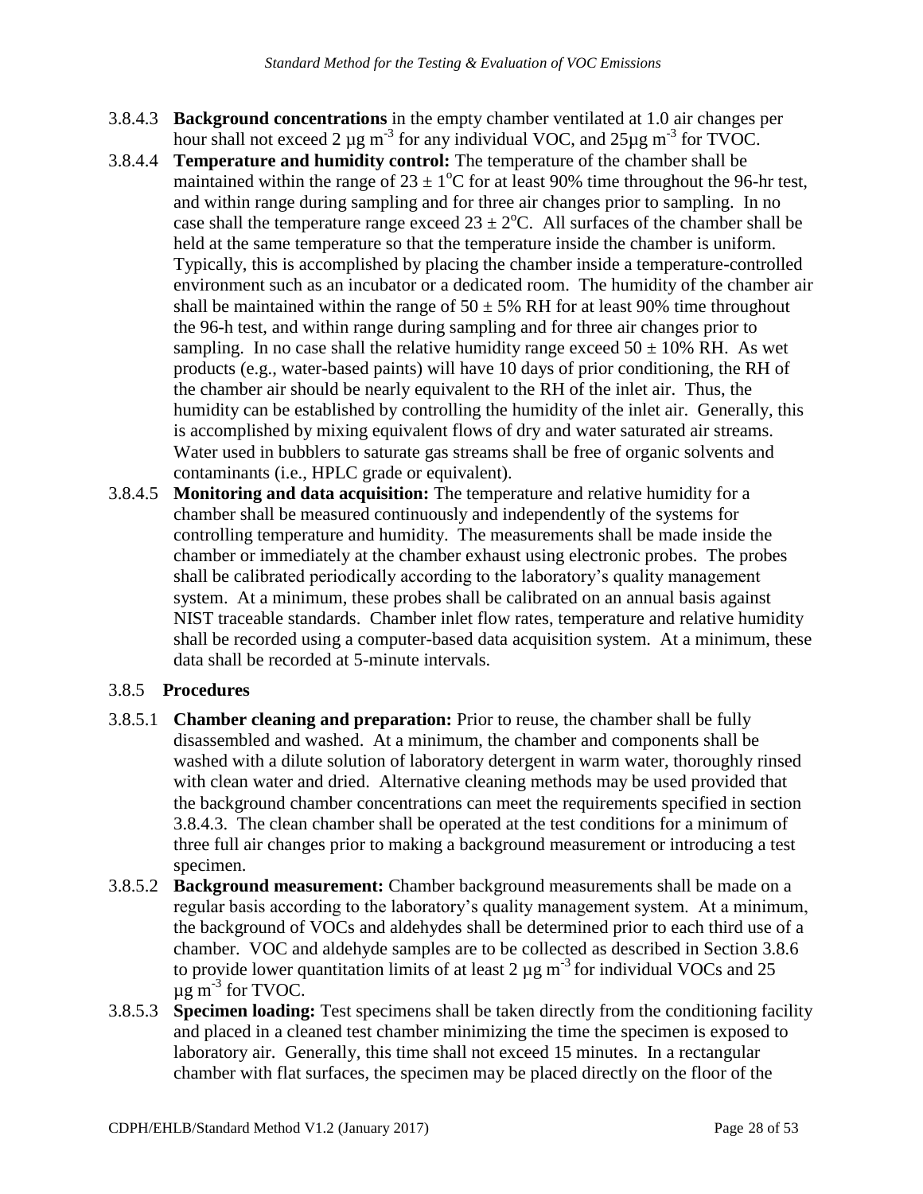3.8.4.3 **Background concentrations** in the empty chamber ventilated at 1.0 air changes per hour shall not exceed 2 µg $m^{-3}$ for any individual VOC, and 25µg $m^{-3}$ for TVOC.

3.8.4.4 **Temperature and humidity control:** The temperature of the chamber shall be maintained within the range of $23 \pm 1^{o}C$ for at least 90% time throughout the 96-hr test, and within range during sampling and for three air changes prior to sampling. In no case shall the temperature range exceed $23 \pm 2^{o}C$. All surfaces of the chamber shall be held at the same temperature so that the temperature inside the chamber is uniform. Typically, this is accomplished by placing the chamber inside a temperature-controlled environment such as an incubator or a dedicated room. The humidity of the chamber air shall be maintained within the range of $50 \pm 5$% RH for at least 90% time throughout the 96-h test, and within range during sampling and for three air changes prior to sampling. In no case shall the relative humidity range exceed $50 \pm 10$% RH. As wet products (e.g., water-based paints) will have 10 days of prior conditioning, the RH of the chamber air should be nearly equivalent to the RH of the inlet air. Thus, the humidity can be established by controlling the humidity of the inlet air. Generally, this is accomplished by mixing equivalent flows of dry and water saturated air streams. Water used in bubblers to saturate gas streams shall be free of organic solvents and contaminants (i.e., HPLC grade or equivalent).

3.8.4.5 **Monitoring and data acquisition:** The temperature and relative humidity for a chamber shall be measured continuously and independently of the systems for controlling temperature and humidity. The measurements shall be made inside the chamber or immediately at the chamber exhaust using electronic probes. The probes shall be calibrated periodically according to the laboratory's quality management system. At a minimum, these probes shall be calibrated on an annual basis against NIST traceable standards. Chamber inlet flow rates, temperature and relative humidity shall be recorded using a computer-based data acquisition system. At a minimum, these data shall be recorded at 5-minute intervals.

### 3.8.5 **Procedures**

3.8.5.1 **Chamber cleaning and preparation:** Prior to reuse, the chamber shall be fully disassembled and washed. At a minimum, the chamber and components shall be washed with a dilute solution of laboratory detergent in warm water, thoroughly rinsed with clean water and dried. Alternative cleaning methods may be used provided that the background chamber concentrations can meet the requirements specified in section 3.8.4.3. The clean chamber shall be operated at the test conditions for a minimum of three full air changes prior to making a background measurement or introducing a test specimen.

3.8.5.2 **Background measurement:** Chamber background measurements shall be made on a regular basis according to the laboratory's quality management system. At a minimum, the background of VOCs and aldehydes shall be determined prior to each third use of a chamber. VOC and aldehyde samples are to be collected as described in Section 3.8.6 to provide lower quantitation limits of at least 2 µg $m^{-3}$ for individual VOCs and 25 µg $m^{-3}$ for TVOC.

3.8.5.3 **Specimen loading:** Test specimens shall be taken directly from the conditioning facility and placed in a cleaned test chamber minimizing the time the specimen is exposed to laboratory air. Generally, this time shall not exceed 15 minutes. In a rectangular chamber with flat surfaces, the specimen may be placed directly on the floor of the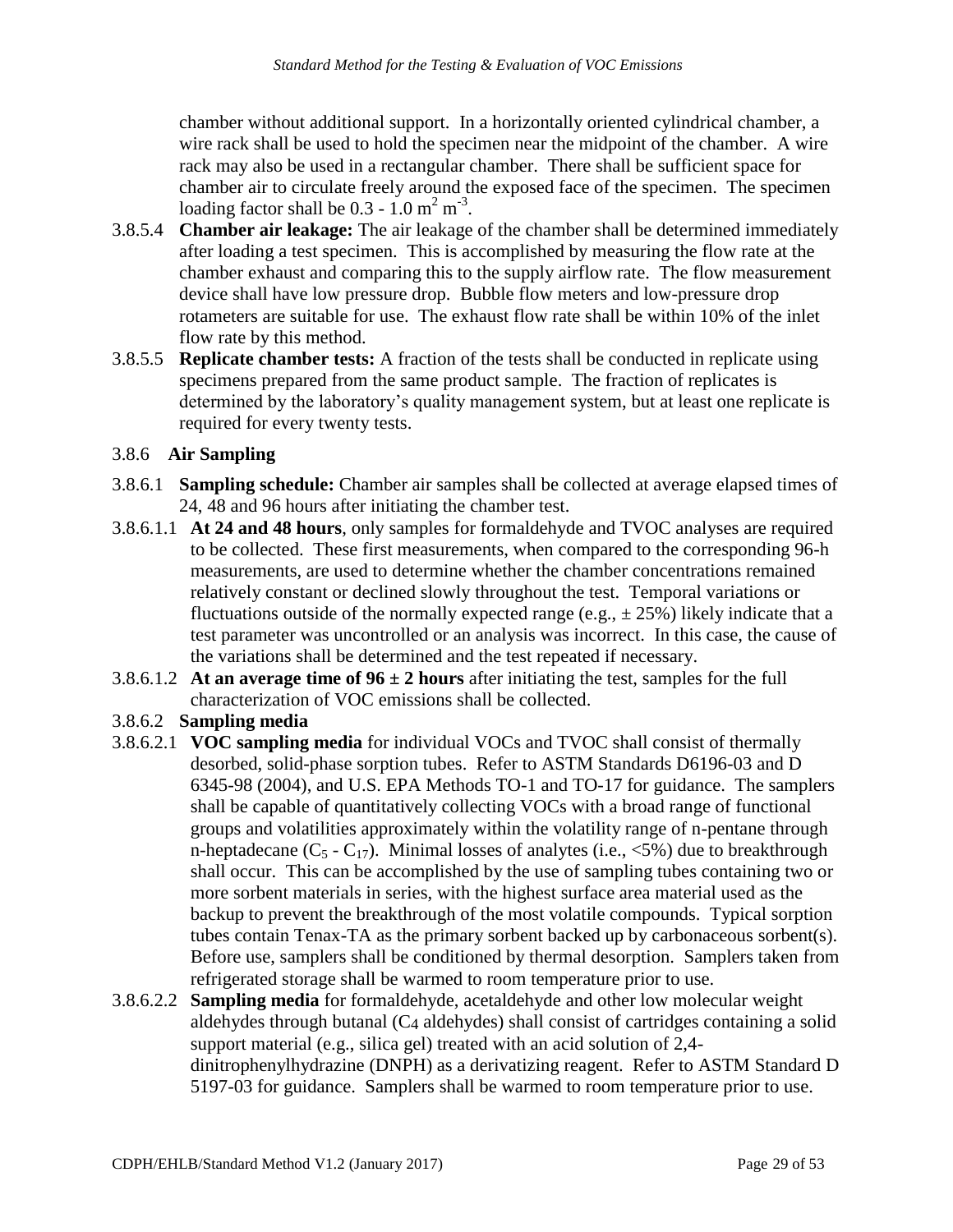chamber without additional support. In a horizontally oriented cylindrical chamber, a wire rack shall be used to hold the specimen near the midpoint of the chamber. A wire rack may also be used in a rectangular chamber. There shall be sufficient space for chamber air to circulate freely around the exposed face of the specimen. The specimen loading factor shall be 0.3 - 1.0 $m^2$ $m^{-3}$.

3.8.5.4 **Chamber air leakage:** The air leakage of the chamber shall be determined immediately after loading a test specimen. This is accomplished by measuring the flow rate at the chamber exhaust and comparing this to the supply airflow rate. The flow measurement device shall have low pressure drop. Bubble flow meters and low-pressure drop rotameters are suitable for use. The exhaust flow rate shall be within 10% of the inlet flow rate by this method.

3.8.5.5 **Replicate chamber tests:** A fraction of the tests shall be conducted in replicate using specimens prepared from the same product sample. The fraction of replicates is determined by the laboratory's quality management system, but at least one replicate is required for every twenty tests.

### 3.8.6 Air Sampling

3.8.6.1 **Sampling schedule:** Chamber air samples shall be collected at average elapsed times of 24, 48 and 96 hours after initiating the chamber test.

3.8.6.1.1 **At 24 and 48 hours**, only samples for formaldehyde and TVOC analyses are required to be collected. These first measurements, when compared to the corresponding 96-h measurements, are used to determine whether the chamber concentrations remained relatively constant or declined slowly throughout the test. Temporal variations or fluctuations outside of the normally expected range (e.g., ± 25%) likely indicate that a test parameter was uncontrolled or an analysis was incorrect. In this case, the cause of the variations shall be determined and the test repeated if necessary.

3.8.6.1.2 **At an average time of 96 ± 2 hours** after initiating the test, samples for the full characterization of VOC emissions shall be collected.

3.8.6.2 **Sampling media**

3.8.6.2.1 **VOC sampling media** for individual VOCs and TVOC shall consist of thermally desorbed, solid-phase sorption tubes. Refer to ASTM Standards D6196-03 and D 6345-98 (2004), and U.S. EPA Methods TO-1 and TO-17 for guidance. The samplers shall be capable of quantitatively collecting VOCs with a broad range of functional groups and volatilities approximately within the volatility range of n-pentane through n-heptadecane ($C_5$ - $C_{17}$). Minimal losses of analytes (i.e., <5%) due to breakthrough shall occur. This can be accomplished by the use of sampling tubes containing two or more sorbent materials in series, with the highest surface area material used as the backup to prevent the breakthrough of the most volatile compounds. Typical sorption tubes contain Tenax-TA as the primary sorbent backed up by carbonaceous sorbent(s). Before use, samplers shall be conditioned by thermal desorption. Samplers taken from refrigerated storage shall be warmed to room temperature prior to use.

3.8.6.2.2 **Sampling media** for formaldehyde, acetaldehyde and other low molecular weight aldehydes through butanal ($C_4$ aldehydes) shall consist of cartridges containing a solid support material (e.g., silica gel) treated with an acid solution of 2,4-dinitrophenylhydrazine (DNPH) as a derivatizing reagent. Refer to ASTM Standard D 5197-03 for guidance. Samplers shall be warmed to room temperature prior to use.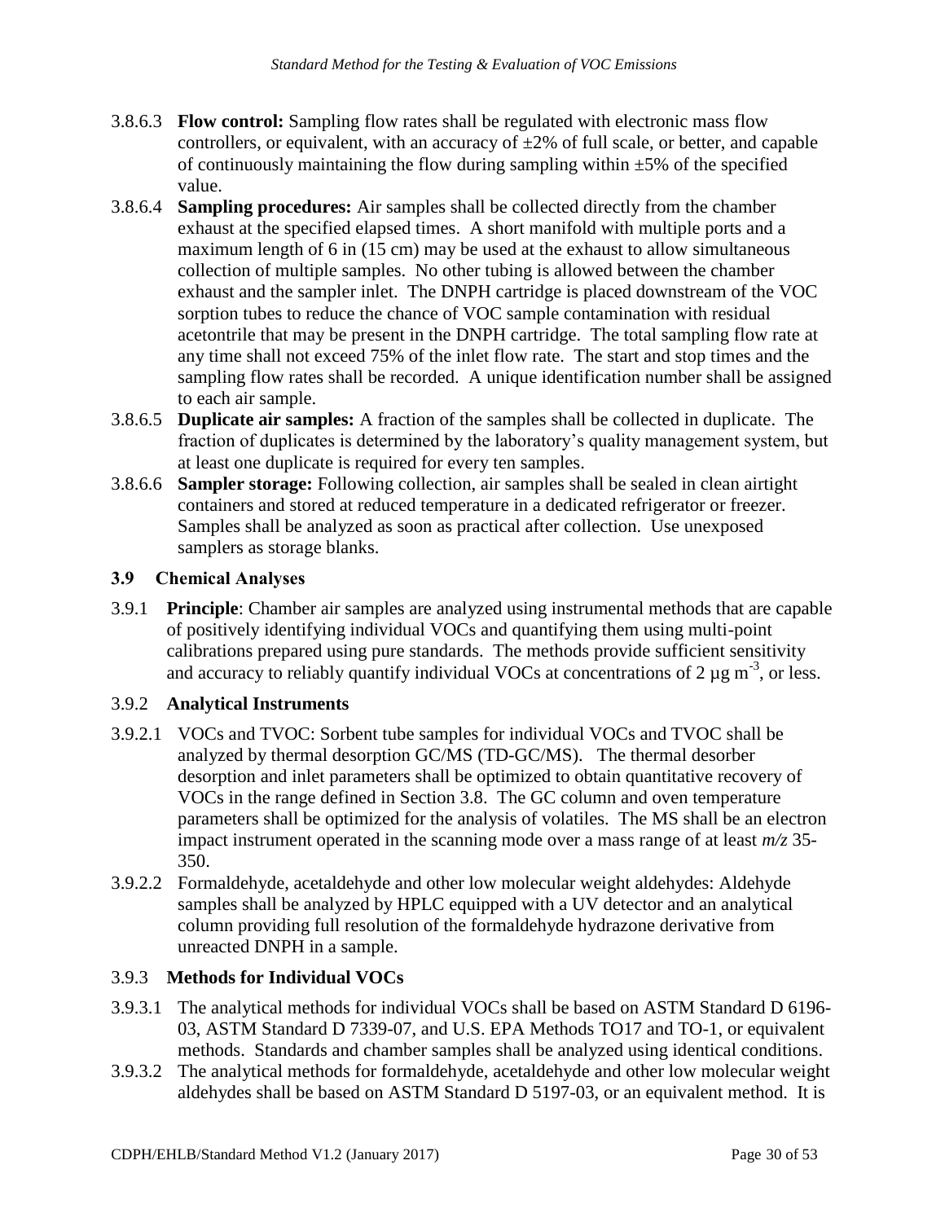3.8.6.3 **Flow control:** Sampling flow rates shall be regulated with electronic mass flow controllers, or equivalent, with an accuracy of ±2% of full scale, or better, and capable of continuously maintaining the flow during sampling within ±5% of the specified value.

3.8.6.4 **Sampling procedures:** Air samples shall be collected directly from the chamber exhaust at the specified elapsed times. A short manifold with multiple ports and a maximum length of 6 in (15 cm) may be used at the exhaust to allow simultaneous collection of multiple samples. No other tubing is allowed between the chamber exhaust and the sampler inlet. The DNPH cartridge is placed downstream of the VOC sorption tubes to reduce the chance of VOC sample contamination with residual acetontrile that may be present in the DNPH cartridge. The total sampling flow rate at any time shall not exceed 75% of the inlet flow rate. The start and stop times and the sampling flow rates shall be recorded. A unique identification number shall be assigned to each air sample.

3.8.6.5 **Duplicate air samples:** A fraction of the samples shall be collected in duplicate. The fraction of duplicates is determined by the laboratory's quality management system, but at least one duplicate is required for every ten samples.

3.8.6.6 **Sampler storage:** Following collection, air samples shall be sealed in clean airtight containers and stored at reduced temperature in a dedicated refrigerator or freezer. Samples shall be analyzed as soon as practical after collection. Use unexposed samplers as storage blanks.

### 3.9 Chemical Analyses

3.9.1 **Principle**: Chamber air samples are analyzed using instrumental methods that are capable of positively identifying individual VOCs and quantifying them using multi-point calibrations prepared using pure standards. The methods provide sufficient sensitivity and accuracy to reliably quantify individual VOCs at concentrations of 2 µg $m^{-3}$, or less.

#### 3.9.2 Analytical Instruments

3.9.2.1 VOCs and TVOC: Sorbent tube samples for individual VOCs and TVOC shall be analyzed by thermal desorption GC/MS (TD-GC/MS). The thermal desorber desorption and inlet parameters shall be optimized to obtain quantitative recovery of VOCs in the range defined in Section 3.8. The GC column and oven temperature parameters shall be optimized for the analysis of volatiles. The MS shall be an electron impact instrument operated in the scanning mode over a mass range of at least *m/z* 35-350.

3.9.2.2 Formaldehyde, acetaldehyde and other low molecular weight aldehydes: Aldehyde samples shall be analyzed by HPLC equipped with a UV detector and an analytical column providing full resolution of the formaldehyde hydrazone derivative from unreacted DNPH in a sample.

#### 3.9.3 Methods for Individual VOCs

3.9.3.1 The analytical methods for individual VOCs shall be based on ASTM Standard D 6196-03, ASTM Standard D 7339-07, and U.S. EPA Methods TO17 and TO-1, or equivalent methods. Standards and chamber samples shall be analyzed using identical conditions.

3.9.3.2 The analytical methods for formaldehyde, acetaldehyde and other low molecular weight aldehydes shall be based on ASTM Standard D 5197-03, or an equivalent method. It is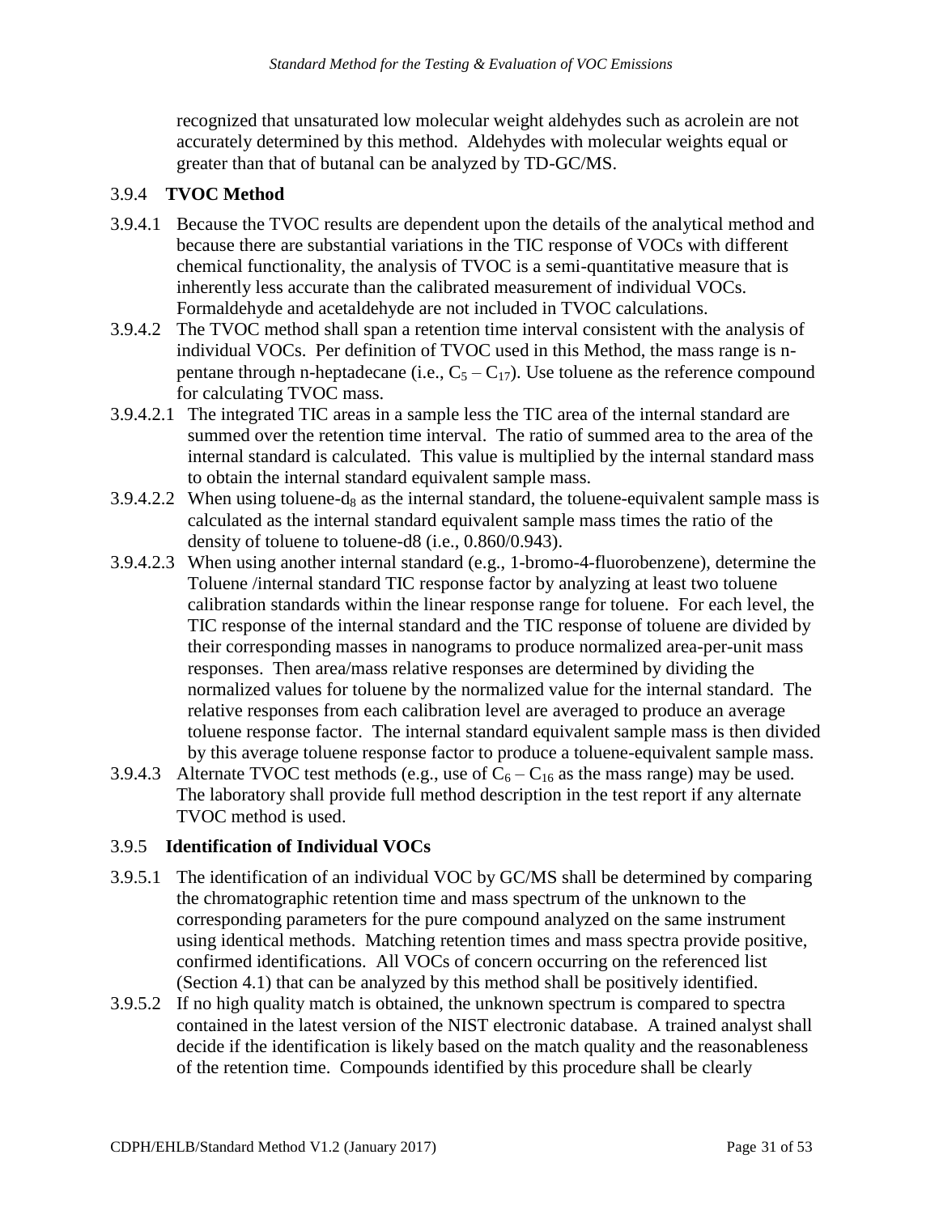recognized that unsaturated low molecular weight aldehydes such as acrolein are not accurately determined by this method. Aldehydes with molecular weights equal or greater than that of butanal can be analyzed by TD-GC/MS.

### 3.9.4 TVOC Method

3.9.4.1 Because the TVOC results are dependent upon the details of the analytical method and because there are substantial variations in the TIC response of VOCs with different chemical functionality, the analysis of TVOC is a semi-quantitative measure that is inherently less accurate than the calibrated measurement of individual VOCs. Formaldehyde and acetaldehyde are not included in TVOC calculations.

3.9.4.2 The TVOC method shall span a retention time interval consistent with the analysis of individual VOCs. Per definition of TVOC used in this Method, the mass range is n-pentane through n-heptadecane (i.e., $C_5 – C_{17}$). Use toluene as the reference compound for calculating TVOC mass.

3.9.4.2.1 The integrated TIC areas in a sample less the TIC area of the internal standard are summed over the retention time interval. The ratio of summed area to the area of the internal standard is calculated. This value is multiplied by the internal standard mass to obtain the internal standard equivalent sample mass.

3.9.4.2.2 When using toluene-$d_8$ as the internal standard, the toluene-equivalent sample mass is calculated as the internal standard equivalent sample mass times the ratio of the density of toluene to toluene-d8 (i.e., 0.860/0.943).

3.9.4.2.3 When using another internal standard (e.g., 1-bromo-4-fluorobenzene), determine the Toluene /internal standard TIC response factor by analyzing at least two toluene calibration standards within the linear response range for toluene. For each level, the TIC response of the internal standard and the TIC response of toluene are divided by their corresponding masses in nanograms to produce normalized area-per-unit mass responses. Then area/mass relative responses are determined by dividing the normalized values for toluene by the normalized value for the internal standard. The relative responses from each calibration level are averaged to produce an average toluene response factor. The internal standard equivalent sample mass is then divided by this average toluene response factor to produce a toluene-equivalent sample mass.

3.9.4.3 Alternate TVOC test methods (e.g., use of $C_6 – C_{16}$ as the mass range) may be used. The laboratory shall provide full method description in the test report if any alternate TVOC method is used.

### 3.9.5 Identification of Individual VOCs

3.9.5.1 The identification of an individual VOC by GC/MS shall be determined by comparing the chromatographic retention time and mass spectrum of the unknown to the corresponding parameters for the pure compound analyzed on the same instrument using identical methods. Matching retention times and mass spectra provide positive, confirmed identifications. All VOCs of concern occurring on the referenced list (Section 4.1) that can be analyzed by this method shall be positively identified.

3.9.5.2 If no high quality match is obtained, the unknown spectrum is compared to spectra contained in the latest version of the NIST electronic database. A trained analyst shall decide if the identification is likely based on the match quality and the reasonableness of the retention time. Compounds identified by this procedure shall be clearly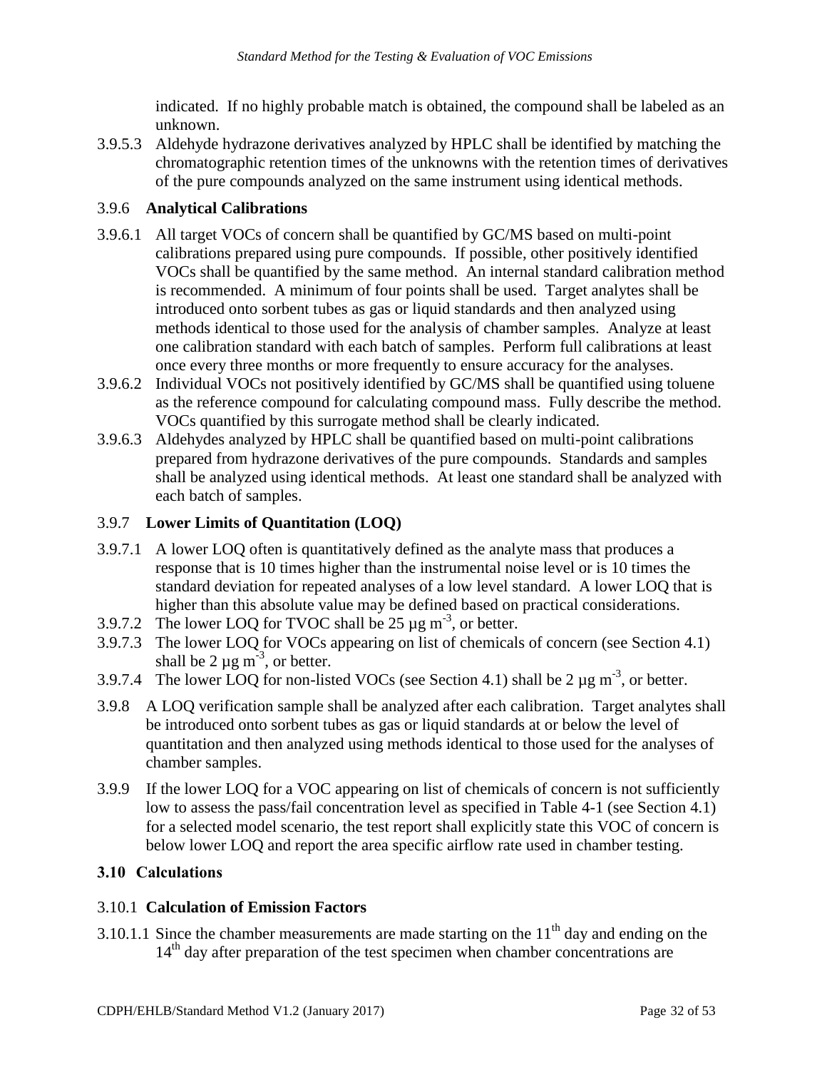indicated. If no highly probable match is obtained, the compound shall be labeled as an unknown.

3.9.5.3 Aldehyde hydrazone derivatives analyzed by HPLC shall be identified by matching the chromatographic retention times of the unknowns with the retention times of derivatives of the pure compounds analyzed on the same instrument using identical methods.

### 3.9.6 Analytical Calibrations

3.9.6.1 All target VOCs of concern shall be quantified by GC/MS based on multi-point calibrations prepared using pure compounds. If possible, other positively identified VOCs shall be quantified by the same method. An internal standard calibration method is recommended. A minimum of four points shall be used. Target analytes shall be introduced onto sorbent tubes as gas or liquid standards and then analyzed using methods identical to those used for the analysis of chamber samples. Analyze at least one calibration standard with each batch of samples. Perform full calibrations at least once every three months or more frequently to ensure accuracy for the analyses.

3.9.6.2 Individual VOCs not positively identified by GC/MS shall be quantified using toluene as the reference compound for calculating compound mass. Fully describe the method. VOCs quantified by this surrogate method shall be clearly indicated.

3.9.6.3 Aldehydes analyzed by HPLC shall be quantified based on multi-point calibrations prepared from hydrazone derivatives of the pure compounds. Standards and samples shall be analyzed using identical methods. At least one standard shall be analyzed with each batch of samples.

### 3.9.7 Lower Limits of Quantitation (LOQ)

3.9.7.1 A lower LOQ often is quantitatively defined as the analyte mass that produces a response that is 10 times higher than the instrumental noise level or is 10 times the standard deviation for repeated analyses of a low level standard. A lower LOQ that is higher than this absolute value may be defined based on practical considerations.

3.9.7.2 The lower LOQ for TVOC shall be 25 $\mu g\ m^{-3}$, or better.

3.9.7.3 The lower LOQ for VOCs appearing on list of chemicals of concern (see Section 4.1) shall be 2 $\mu g\ m^{-3}$, or better.

3.9.7.4 The lower LOQ for non-listed VOCs (see Section 4.1) shall be 2 $\mu g\ m^{-3}$, or better.

3.9.8 A LOQ verification sample shall be analyzed after each calibration. Target analytes shall be introduced onto sorbent tubes as gas or liquid standards at or below the level of quantitation and then analyzed using methods identical to those used for the analyses of chamber samples.

3.9.9 If the lower LOQ for a VOC appearing on list of chemicals of concern is not sufficiently low to assess the pass/fail concentration level as specified in Table 4-1 (see Section 4.1) for a selected model scenario, the test report shall explicitly state this VOC of concern is below lower LOQ and report the area specific airflow rate used in chamber testing.

## 3.10 Calculations

### 3.10.1 Calculation of Emission Factors

3.10.1.1 Since the chamber measurements are made starting on the $11^{th}$ day and ending on the $14^{th}$ day after preparation of the test specimen when chamber concentrations are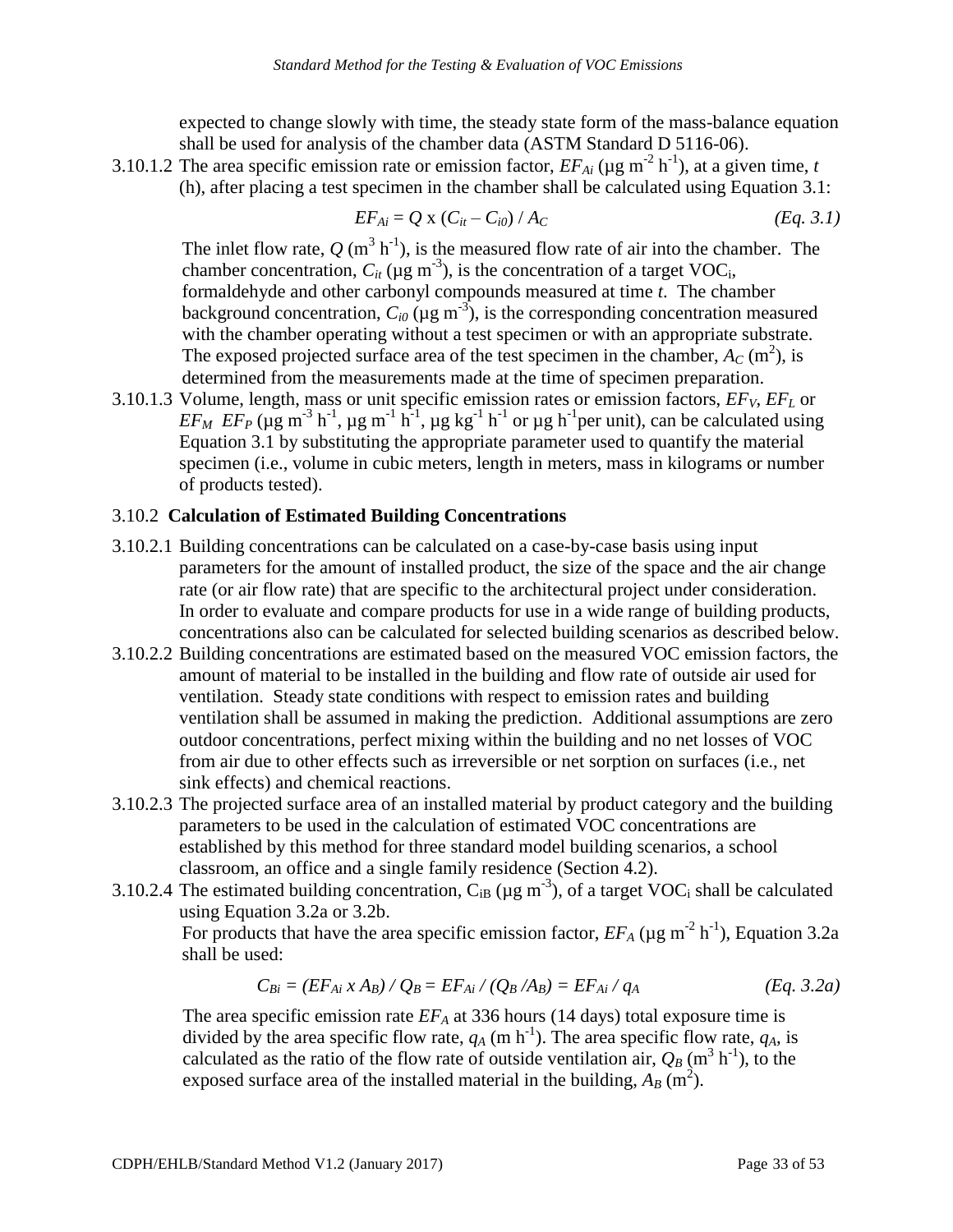expected to change slowly with time, the steady state form of the mass-balance equation shall be used for analysis of the chamber data (ASTM Standard D 5116-06).

3.10.1.2 The area specific emission rate or emission factor, $EF_{Ai}$ (µg m$^{-2}$ h$^{-1}$), at a given time, $t$ (h), after placing a test specimen in the chamber shall be calculated using Equation 3.1:

$$EF_{Ai} = Q \times (C_{it} - C_{i0}) / A_C \qquad \textit{(Eq. 3.1)}$$

The inlet flow rate, $Q$ (m$^3$ h$^{-1}$), is the measured flow rate of air into the chamber. The chamber concentration, $C_{it}$ (µg m$^{-3}$), is the concentration of a target VOC$_i$, formaldehyde and other carbonyl compounds measured at time $t$. The chamber background concentration, $C_{i0}$ (µg m$^{-3}$), is the corresponding concentration measured with the chamber operating without a test specimen or with an appropriate substrate. The exposed projected surface area of the test specimen in the chamber, $A_C$ (m$^2$), is determined from the measurements made at the time of specimen preparation.

3.10.1.3 Volume, length, mass or unit specific emission rates or emission factors, $EF_V$, $EF_L$ or $EF_M$ $EF_P$ (µg m$^{-3}$ h$^{-1}$, µg m$^{-1}$ h$^{-1}$, µg kg$^{-1}$ h$^{-1}$ or µg h$^{-1}$per unit), can be calculated using Equation 3.1 by substituting the appropriate parameter used to quantify the material specimen (i.e., volume in cubic meters, length in meters, mass in kilograms or number of products tested).

### 3.10.2 **Calculation of Estimated Building Concentrations**

3.10.2.1 Building concentrations can be calculated on a case-by-case basis using input parameters for the amount of installed product, the size of the space and the air change rate (or air flow rate) that are specific to the architectural project under consideration. In order to evaluate and compare products for use in a wide range of building products, concentrations also can be calculated for selected building scenarios as described below.

3.10.2.2 Building concentrations are estimated based on the measured VOC emission factors, the amount of material to be installed in the building and flow rate of outside air used for ventilation. Steady state conditions with respect to emission rates and building ventilation shall be assumed in making the prediction. Additional assumptions are zero outdoor concentrations, perfect mixing within the building and no net losses of VOC from air due to other effects such as irreversible or net sorption on surfaces (i.e., net sink effects) and chemical reactions.

3.10.2.3 The projected surface area of an installed material by product category and the building parameters to be used in the calculation of estimated VOC concentrations are established by this method for three standard model building scenarios, a school classroom, an office and a single family residence (Section 4.2).

3.10.2.4 The estimated building concentration, $C_{iB}$ (µg m$^{-3}$), of a target VOC$_i$ shall be calculated using Equation 3.2a or 3.2b.

For products that have the area specific emission factor, $EF_A$ (µg m$^{-2}$ h$^{-1}$), Equation 3.2a shall be used:

$$C_{Bi} = (EF_{Ai} \times A_B) / Q_B = EF_{Ai} / (Q_B / A_B) = EF_{Ai} / q_A \qquad \textit{(Eq. 3.2a)}$$

The area specific emission rate $EF_A$ at 336 hours (14 days) total exposure time is divided by the area specific flow rate, $q_A$ (m h$^{-1}$). The area specific flow rate, $q_A$, is calculated as the ratio of the flow rate of outside ventilation air, $Q_B$ (m$^3$ h$^{-1}$), to the exposed surface area of the installed material in the building, $A_B$ (m$^2$).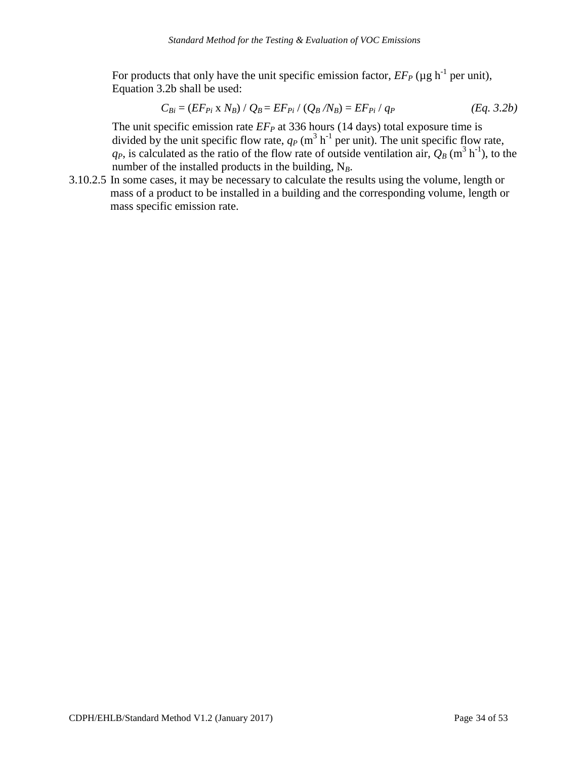For products that only have the unit specific emission factor, $EF_P$ (µg h$^{-1}$ per unit), Equation 3.2b shall be used:

$$C_{Bi} = (EF_{Pi} \times N_B) / Q_B = EF_{Pi} / (Q_B / N_B) = EF_{Pi} / q_P \qquad \textit{(Eq. 3.2b)}$$

The unit specific emission rate $EF_P$ at 336 hours (14 days) total exposure time is divided by the unit specific flow rate, $q_P$ (m$^3$ h$^{-1}$ per unit). The unit specific flow rate, $q_P$, is calculated as the ratio of the flow rate of outside ventilation air, $Q_B$ (m$^3$ h$^{-1}$), to the number of the installed products in the building, $N_B$.

3.10.2.5 In some cases, it may be necessary to calculate the results using the volume, length or mass of a product to be installed in a building and the corresponding volume, length or mass specific emission rate.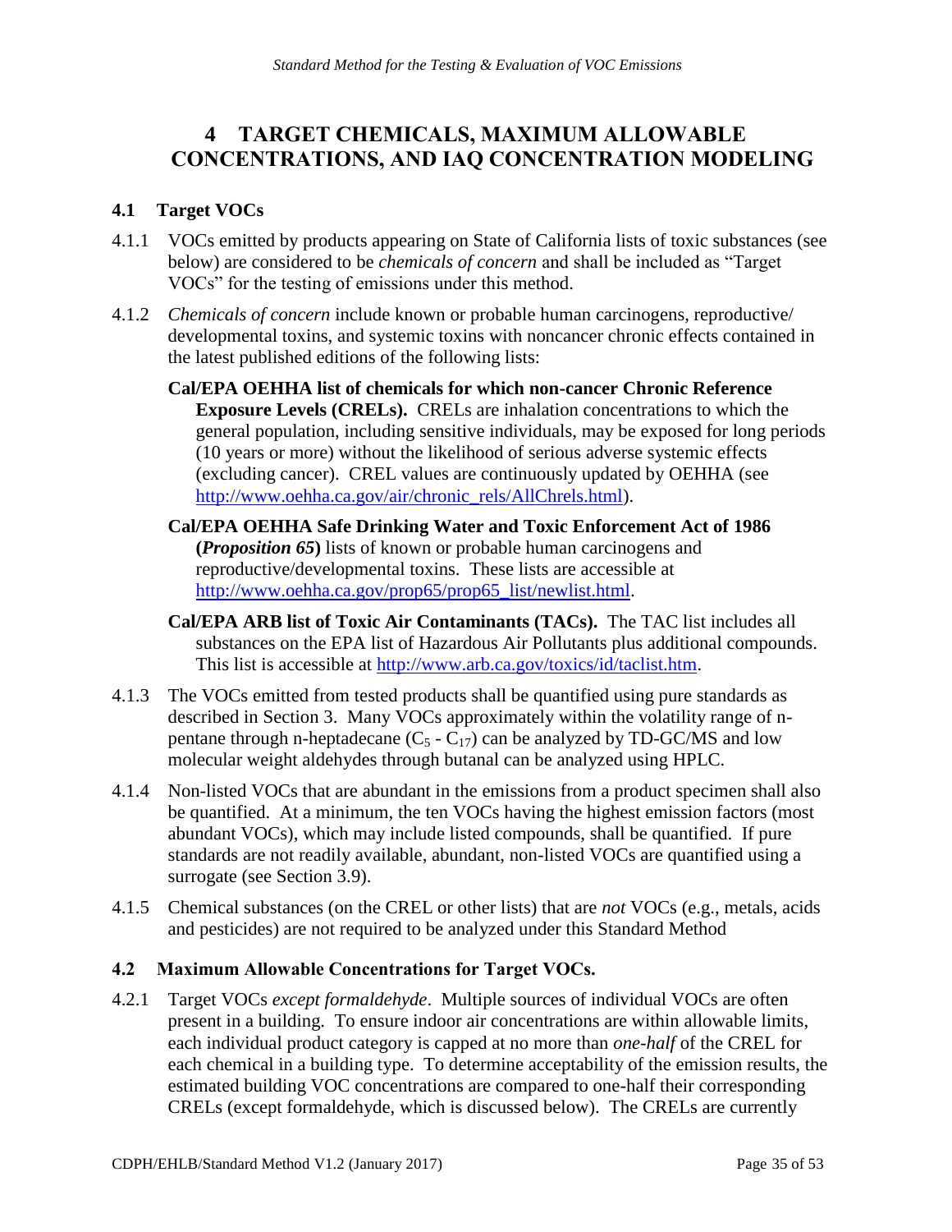# 4 TARGET CHEMICALS, MAXIMUM ALLOWABLE CONCENTRATIONS, AND IAQ CONCENTRATION MODELING

## 4.1 Target VOCs

4.1.1 VOCs emitted by products appearing on State of California lists of toxic substances (see below) are considered to be *chemicals of concern* and shall be included as "Target VOCs" for the testing of emissions under this method.

4.1.2 *Chemicals of concern* include known or probable human carcinogens, reproductive/ developmental toxins, and systemic toxins with noncancer chronic effects contained in the latest published editions of the following lists:

**Cal/EPA OEHHA list of chemicals for which non-cancer Chronic Reference Exposure Levels (CRELs).** CRELs are inhalation concentrations to which the general population, including sensitive individuals, may be exposed for long periods (10 years or more) without the likelihood of serious adverse systemic effects (excluding cancer). CREL values are continuously updated by OEHHA (see http://www.oehha.ca.gov/air/chronic_rels/AllChrels.html).

**Cal/EPA OEHHA Safe Drinking Water and Toxic Enforcement Act of 1986 (*Proposition 65*)** lists of known or probable human carcinogens and reproductive/developmental toxins. These lists are accessible at http://www.oehha.ca.gov/prop65/prop65_list/newlist.html.

**Cal/EPA ARB list of Toxic Air Contaminants (TACs).** The TAC list includes all substances on the EPA list of Hazardous Air Pollutants plus additional compounds. This list is accessible at http://www.arb.ca.gov/toxics/id/taclist.htm.

4.1.3 The VOCs emitted from tested products shall be quantified using pure standards as described in Section 3. Many VOCs approximately within the volatility range of n-pentane through n-heptadecane ($C_5$ - $C_{17}$) can be analyzed by TD-GC/MS and low molecular weight aldehydes through butanal can be analyzed using HPLC.

4.1.4 Non-listed VOCs that are abundant in the emissions from a product specimen shall also be quantified. At a minimum, the ten VOCs having the highest emission factors (most abundant VOCs), which may include listed compounds, shall be quantified. If pure standards are not readily available, abundant, non-listed VOCs are quantified using a surrogate (see Section 3.9).

4.1.5 Chemical substances (on the CREL or other lists) that are *not* VOCs (e.g., metals, acids and pesticides) are not required to be analyzed under this Standard Method

## 4.2 Maximum Allowable Concentrations for Target VOCs.

4.2.1 Target VOCs *except formaldehyde*. Multiple sources of individual VOCs are often present in a building. To ensure indoor air concentrations are within allowable limits, each individual product category is capped at no more than *one-half* of the CREL for each chemical in a building type. To determine acceptability of the emission results, the estimated building VOC concentrations are compared to one-half their corresponding CRELs (except formaldehyde, which is discussed below). The CRELs are currently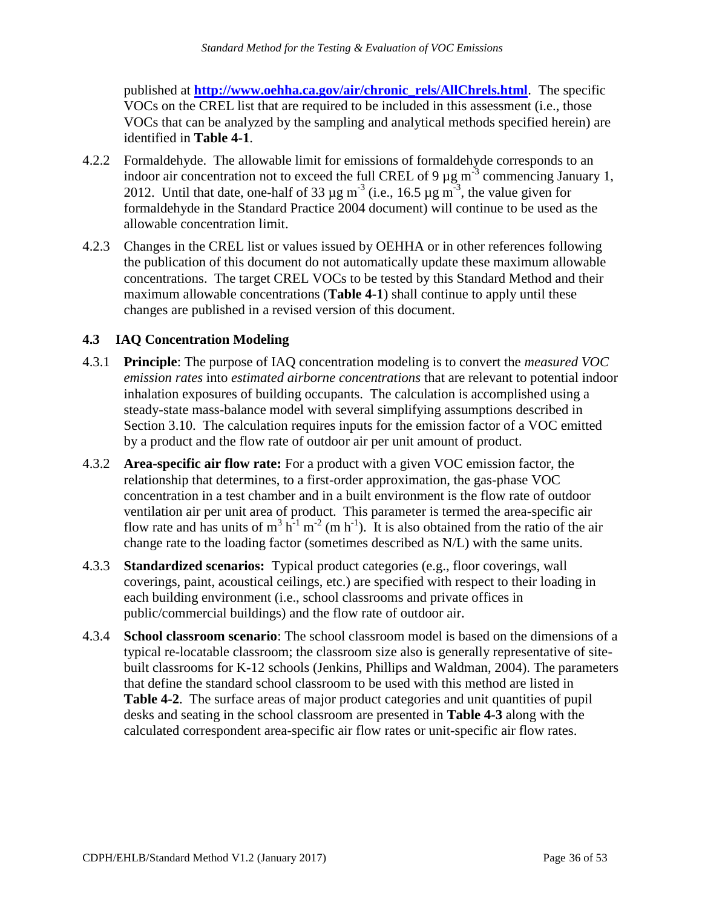published at **http://www.oehha.ca.gov/air/chronic_rels/AllChrels.html**. The specific VOCs on the CREL list that are required to be included in this assessment (i.e., those VOCs that can be analyzed by the sampling and analytical methods specified herein) are identified in **Table 4-1**.

4.2.2 Formaldehyde. The allowable limit for emissions of formaldehyde corresponds to an indoor air concentration not to exceed the full CREL of 9 $\mu g\ m^{-3}$ commencing January 1, 2012. Until that date, one-half of 33 $\mu g\ m^{-3}$ (i.e., 16.5 $\mu g\ m^{-3}$, the value given for formaldehyde in the Standard Practice 2004 document) will continue to be used as the allowable concentration limit.

4.2.3 Changes in the CREL list or values issued by OEHHA or in other references following the publication of this document do not automatically update these maximum allowable concentrations. The target CREL VOCs to be tested by this Standard Method and their maximum allowable concentrations (**Table 4-1**) shall continue to apply until these changes are published in a revised version of this document.

### 4.3 IAQ Concentration Modeling

4.3.1 **Principle**: The purpose of IAQ concentration modeling is to convert the *measured VOC emission rates* into *estimated airborne concentrations* that are relevant to potential indoor inhalation exposures of building occupants. The calculation is accomplished using a steady-state mass-balance model with several simplifying assumptions described in Section 3.10. The calculation requires inputs for the emission factor of a VOC emitted by a product and the flow rate of outdoor air per unit amount of product.

4.3.2 **Area-specific air flow rate:** For a product with a given VOC emission factor, the relationship that determines, to a first-order approximation, the gas-phase VOC concentration in a test chamber and in a built environment is the flow rate of outdoor ventilation air per unit area of product. This parameter is termed the area-specific air flow rate and has units of $m^3\ h^{-1}\ m^{-2}$ ($m\ h^{-1}$). It is also obtained from the ratio of the air change rate to the loading factor (sometimes described as N/L) with the same units.

4.3.3 **Standardized scenarios:** Typical product categories (e.g., floor coverings, wall coverings, paint, acoustical ceilings, etc.) are specified with respect to their loading in each building environment (i.e., school classrooms and private offices in public/commercial buildings) and the flow rate of outdoor air.

4.3.4 **School classroom scenario**: The school classroom model is based on the dimensions of a typical re-locatable classroom; the classroom size also is generally representative of site-built classrooms for K-12 schools (Jenkins, Phillips and Waldman, 2004). The parameters that define the standard school classroom to be used with this method are listed in **Table 4-2**. The surface areas of major product categories and unit quantities of pupil desks and seating in the school classroom are presented in **Table 4-3** along with the calculated correspondent area-specific air flow rates or unit-specific air flow rates.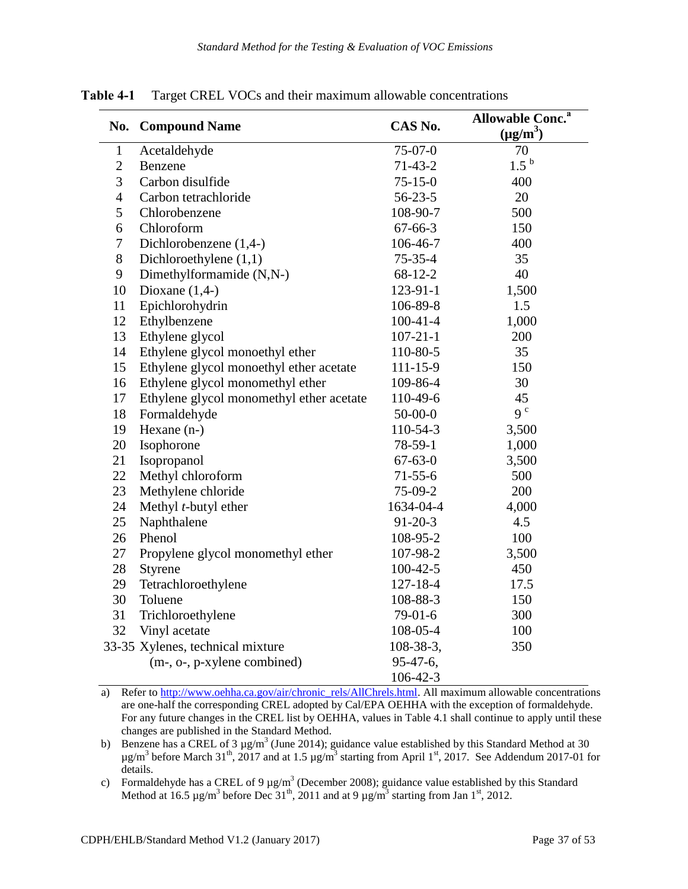**Table 4-1** Target CREL VOCs and their maximum allowable concentrations

| No. | Compound Name | CAS No. | Allowable Conc.[a] ($\mu g/m^3$) |
|---|---|---|---|
| 1 | Acetaldehyde | 75-07-0 | 70 |
| 2 | Benzene | 71-43-2 | 1.5 [b] |
| 3 | Carbon disulfide | 75-15-0 | 400 |
| 4 | Carbon tetrachloride | 56-23-5 | 20 |
| 5 | Chlorobenzene | 108-90-7 | 500 |
| 6 | Chloroform | 67-66-3 | 150 |
| 7 | Dichlorobenzene (1,4-) | 106-46-7 | 400 |
| 8 | Dichloroethylene (1,1) | 75-35-4 | 35 |
| 9 | Dimethylformamide (N,N-) | 68-12-2 | 40 |
| 10 | Dioxane (1,4-) | 123-91-1 | 1,500 |
| 11 | Epichlorohydrin | 106-89-8 | 1.5 |
| 12 | Ethylbenzene | 100-41-4 | 1,000 |
| 13 | Ethylene glycol | 107-21-1 | 200 |
| 14 | Ethylene glycol monoethyl ether | 110-80-5 | 35 |
| 15 | Ethylene glycol monoethyl ether acetate | 111-15-9 | 150 |
| 16 | Ethylene glycol monomethyl ether | 109-86-4 | 30 |
| 17 | Ethylene glycol monomethyl ether acetate | 110-49-6 | 45 |
| 18 | Formaldehyde | 50-00-0 | 9 [c] |
| 19 | Hexane (n-) | 110-54-3 | 3,500 |
| 20 | Isophorone | 78-59-1 | 1,000 |
| 21 | Isopropanol | 67-63-0 | 3,500 |
| 22 | Methyl chloroform | 71-55-6 | 500 |
| 23 | Methylene chloride | 75-09-2 | 200 |
| 24 | Methyl *t*-butyl ether | 1634-04-4 | 4,000 |
| 25 | Naphthalene | 91-20-3 | 4.5 |
| 26 | Phenol | 108-95-2 | 100 |
| 27 | Propylene glycol monomethyl ether | 107-98-2 | 3,500 |
| 28 | Styrene | 100-42-5 | 450 |
| 29 | Tetrachloroethylene | 127-18-4 | 17.5 |
| 30 | Toluene | 108-88-3 | 150 |
| 31 | Trichloroethylene | 79-01-6 | 300 |
| 32 | Vinyl acetate | 108-05-4 | 100 |
| 33-35 | Xylenes, technical mixture (m-, o-, p-xylene combined) | 108-38-3, 95-47-6, 106-42-3 | 350 |

a) Refer to http://www.oehha.ca.gov/air/chronic_rels/AllChrels.html. All maximum allowable concentrations are one-half the corresponding CREL adopted by Cal/EPA OEHHA with the exception of formaldehyde. For any future changes in the CREL list by OEHHA, values in Table 4.1 shall continue to apply until these changes are published in the Standard Method.

b) Benzene has a CREL of 3 $\mu g/m^3$ (June 2014); guidance value established by this Standard Method at 30 $\mu g/m^3$ before March 31st, 2017 and at 1.5 $\mu g/m^3$ starting from April 1st, 2017. See Addendum 2017-01 for details.

c) Formaldehyde has a CREL of 9 $\mu g/m^3$ (December 2008); guidance value established by this Standard Method at 16.5 $\mu g/m^3$ before Dec 31th, 2011 and at 9 $\mu g/m^3$ starting from Jan 1st, 2012.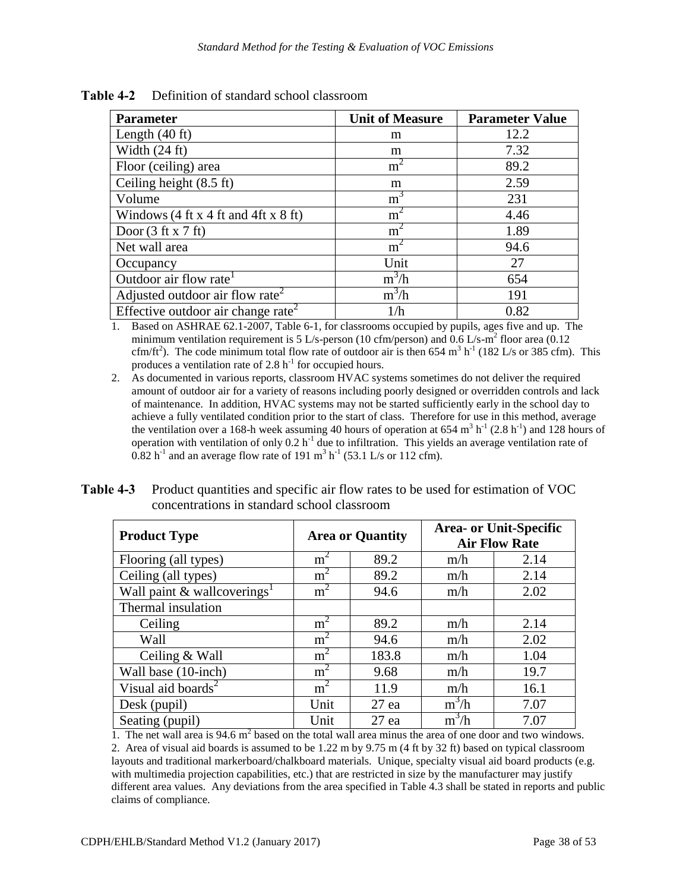**Table 4-2** Definition of standard school classroom

| Parameter | Unit of Measure | Parameter Value |
|---|---|---|
| Length (40 ft) | m | 12.2 |
| Width (24 ft) | m | 7.32 |
| Floor (ceiling) area | $m^2$ | 89.2 |
| Ceiling height (8.5 ft) | m | 2.59 |
| Volume | $m^3$ | 231 |
| Windows (4 ft x 4 ft and 4ft x 8 ft) | $m^2$ | 4.46 |
| Door (3 ft x 7 ft) | $m^2$ | 1.89 |
| Net wall area | $m^2$ | 94.6 |
| Occupancy | Unit | 27 |
| Outdoor air flow rate[1] | $m^3/h$ | 654 |
| Adjusted outdoor air flow rate[2] | $m^3/h$ | 191 |
| Effective outdoor air change rate[2] | 1/h | 0.82 |

1. Based on ASHRAE 62.1-2007, Table 6-1, for classrooms occupied by pupils, ages five and up. The minimum ventilation requirement is 5 L/s-person (10 cfm/person) and 0.6 L/s-$m^2$ floor area (0.12 cfm/$ft^2$). The code minimum total flow rate of outdoor air is then 654 $m^3$ $h^{-1}$ (182 L/s or 385 cfm). This produces a ventilation rate of 2.8 $h^{-1}$ for occupied hours.
2. As documented in various reports, classroom HVAC systems sometimes do not deliver the required amount of outdoor air for a variety of reasons including poorly designed or overridden controls and lack of maintenance. In addition, HVAC systems may not be started sufficiently early in the school day to achieve a fully ventilated condition prior to the start of class. Therefore for use in this method, average the ventilation over a 168-h week assuming 40 hours of operation at 654 $m^3$ $h^{-1}$ (2.8 $h^{-1}$) and 128 hours of operation with ventilation of only 0.2 $h^{-1}$ due to infiltration. This yields an average ventilation rate of 0.82 $h^{-1}$ and an average flow rate of 191 $m^3$ $h^{-1}$ (53.1 L/s or 112 cfm).

**Table 4-3** Product quantities and specific air flow rates to be used for estimation of VOC concentrations in standard school classroom

| Product Type | Area or Quantity | | Area- or Unit-Specific Air Flow Rate | |
|---|---|---|---|---|
| Flooring (all types) | $m^2$ | 89.2 | m/h | 2.14 |
| Ceiling (all types) | $m^2$ | 89.2 | m/h | 2.14 |
| Wall paint & wallcoverings[1] | $m^2$ | 94.6 | m/h | 2.02 |
| Thermal insulation | | | | |
| Ceiling | $m^2$ | 89.2 | m/h | 2.14 |
| Wall | $m^2$ | 94.6 | m/h | 2.02 |
| Ceiling & Wall | $m^2$ | 183.8 | m/h | 1.04 |
| Wall base (10-inch) | $m^2$ | 9.68 | m/h | 19.7 |
| Visual aid boards[2] | $m^2$ | 11.9 | m/h | 16.1 |
| Desk (pupil) | Unit | 27 ea | $m^3/h$ | 7.07 |
| Seating (pupil) | Unit | 27 ea | $m^3/h$ | 7.07 |

1. The net wall area is 94.6 $m^2$ based on the total wall area minus the area of one door and two windows.
2. Area of visual aid boards is assumed to be 1.22 m by 9.75 m (4 ft by 32 ft) based on typical classroom layouts and traditional markerboard/chalkboard materials. Unique, specialty visual aid board products (e.g. with multimedia projection capabilities, etc.) that are restricted in size by the manufacturer may justify different area values. Any deviations from the area specified in Table 4.3 shall be stated in reports and public claims of compliance.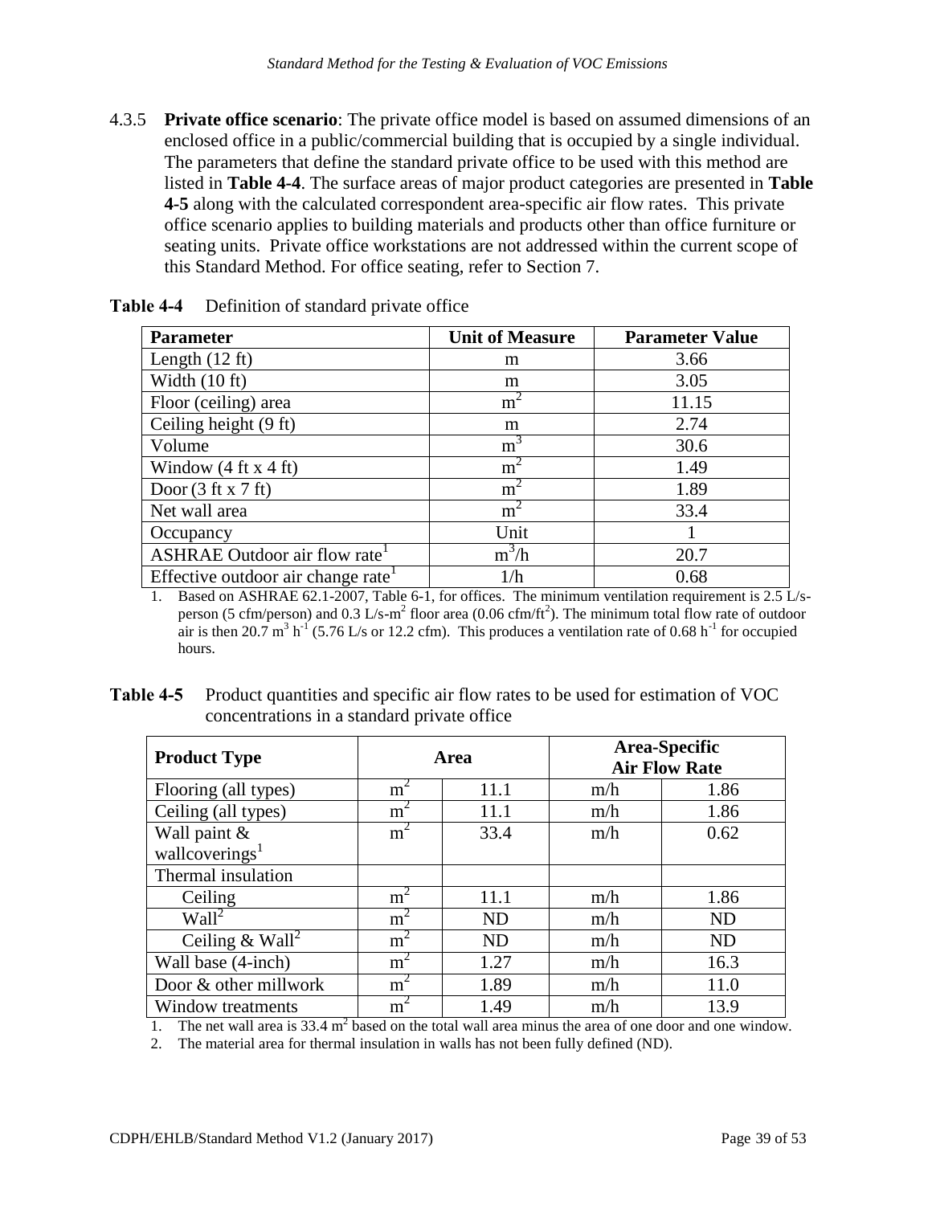4.3.5 **Private office scenario**: The private office model is based on assumed dimensions of an enclosed office in a public/commercial building that is occupied by a single individual. The parameters that define the standard private office to be used with this method are listed in **Table 4-4**. The surface areas of major product categories are presented in **Table 4-5** along with the calculated correspondent area-specific air flow rates. This private office scenario applies to building materials and products other than office furniture or seating units. Private office workstations are not addressed within the current scope of this Standard Method. For office seating, refer to Section 7.

**Table 4-4** Definition of standard private office

| Parameter | Unit of Measure | Parameter Value |
|---|---|---|
| Length (12 ft) | m | 3.66 |
| Width (10 ft) | m | 3.05 |
| Floor (ceiling) area | $m^2$ | 11.15 |
| Ceiling height (9 ft) | m | 2.74 |
| Volume | $m^3$ | 30.6 |
| Window (4 ft x 4 ft) | $m^2$ | 1.49 |
| Door (3 ft x 7 ft) | $m^2$ | 1.89 |
| Net wall area | $m^2$ | 33.4 |
| Occupancy | Unit | 1 |
| ASHRAE Outdoor air flow rate[1] | $m^3$/h | 20.7 |
| Effective outdoor air change rate[1] | 1/h | 0.68 |

1. Based on ASHRAE 62.1-2007, Table 6-1, for offices. The minimum ventilation requirement is 2.5 L/s-person (5 cfm/person) and 0.3 L/s-$m^2$ floor area (0.06 cfm/$ft^2$). The minimum total flow rate of outdoor air is then 20.7 $m^3$ $h^{-1}$ (5.76 L/s or 12.2 cfm). This produces a ventilation rate of 0.68 $h^{-1}$ for occupied hours.

**Table 4-5** Product quantities and specific air flow rates to be used for estimation of VOC concentrations in a standard private office

| Product Type | Area | | Area-Specific Air Flow Rate | |
|---|---|---|---|---|
| Flooring (all types) | $m^2$ | 11.1 | m/h | 1.86 |
| Ceiling (all types) | $m^2$ | 11.1 | m/h | 1.86 |
| Wall paint & wallcoverings[1] | $m^2$ | 33.4 | m/h | 0.62 |
| Thermal insulation | | | | |
| Ceiling | $m^2$ | 11.1 | m/h | 1.86 |
| Wall[2] | $m^2$ | ND | m/h | ND |
| Ceiling & Wall[2] | $m^2$ | ND | m/h | ND |
| Wall base (4-inch) | $m^2$ | 1.27 | m/h | 16.3 |
| Door & other millwork | $m^2$ | 1.89 | m/h | 11.0 |
| Window treatments | $m^2$ | 1.49 | m/h | 13.9 |

1. The net wall area is 33.4 $m^2$ based on the total wall area minus the area of one door and one window.
2. The material area for thermal insulation in walls has not been fully defined (ND).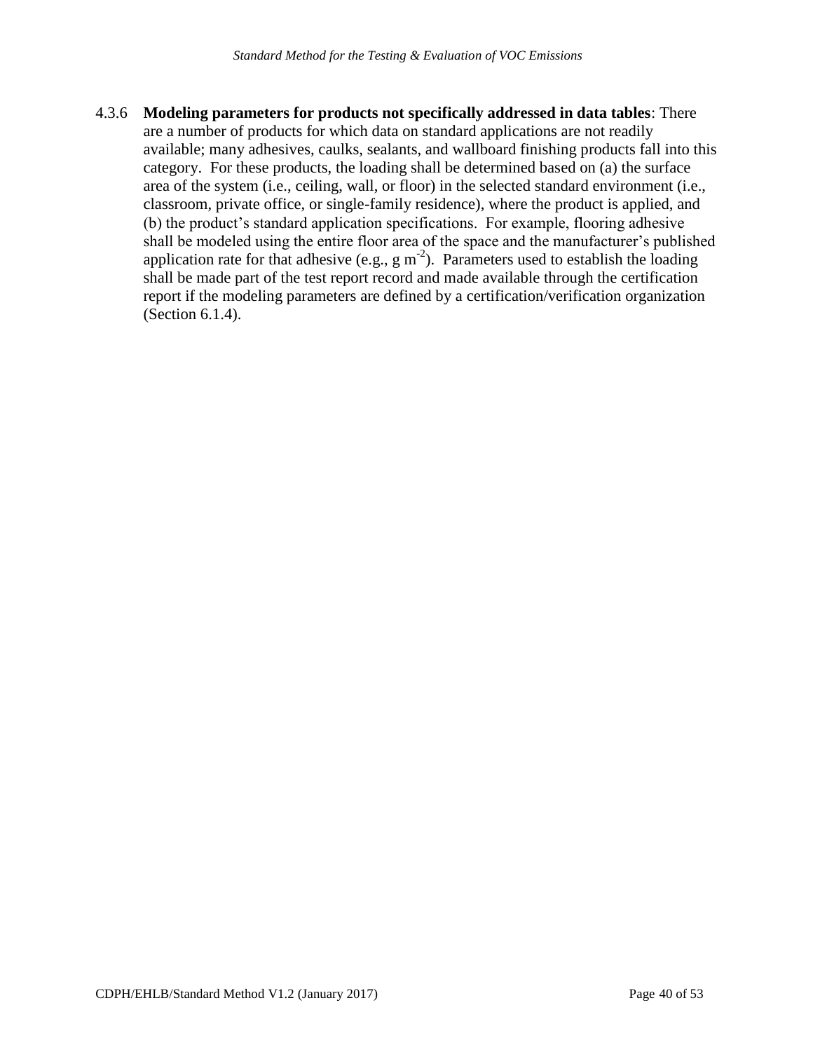4.3.6 **Modeling parameters for products not specifically addressed in data tables**: There are a number of products for which data on standard applications are not readily available; many adhesives, caulks, sealants, and wallboard finishing products fall into this category. For these products, the loading shall be determined based on (a) the surface area of the system (i.e., ceiling, wall, or floor) in the selected standard environment (i.e., classroom, private office, or single-family residence), where the product is applied, and (b) the product's standard application specifications. For example, flooring adhesive shall be modeled using the entire floor area of the space and the manufacturer's published application rate for that adhesive (e.g., g $m^{-2}$). Parameters used to establish the loading shall be made part of the test report record and made available through the certification report if the modeling parameters are defined by a certification/verification organization (Section 6.1.4).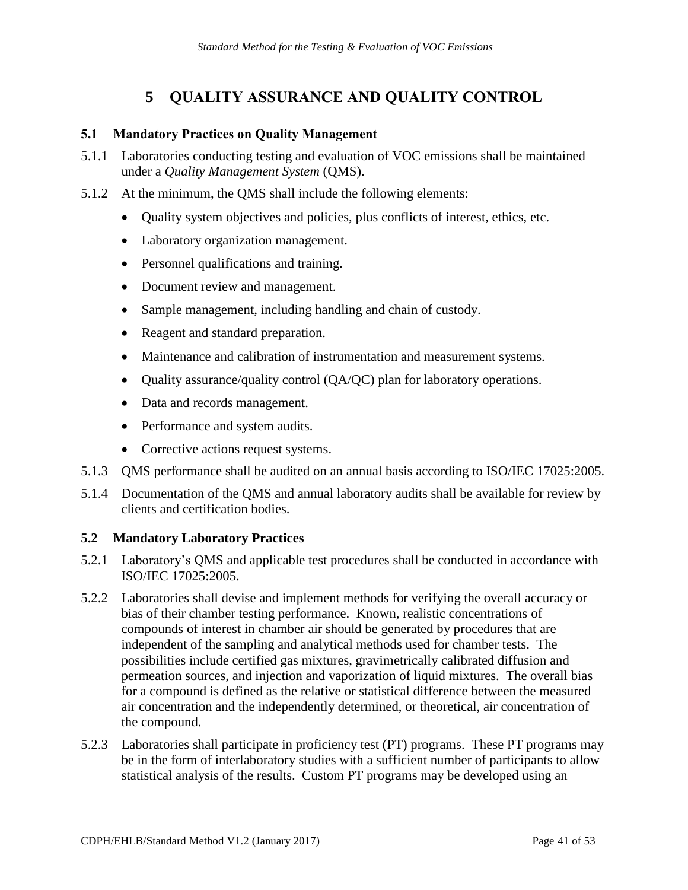# 5 QUALITY ASSURANCE AND QUALITY CONTROL

### 5.1 Mandatory Practices on Quality Management

5.1.1 Laboratories conducting testing and evaluation of VOC emissions shall be maintained under a *Quality Management System* (QMS).

5.1.2 At the minimum, the QMS shall include the following elements:

- Quality system objectives and policies, plus conflicts of interest, ethics, etc.
- Laboratory organization management.
- Personnel qualifications and training.
- Document review and management.
- Sample management, including handling and chain of custody.
- Reagent and standard preparation.
- Maintenance and calibration of instrumentation and measurement systems.
- Quality assurance/quality control (QA/QC) plan for laboratory operations.
- Data and records management.
- Performance and system audits.
- Corrective actions request systems.

5.1.3 QMS performance shall be audited on an annual basis according to ISO/IEC 17025:2005.

5.1.4 Documentation of the QMS and annual laboratory audits shall be available for review by clients and certification bodies.

### 5.2 Mandatory Laboratory Practices

5.2.1 Laboratory's QMS and applicable test procedures shall be conducted in accordance with ISO/IEC 17025:2005.

5.2.2 Laboratories shall devise and implement methods for verifying the overall accuracy or bias of their chamber testing performance. Known, realistic concentrations of compounds of interest in chamber air should be generated by procedures that are independent of the sampling and analytical methods used for chamber tests. The possibilities include certified gas mixtures, gravimetrically calibrated diffusion and permeation sources, and injection and vaporization of liquid mixtures. The overall bias for a compound is defined as the relative or statistical difference between the measured air concentration and the independently determined, or theoretical, air concentration of the compound.

5.2.3 Laboratories shall participate in proficiency test (PT) programs. These PT programs may be in the form of interlaboratory studies with a sufficient number of participants to allow statistical analysis of the results. Custom PT programs may be developed using an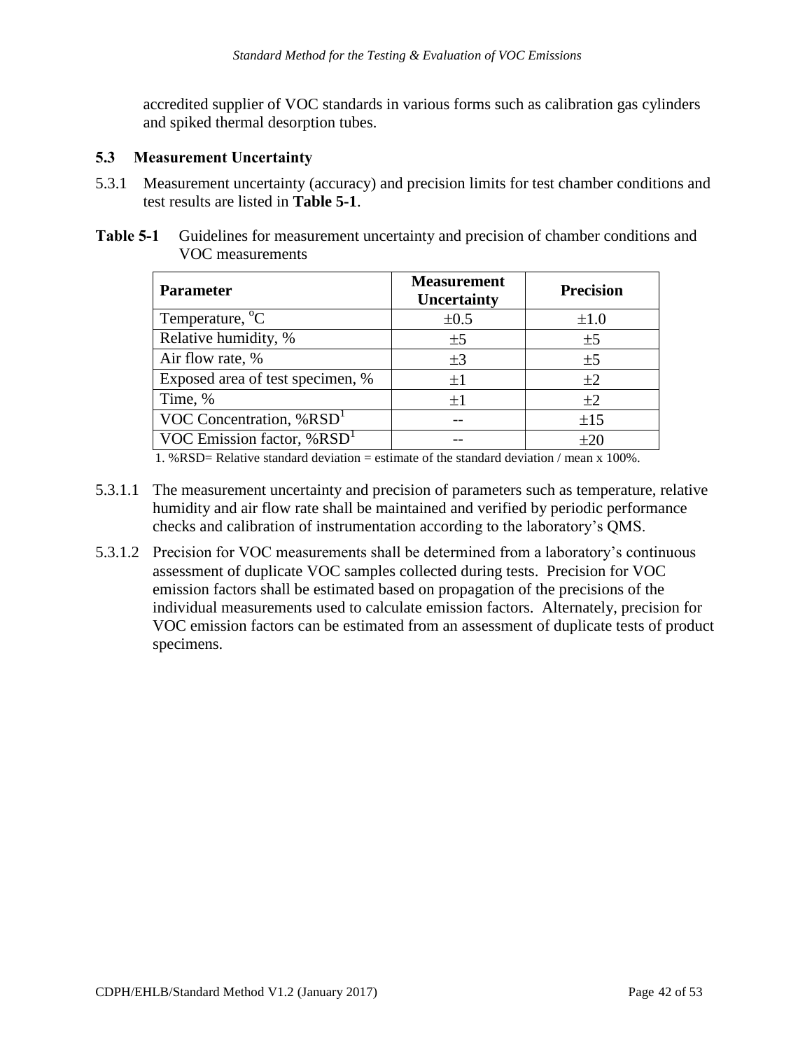accredited supplier of VOC standards in various forms such as calibration gas cylinders and spiked thermal desorption tubes.

### 5.3 Measurement Uncertainty

5.3.1 Measurement uncertainty (accuracy) and precision limits for test chamber conditions and test results are listed in **Table 5-1**.

**Table 5-1** Guidelines for measurement uncertainty and precision of chamber conditions and VOC measurements

| Parameter | Measurement Uncertainty | Precision |
|---|---|---|
| Temperature, $^{o}C$ | ±0.5 | ±1.0 |
| Relative humidity, % | ±5 | ±5 |
| Air flow rate, % | ±3 | ±5 |
| Exposed area of test specimen, % | ±1 | ±2 |
| Time, % | ±1 | ±2 |
| VOC Concentration, %RSD[1] | -- | ±15 |
| VOC Emission factor, %RSD[1] | -- | ±20 |

1. %RSD= Relative standard deviation = estimate of the standard deviation / mean x 100%.

5.3.1.1 The measurement uncertainty and precision of parameters such as temperature, relative humidity and air flow rate shall be maintained and verified by periodic performance checks and calibration of instrumentation according to the laboratory's QMS.

5.3.1.2 Precision for VOC measurements shall be determined from a laboratory's continuous assessment of duplicate VOC samples collected during tests. Precision for VOC emission factors shall be estimated based on propagation of the precisions of the individual measurements used to calculate emission factors. Alternately, precision for VOC emission factors can be estimated from an assessment of duplicate tests of product specimens.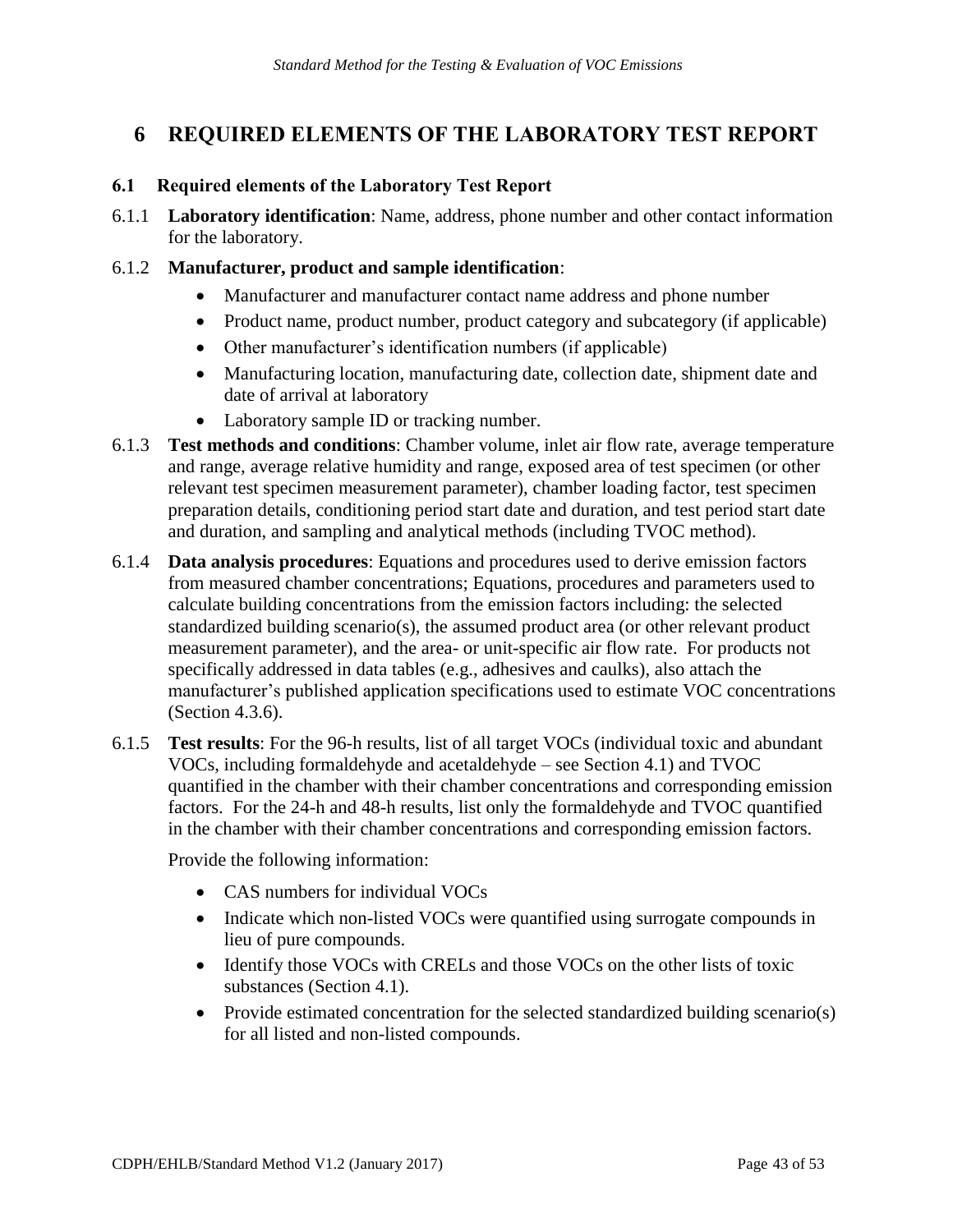# 6 REQUIRED ELEMENTS OF THE LABORATORY TEST REPORT

## 6.1 Required elements of the Laboratory Test Report

6.1.1 **Laboratory identification**: Name, address, phone number and other contact information for the laboratory.

6.1.2 **Manufacturer, product and sample identification**:

- Manufacturer and manufacturer contact name address and phone number
- Product name, product number, product category and subcategory (if applicable)
- Other manufacturer's identification numbers (if applicable)
- Manufacturing location, manufacturing date, collection date, shipment date and date of arrival at laboratory
- Laboratory sample ID or tracking number.

6.1.3 **Test methods and conditions**: Chamber volume, inlet air flow rate, average temperature and range, average relative humidity and range, exposed area of test specimen (or other relevant test specimen measurement parameter), chamber loading factor, test specimen preparation details, conditioning period start date and duration, and test period start date and duration, and sampling and analytical methods (including TVOC method).

6.1.4 **Data analysis procedures**: Equations and procedures used to derive emission factors from measured chamber concentrations; Equations, procedures and parameters used to calculate building concentrations from the emission factors including: the selected standardized building scenario(s), the assumed product area (or other relevant product measurement parameter), and the area- or unit-specific air flow rate. For products not specifically addressed in data tables (e.g., adhesives and caulks), also attach the manufacturer's published application specifications used to estimate VOC concentrations (Section 4.3.6).

6.1.5 **Test results**: For the 96-h results, list of all target VOCs (individual toxic and abundant VOCs, including formaldehyde and acetaldehyde – see Section 4.1) and TVOC quantified in the chamber with their chamber concentrations and corresponding emission factors. For the 24-h and 48-h results, list only the formaldehyde and TVOC quantified in the chamber with their chamber concentrations and corresponding emission factors.

Provide the following information:

- CAS numbers for individual VOCs
- Indicate which non-listed VOCs were quantified using surrogate compounds in lieu of pure compounds.
- Identify those VOCs with CRELs and those VOCs on the other lists of toxic substances (Section 4.1).
- Provide estimated concentration for the selected standardized building scenario(s) for all listed and non-listed compounds.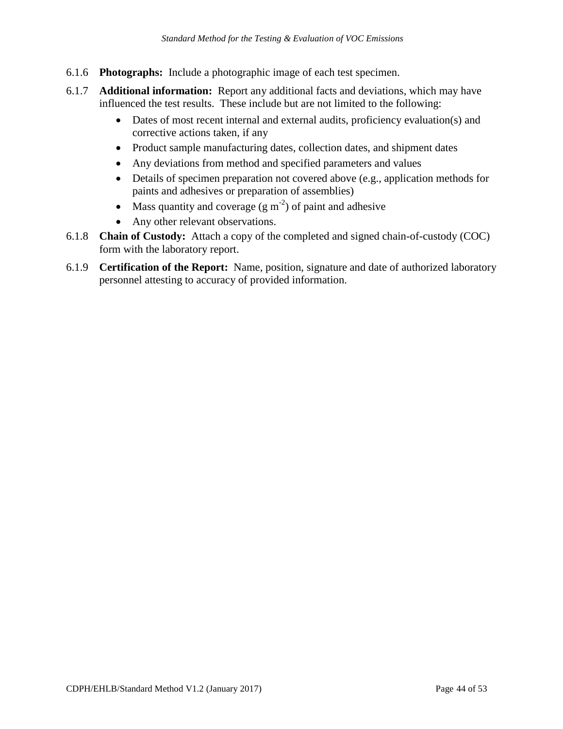6.1.6 **Photographs:** Include a photographic image of each test specimen.

6.1.7 **Additional information:** Report any additional facts and deviations, which may have influenced the test results. These include but are not limited to the following:

- Dates of most recent internal and external audits, proficiency evaluation(s) and corrective actions taken, if any
- Product sample manufacturing dates, collection dates, and shipment dates
- Any deviations from method and specified parameters and values
- Details of specimen preparation not covered above (e.g., application methods for paints and adhesives or preparation of assemblies)
- Mass quantity and coverage ($g\ m^{-2}$) of paint and adhesive
- Any other relevant observations.

6.1.8 **Chain of Custody:** Attach a copy of the completed and signed chain-of-custody (COC) form with the laboratory report.

6.1.9 **Certification of the Report:** Name, position, signature and date of authorized laboratory personnel attesting to accuracy of provided information.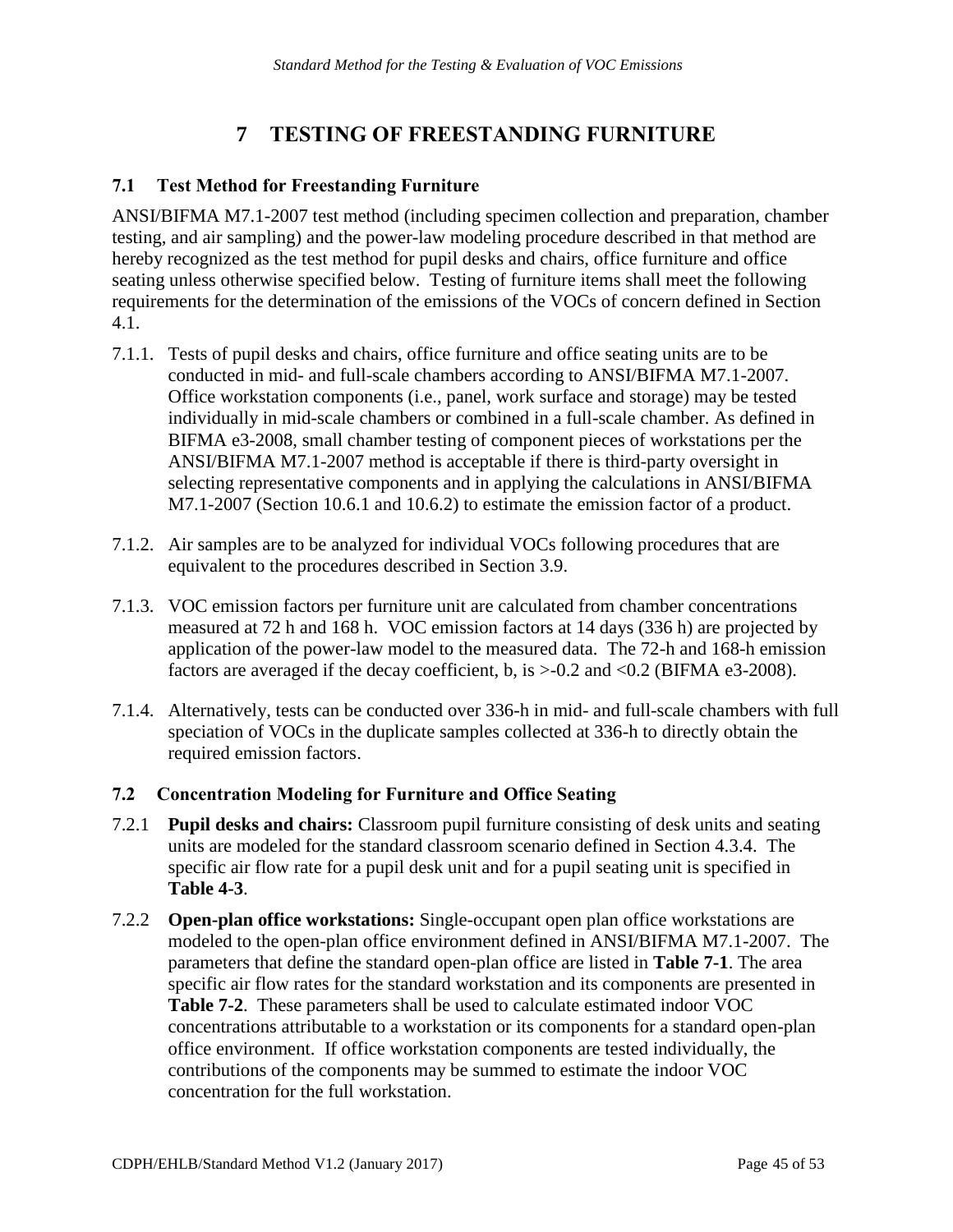# 7 TESTING OF FREESTANDING FURNITURE

## 7.1 Test Method for Freestanding Furniture

ANSI/BIFMA M7.1-2007 test method (including specimen collection and preparation, chamber testing, and air sampling) and the power-law modeling procedure described in that method are hereby recognized as the test method for pupil desks and chairs, office furniture and office seating unless otherwise specified below. Testing of furniture items shall meet the following requirements for the determination of the emissions of the VOCs of concern defined in Section 4.1.

7.1.1. Tests of pupil desks and chairs, office furniture and office seating units are to be conducted in mid- and full-scale chambers according to ANSI/BIFMA M7.1-2007. Office workstation components (i.e., panel, work surface and storage) may be tested individually in mid-scale chambers or combined in a full-scale chamber. As defined in BIFMA e3-2008, small chamber testing of component pieces of workstations per the ANSI/BIFMA M7.1-2007 method is acceptable if there is third-party oversight in selecting representative components and in applying the calculations in ANSI/BIFMA M7.1-2007 (Section 10.6.1 and 10.6.2) to estimate the emission factor of a product.

7.1.2. Air samples are to be analyzed for individual VOCs following procedures that are equivalent to the procedures described in Section 3.9.

7.1.3. VOC emission factors per furniture unit are calculated from chamber concentrations measured at 72 h and 168 h. VOC emission factors at 14 days (336 h) are projected by application of the power-law model to the measured data. The 72-h and 168-h emission factors are averaged if the decay coefficient, b, is $>-0.2$ and $<0.2$ (BIFMA e3-2008).

7.1.4. Alternatively, tests can be conducted over 336-h in mid- and full-scale chambers with full speciation of VOCs in the duplicate samples collected at 336-h to directly obtain the required emission factors.

## 7.2 Concentration Modeling for Furniture and Office Seating

7.2.1 **Pupil desks and chairs:** Classroom pupil furniture consisting of desk units and seating units are modeled for the standard classroom scenario defined in Section 4.3.4. The specific air flow rate for a pupil desk unit and for a pupil seating unit is specified in **Table 4-3**.

7.2.2 **Open-plan office workstations:** Single-occupant open plan office workstations are modeled to the open-plan office environment defined in ANSI/BIFMA M7.1-2007. The parameters that define the standard open-plan office are listed in **Table 7-1**. The area specific air flow rates for the standard workstation and its components are presented in **Table 7-2**. These parameters shall be used to calculate estimated indoor VOC concentrations attributable to a workstation or its components for a standard open-plan office environment. If office workstation components are tested individually, the contributions of the components may be summed to estimate the indoor VOC concentration for the full workstation.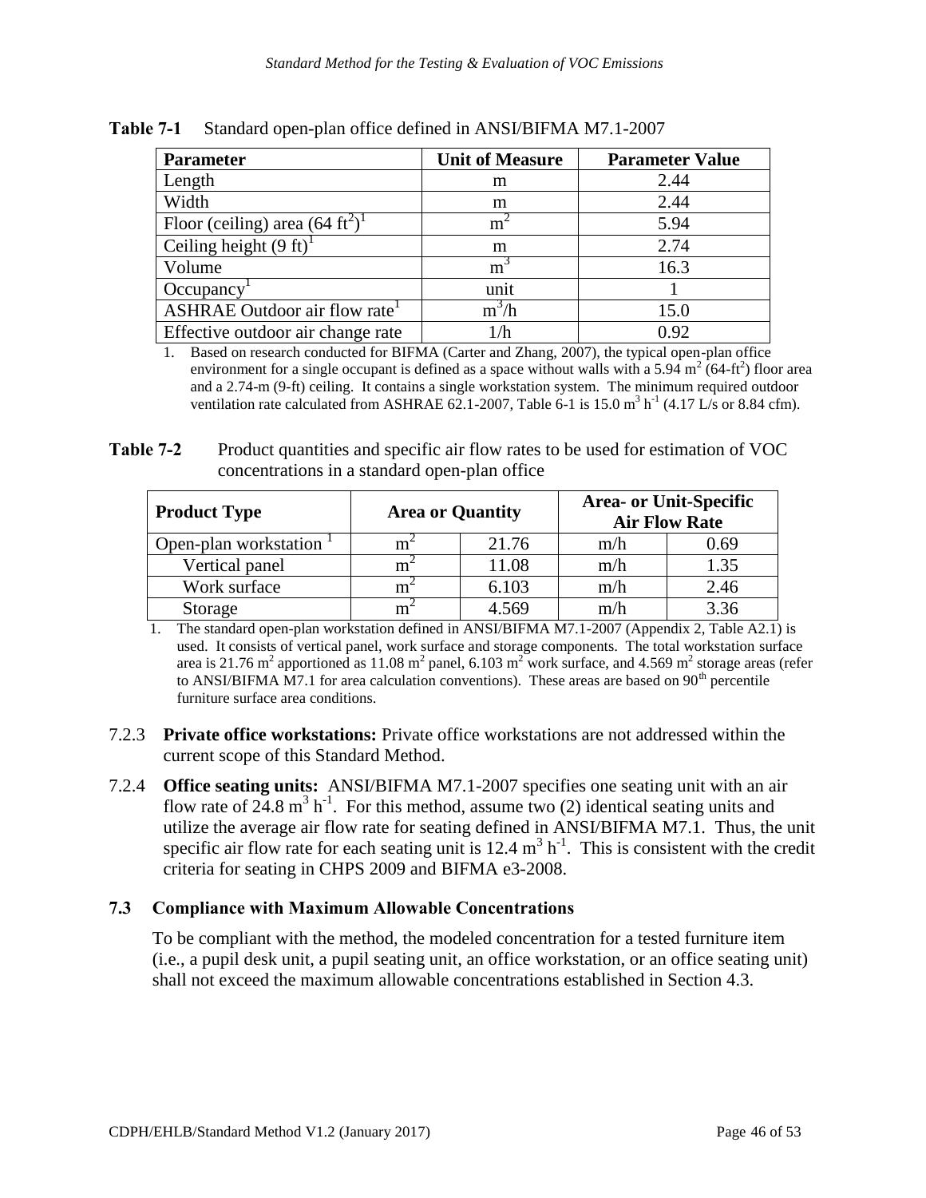**Table 7-1** Standard open-plan office defined in ANSI/BIFMA M7.1-2007

| Parameter | Unit of Measure | Parameter Value |
|---|---|---|
| Length | m | 2.44 |
| Width | m | 2.44 |
| Floor (ceiling) area (64 $ft^2$)[1] | $m^2$ | 5.94 |
| Ceiling height (9 ft)[1] | m | 2.74 |
| Volume | $m^3$ | 16.3 |
| Occupancy[1] | unit | 1 |
| ASHRAE Outdoor air flow rate[1] | $m^3$/h | 15.0 |
| Effective outdoor air change rate | 1/h | 0.92 |

1. Based on research conducted for BIFMA (Carter and Zhang, 2007), the typical open-plan office environment for a single occupant is defined as a space without walls with a 5.94 $m^2$ (64-$ft^2$) floor area and a 2.74-m (9-ft) ceiling. It contains a single workstation system. The minimum required outdoor ventilation rate calculated from ASHRAE 62.1-2007, Table 6-1 is 15.0 $m^3$ $h^{-1}$ (4.17 L/s or 8.84 cfm).

**Table 7-2** Product quantities and specific air flow rates to be used for estimation of VOC concentrations in a standard open-plan office

| Product Type | Area or Quantity | | Area- or Unit-Specific Air Flow Rate | |
|---|---|---|---|---|
| Open-plan workstation[1] | $m^2$ | 21.76 | m/h | 0.69 |
| Vertical panel | $m^2$ | 11.08 | m/h | 1.35 |
| Work surface | $m^2$ | 6.103 | m/h | 2.46 |
| Storage | $m^2$ | 4.569 | m/h | 3.36 |

1. The standard open-plan workstation defined in ANSI/BIFMA M7.1-2007 (Appendix 2, Table A2.1) is used. It consists of vertical panel, work surface and storage components. The total workstation surface area is 21.76 $m^2$ apportioned as 11.08 $m^2$ panel, 6.103 $m^2$ work surface, and 4.569 $m^2$ storage areas (refer to ANSI/BIFMA M7.1 for area calculation conventions). These areas are based on 90$^{th}$ percentile furniture surface area conditions.

7.2.3 **Private office workstations:** Private office workstations are not addressed within the current scope of this Standard Method.

7.2.4 **Office seating units:** ANSI/BIFMA M7.1-2007 specifies one seating unit with an air flow rate of 24.8 $m^3$ $h^{-1}$. For this method, assume two (2) identical seating units and utilize the average air flow rate for seating defined in ANSI/BIFMA M7.1. Thus, the unit specific air flow rate for each seating unit is 12.4 $m^3$ $h^{-1}$. This is consistent with the credit criteria for seating in CHPS 2009 and BIFMA e3-2008.

### 7.3 Compliance with Maximum Allowable Concentrations

To be compliant with the method, the modeled concentration for a tested furniture item (i.e., a pupil desk unit, a pupil seating unit, an office workstation, or an office seating unit) shall not exceed the maximum allowable concentrations established in Section 4.3.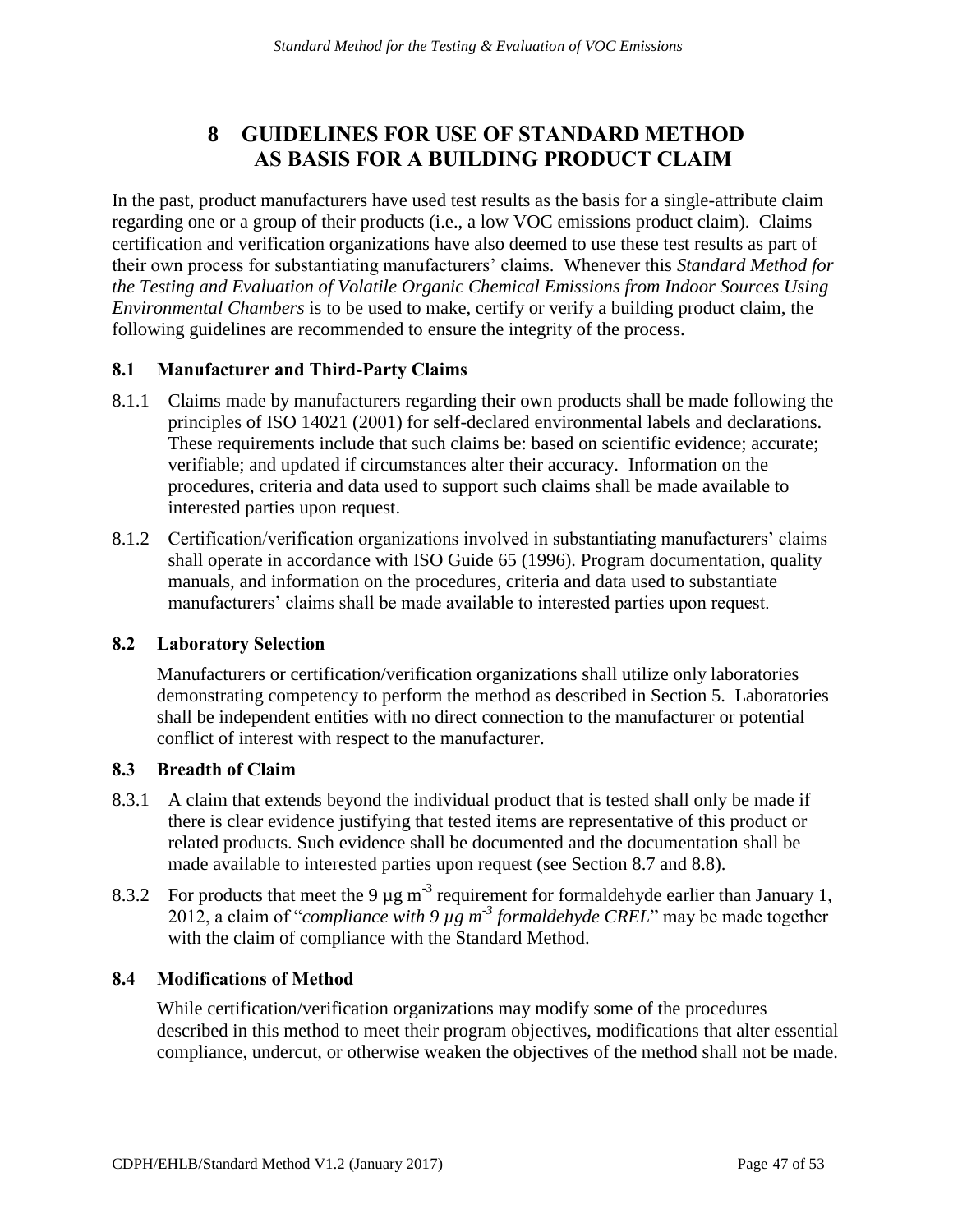# 8 GUIDELINES FOR USE OF STANDARD METHOD AS BASIS FOR A BUILDING PRODUCT CLAIM

In the past, product manufacturers have used test results as the basis for a single-attribute claim regarding one or a group of their products (i.e., a low VOC emissions product claim). Claims certification and verification organizations have also deemed to use these test results as part of their own process for substantiating manufacturers' claims. Whenever this *Standard Method for the Testing and Evaluation of Volatile Organic Chemical Emissions from Indoor Sources Using Environmental Chambers* is to be used to make, certify or verify a building product claim, the following guidelines are recommended to ensure the integrity of the process.

## 8.1 Manufacturer and Third-Party Claims

8.1.1 Claims made by manufacturers regarding their own products shall be made following the principles of ISO 14021 (2001) for self-declared environmental labels and declarations. These requirements include that such claims be: based on scientific evidence; accurate; verifiable; and updated if circumstances alter their accuracy. Information on the procedures, criteria and data used to support such claims shall be made available to interested parties upon request.

8.1.2 Certification/verification organizations involved in substantiating manufacturers' claims shall operate in accordance with ISO Guide 65 (1996). Program documentation, quality manuals, and information on the procedures, criteria and data used to substantiate manufacturers' claims shall be made available to interested parties upon request.

## 8.2 Laboratory Selection

Manufacturers or certification/verification organizations shall utilize only laboratories demonstrating competency to perform the method as described in Section 5. Laboratories shall be independent entities with no direct connection to the manufacturer or potential conflict of interest with respect to the manufacturer.

## 8.3 Breadth of Claim

8.3.1 A claim that extends beyond the individual product that is tested shall only be made if there is clear evidence justifying that tested items are representative of this product or related products. Such evidence shall be documented and the documentation shall be made available to interested parties upon request (see Section 8.7 and 8.8).

8.3.2 For products that meet the 9 $\mu g\ m^{-3}$ requirement for formaldehyde earlier than January 1, 2012, a claim of "*compliance with 9 $\mu g\ m^{-3}$ formaldehyde CREL*" may be made together with the claim of compliance with the Standard Method.

## 8.4 Modifications of Method

While certification/verification organizations may modify some of the procedures described in this method to meet their program objectives, modifications that alter essential compliance, undercut, or otherwise weaken the objectives of the method shall not be made.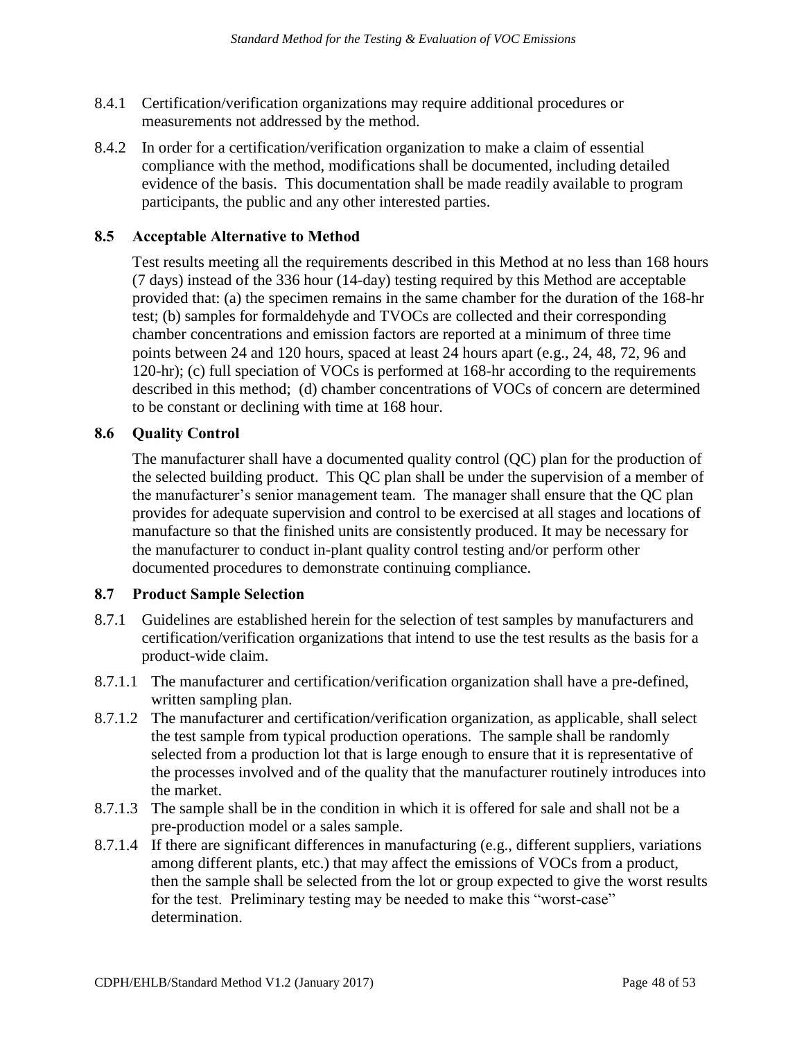8.4.1 Certification/verification organizations may require additional procedures or measurements not addressed by the method.

8.4.2 In order for a certification/verification organization to make a claim of essential compliance with the method, modifications shall be documented, including detailed evidence of the basis. This documentation shall be made readily available to program participants, the public and any other interested parties.

### 8.5 Acceptable Alternative to Method

Test results meeting all the requirements described in this Method at no less than 168 hours (7 days) instead of the 336 hour (14-day) testing required by this Method are acceptable provided that: (a) the specimen remains in the same chamber for the duration of the 168-hr test; (b) samples for formaldehyde and TVOCs are collected and their corresponding chamber concentrations and emission factors are reported at a minimum of three time points between 24 and 120 hours, spaced at least 24 hours apart (e.g., 24, 48, 72, 96 and 120-hr); (c) full speciation of VOCs is performed at 168-hr according to the requirements described in this method; (d) chamber concentrations of VOCs of concern are determined to be constant or declining with time at 168 hour.

### 8.6 Quality Control

The manufacturer shall have a documented quality control (QC) plan for the production of the selected building product. This QC plan shall be under the supervision of a member of the manufacturer's senior management team. The manager shall ensure that the QC plan provides for adequate supervision and control to be exercised at all stages and locations of manufacture so that the finished units are consistently produced. It may be necessary for the manufacturer to conduct in-plant quality control testing and/or perform other documented procedures to demonstrate continuing compliance.

### 8.7 Product Sample Selection

8.7.1 Guidelines are established herein for the selection of test samples by manufacturers and certification/verification organizations that intend to use the test results as the basis for a product-wide claim.

8.7.1.1 The manufacturer and certification/verification organization shall have a pre-defined, written sampling plan.

8.7.1.2 The manufacturer and certification/verification organization, as applicable, shall select the test sample from typical production operations. The sample shall be randomly selected from a production lot that is large enough to ensure that it is representative of the processes involved and of the quality that the manufacturer routinely introduces into the market.

8.7.1.3 The sample shall be in the condition in which it is offered for sale and shall not be a pre-production model or a sales sample.

8.7.1.4 If there are significant differences in manufacturing (e.g., different suppliers, variations among different plants, etc.) that may affect the emissions of VOCs from a product, then the sample shall be selected from the lot or group expected to give the worst results for the test. Preliminary testing may be needed to make this "worst-case" determination.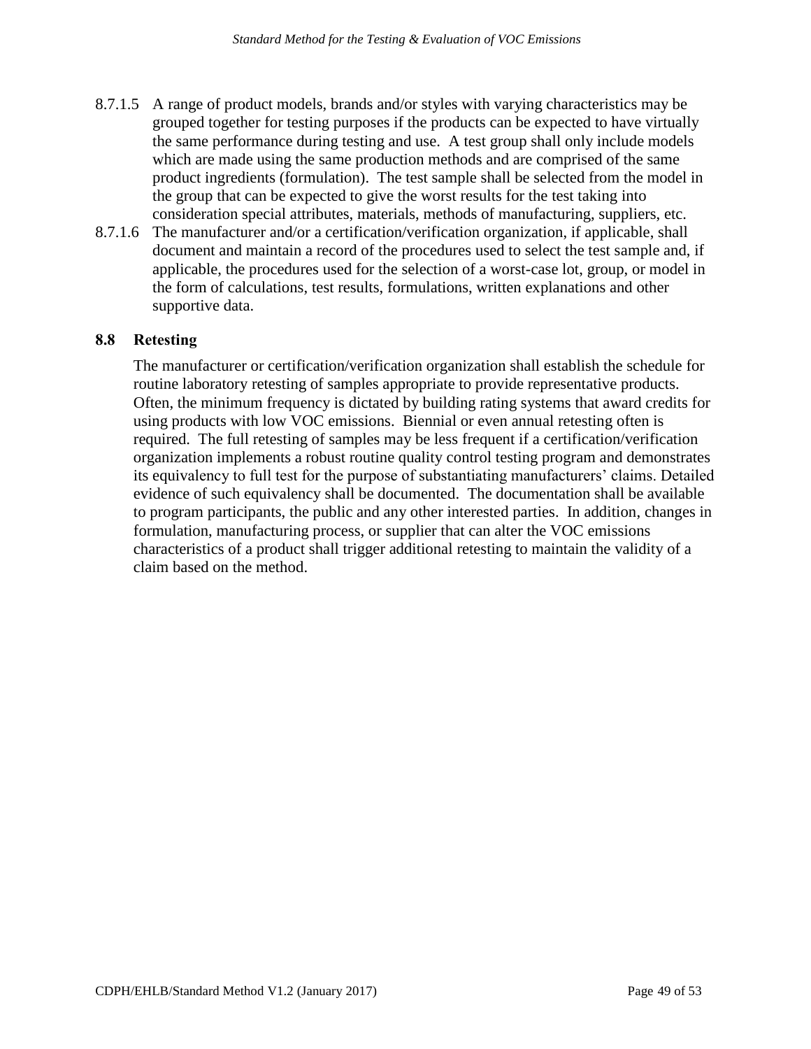8.7.1.5 A range of product models, brands and/or styles with varying characteristics may be grouped together for testing purposes if the products can be expected to have virtually the same performance during testing and use. A test group shall only include models which are made using the same production methods and are comprised of the same product ingredients (formulation). The test sample shall be selected from the model in the group that can be expected to give the worst results for the test taking into consideration special attributes, materials, methods of manufacturing, suppliers, etc.

8.7.1.6 The manufacturer and/or a certification/verification organization, if applicable, shall document and maintain a record of the procedures used to select the test sample and, if applicable, the procedures used for the selection of a worst-case lot, group, or model in the form of calculations, test results, formulations, written explanations and other supportive data.

## 8.8 Retesting

The manufacturer or certification/verification organization shall establish the schedule for routine laboratory retesting of samples appropriate to provide representative products. Often, the minimum frequency is dictated by building rating systems that award credits for using products with low VOC emissions. Biennial or even annual retesting often is required. The full retesting of samples may be less frequent if a certification/verification organization implements a robust routine quality control testing program and demonstrates its equivalency to full test for the purpose of substantiating manufacturers' claims. Detailed evidence of such equivalency shall be documented. The documentation shall be available to program participants, the public and any other interested parties. In addition, changes in formulation, manufacturing process, or supplier that can alter the VOC emissions characteristics of a product shall trigger additional retesting to maintain the validity of a claim based on the method.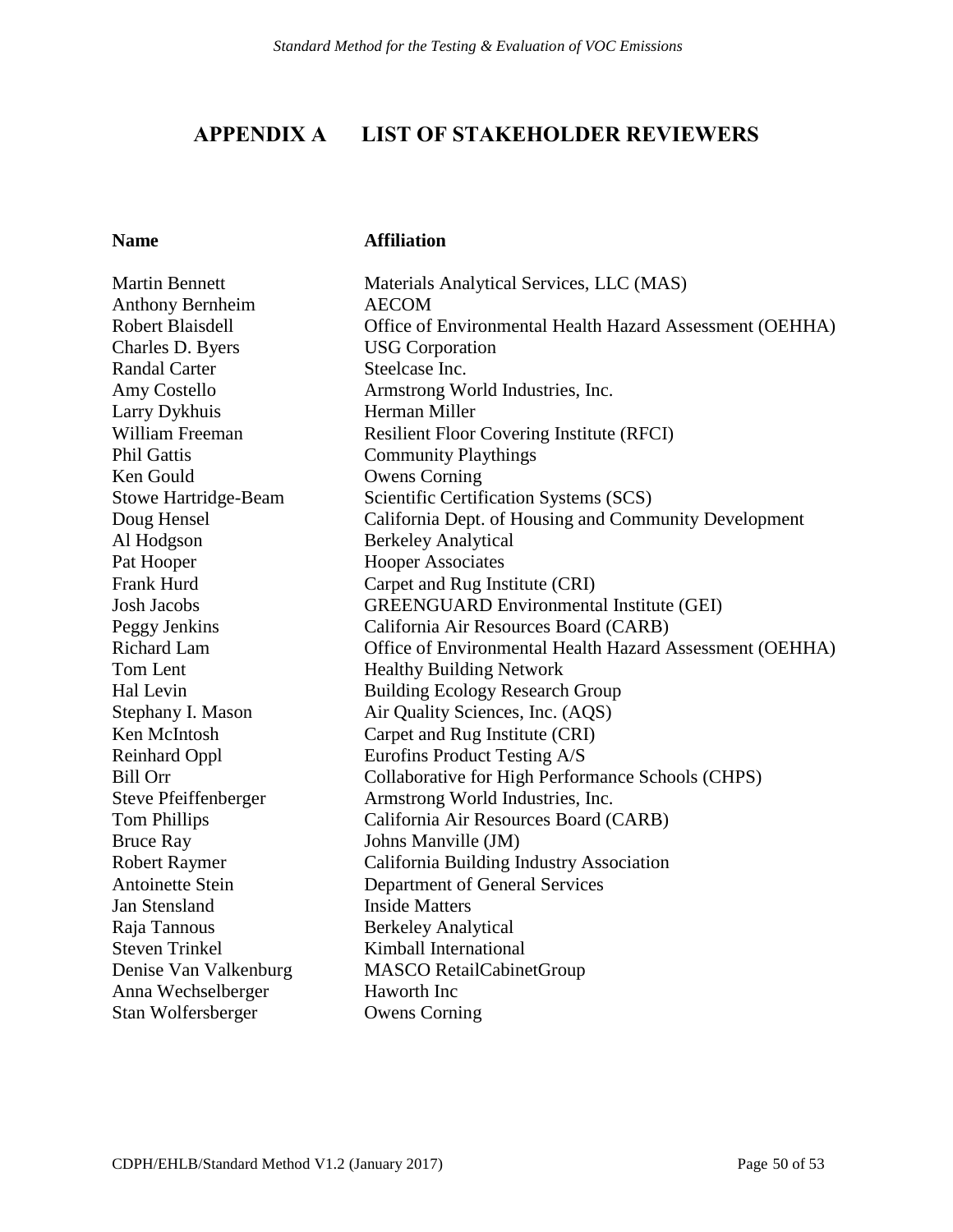# APPENDIX A LIST OF STAKEHOLDER REVIEWERS

| Name | Affiliation |
|---|---|
| Martin Bennett | Materials Analytical Services, LLC (MAS) |
| Anthony Bernheim | AECOM |
| Robert Blaisdell | Office of Environmental Health Hazard Assessment (OEHHA) |
| Charles D. Byers | USG Corporation |
| Randal Carter | Steelcase Inc. |
| Amy Costello | Armstrong World Industries, Inc. |
| Larry Dykhuis | Herman Miller |
| William Freeman | Resilient Floor Covering Institute (RFCI) |
| Phil Gattis | Community Playthings |
| Ken Gould | Owens Corning |
| Stowe Hartridge-Beam | Scientific Certification Systems (SCS) |
| Doug Hensel | California Dept. of Housing and Community Development |
| Al Hodgson | Berkeley Analytical |
| Pat Hooper | Hooper Associates |
| Frank Hurd | Carpet and Rug Institute (CRI) |
| Josh Jacobs | GREENGUARD Environmental Institute (GEI) |
| Peggy Jenkins | California Air Resources Board (CARB) |
| Richard Lam | Office of Environmental Health Hazard Assessment (OEHHA) |
| Tom Lent | Healthy Building Network |
| Hal Levin | Building Ecology Research Group |
| Stephany I. Mason | Air Quality Sciences, Inc. (AQS) |
| Ken McIntosh | Carpet and Rug Institute (CRI) |
| Reinhard Oppl | Eurofins Product Testing A/S |
| Bill Orr | Collaborative for High Performance Schools (CHPS) |
| Steve Pfeiffenberger | Armstrong World Industries, Inc. |
| Tom Phillips | California Air Resources Board (CARB) |
| Bruce Ray | Johns Manville (JM) |
| Robert Raymer | California Building Industry Association |
| Antoinette Stein | Department of General Services |
| Jan Stensland | Inside Matters |
| Raja Tannous | Berkeley Analytical |
| Steven Trinkel | Kimball International |
| Denise Van Valkenburg | MASCO RetailCabinetGroup |
| Anna Wechselberger | Haworth Inc |
| Stan Wolfersberger | Owens Corning |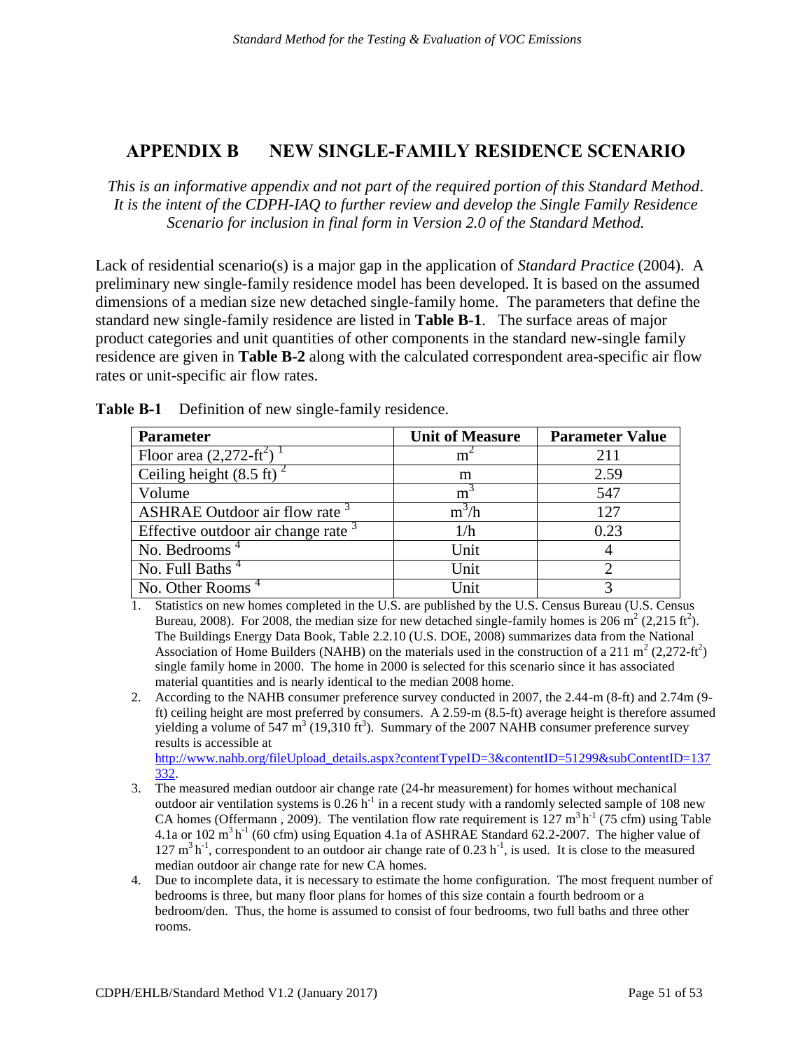# APPENDIX B NEW SINGLE-FAMILY RESIDENCE SCENARIO

*This is an informative appendix and not part of the required portion of this Standard Method. It is the intent of the CDPH-IAQ to further review and develop the Single Family Residence Scenario for inclusion in final form in Version 2.0 of the Standard Method.*

Lack of residential scenario(s) is a major gap in the application of *Standard Practice* (2004). A preliminary new single-family residence model has been developed. It is based on the assumed dimensions of a median size new detached single-family home. The parameters that define the standard new single-family residence are listed in **Table B-1**. The surface areas of major product categories and unit quantities of other components in the standard new-single family residence are given in **Table B-2** along with the calculated correspondent area-specific air flow rates or unit-specific air flow rates.

**Table B-1** Definition of new single-family residence.

| Parameter | Unit of Measure | Parameter Value |
| --- | --- | --- |
| Floor area (2,272-ft$^2$) [1] | $m^2$ | 211 |
| Ceiling height (8.5 ft) [2] | m | 2.59 |
| Volume | $m^3$ | 547 |
| ASHRAE Outdoor air flow rate [3] | $m^3/h$ | 127 |
| Effective outdoor air change rate [3] | 1/h | 0.23 |
| No. Bedrooms [4] | Unit | 4 |
| No. Full Baths [4] | Unit | 2 |
| No. Other Rooms [4] | Unit | 3 |

1. Statistics on new homes completed in the U.S. are published by the U.S. Census Bureau (U.S. Census Bureau, 2008). For 2008, the median size for new detached single-family homes is 206 $m^2$ (2,215 ft$^2$). The Buildings Energy Data Book, Table 2.2.10 (U.S. DOE, 2008) summarizes data from the National Association of Home Builders (NAHB) on the materials used in the construction of a 211 $m^2$ (2,272-ft$^2$) single family home in 2000. The home in 2000 is selected for this scenario since it has associated material quantities and is nearly identical to the median 2008 home.
2. According to the NAHB consumer preference survey conducted in 2007, the 2.44-m (8-ft) and 2.74m (9-ft) ceiling height are most preferred by consumers. A 2.59-m (8.5-ft) average height is therefore assumed yielding a volume of 547 $m^3$ (19,310 ft$^3$). Summary of the 2007 NAHB consumer preference survey results is accessible at http://www.nahb.org/fileUpload_details.aspx?contentTypeID=3&contentID=51299&subContentID=137332.
3. The measured median outdoor air change rate (24-hr measurement) for homes without mechanical outdoor air ventilation systems is 0.26 $h^{-1}$ in a recent study with a randomly selected sample of 108 new CA homes (Offermann , 2009). The ventilation flow rate requirement is 127 $m^3 h^{-1}$ (75 cfm) using Table 4.1a or 102 $m^3 h^{-1}$ (60 cfm) using Equation 4.1a of ASHRAE Standard 62.2-2007. The higher value of 127 $m^3 h^{-1}$, correspondent to an outdoor air change rate of 0.23 $h^{-1}$, is used. It is close to the measured median outdoor air change rate for new CA homes.
4. Due to incomplete data, it is necessary to estimate the home configuration. The most frequent number of bedrooms is three, but many floor plans for homes of this size contain a fourth bedroom or a bedroom/den. Thus, the home is assumed to consist of four bedrooms, two full baths and three other rooms.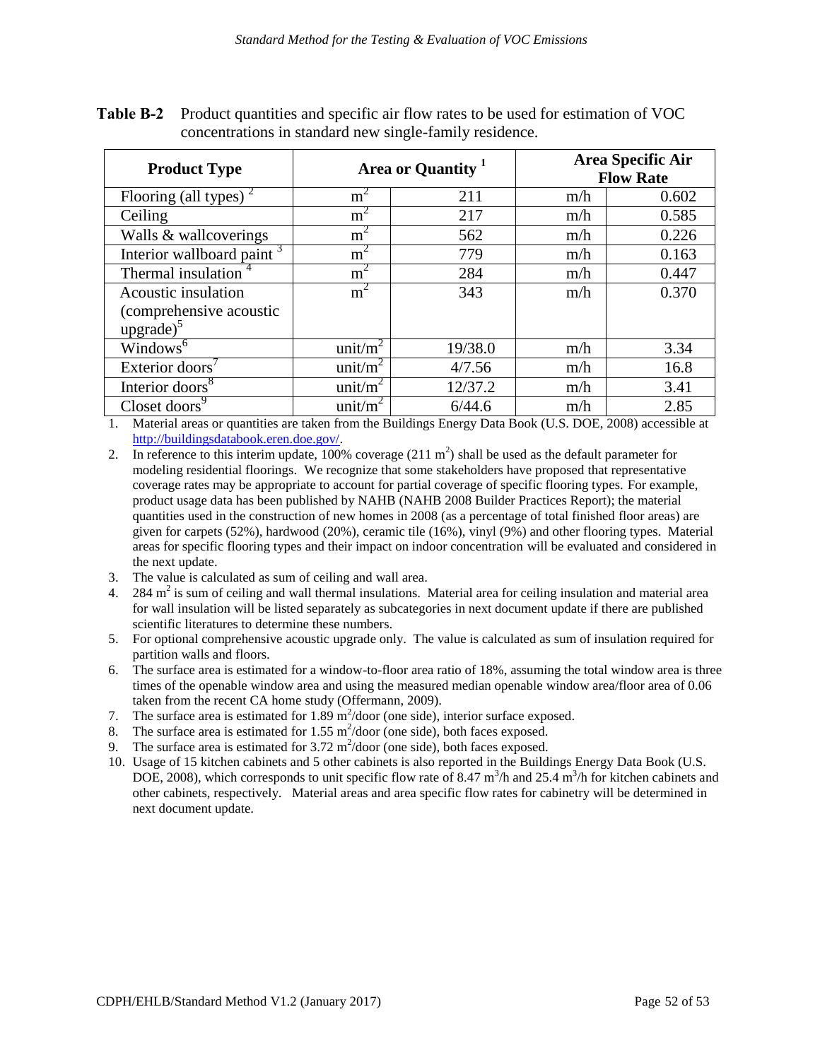**Table B-2** Product quantities and specific air flow rates to be used for estimation of VOC concentrations in standard new single-family residence.

| Product Type | Area or Quantity [1] | | Area Specific Air Flow Rate | |
|---|---|---|---|---|
| Flooring (all types) [2] | $m^2$ | 211 | m/h | 0.602 |
| Ceiling | $m^2$ | 217 | m/h | 0.585 |
| Walls & wallcoverings | $m^2$ | 562 | m/h | 0.226 |
| Interior wallboard paint [3] | $m^2$ | 779 | m/h | 0.163 |
| Thermal insulation [4] | $m^2$ | 284 | m/h | 0.447 |
| Acoustic insulation (comprehensive acoustic upgrade)[5] | $m^2$ | 343 | m/h | 0.370 |
| Windows[6] | unit/$m^2$ | 19/38.0 | m/h | 3.34 |
| Exterior doors[7] | unit/$m^2$ | 4/7.56 | m/h | 16.8 |
| Interior doors[8] | unit/$m^2$ | 12/37.2 | m/h | 3.41 |
| Closet doors[9] | unit/$m^2$ | 6/44.6 | m/h | 2.85 |

1. Material areas or quantities are taken from the Buildings Energy Data Book (U.S. DOE, 2008) accessible at http://buildingsdatabook.eren.doe.gov/.
2. In reference to this interim update, 100% coverage (211 $m^2$) shall be used as the default parameter for modeling residential floorings. We recognize that some stakeholders have proposed that representative coverage rates may be appropriate to account for partial coverage of specific flooring types. For example, product usage data has been published by NAHB (NAHB 2008 Builder Practices Report); the material quantities used in the construction of new homes in 2008 (as a percentage of total finished floor areas) are given for carpets (52%), hardwood (20%), ceramic tile (16%), vinyl (9%) and other flooring types. Material areas for specific flooring types and their impact on indoor concentration will be evaluated and considered in the next update.
3. The value is calculated as sum of ceiling and wall area.
4. 284 $m^2$ is sum of ceiling and wall thermal insulations. Material area for ceiling insulation and material area for wall insulation will be listed separately as subcategories in next document update if there are published scientific literatures to determine these numbers.
5. For optional comprehensive acoustic upgrade only. The value is calculated as sum of insulation required for partition walls and floors.
6. The surface area is estimated for a window-to-floor area ratio of 18%, assuming the total window area is three times of the openable window area and using the measured median openable window area/floor area of 0.06 taken from the recent CA home study (Offermann, 2009).
7. The surface area is estimated for 1.89 $m^2$/door (one side), interior surface exposed.
8. The surface area is estimated for 1.55 $m^2$/door (one side), both faces exposed.
9. The surface area is estimated for 3.72 $m^2$/door (one side), both faces exposed.
10. Usage of 15 kitchen cabinets and 5 other cabinets is also reported in the Buildings Energy Data Book (U.S. DOE, 2008), which corresponds to unit specific flow rate of 8.47 $m^3$/h and 25.4 $m^3$/h for kitchen cabinets and other cabinets, respectively. Material areas and area specific flow rates for cabinetry will be determined in next document update.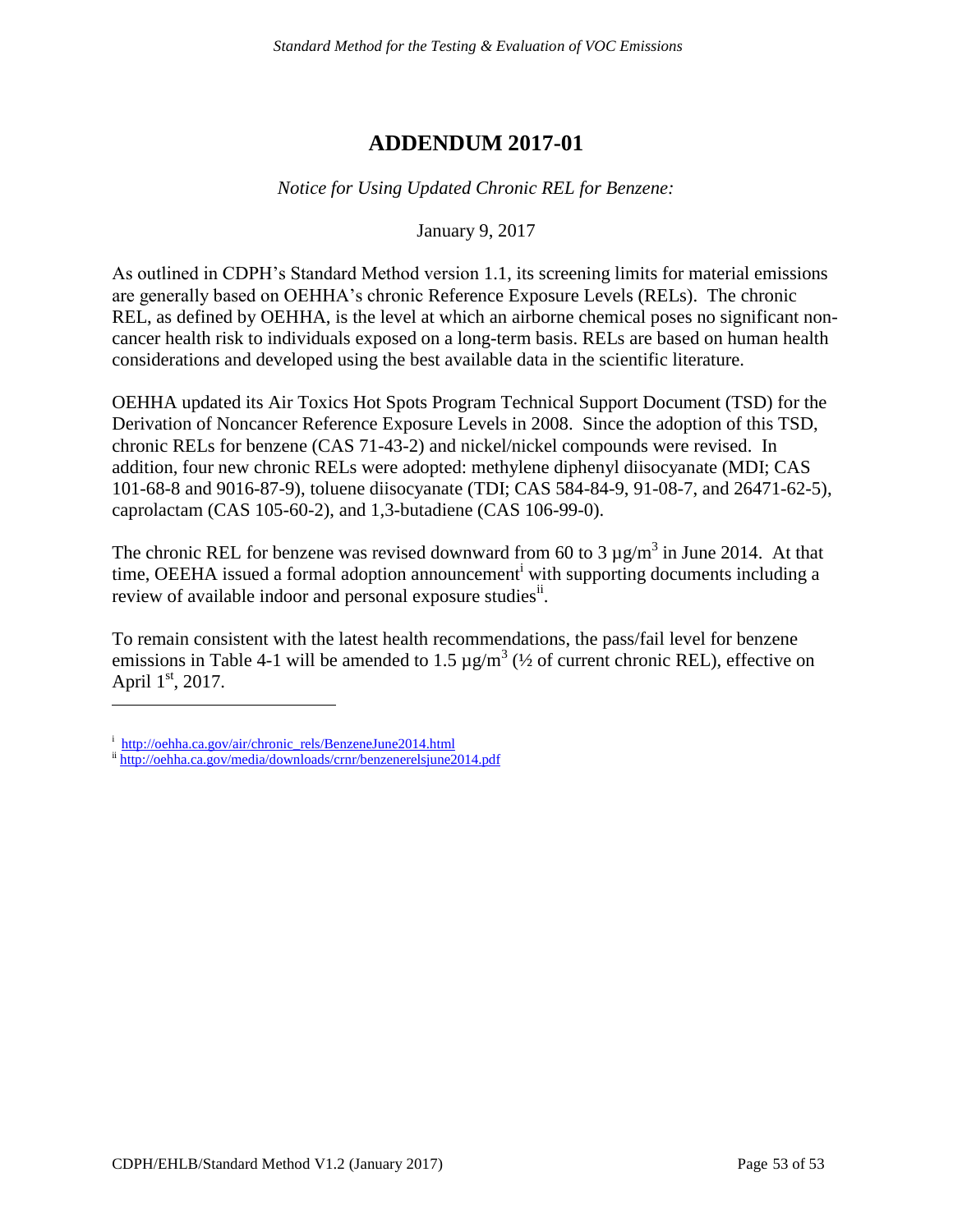# ADDENDUM 2017-01

*Notice for Using Updated Chronic REL for Benzene:*

January 9, 2017

As outlined in CDPH's Standard Method version 1.1, its screening limits for material emissions are generally based on OEHHA's chronic Reference Exposure Levels (RELs). The chronic REL, as defined by OEHHA, is the level at which an airborne chemical poses no significant non-cancer health risk to individuals exposed on a long-term basis. RELs are based on human health considerations and developed using the best available data in the scientific literature.

OEHHA updated its Air Toxics Hot Spots Program Technical Support Document (TSD) for the Derivation of Noncancer Reference Exposure Levels in 2008. Since the adoption of this TSD, chronic RELs for benzene (CAS 71-43-2) and nickel/nickel compounds were revised. In addition, four new chronic RELs were adopted: methylene diphenyl diisocyanate (MDI; CAS 101-68-8 and 9016-87-9), toluene diisocyanate (TDI; CAS 584-84-9, 91-08-7, and 26471-62-5), caprolactam (CAS 105-60-2), and 1,3-butadiene (CAS 106-99-0).

The chronic REL for benzene was revised downward from 60 to 3 µg/m$^3$ in June 2014. At that time, OEEHA issued a formal adoption announcement[i] with supporting documents including a review of available indoor and personal exposure studies[ii].

To remain consistent with the latest health recommendations, the pass/fail level for benzene emissions in Table 4-1 will be amended to 1.5 µg/m$^3$ (½ of current chronic REL), effective on April 1st, 2017.

---

[i] http://oehha.ca.gov/air/chronic_rels/BenzeneJune2014.html

[ii] http://oehha.ca.gov/media/downloads/crnr/benzenerelsjune2014.pdf